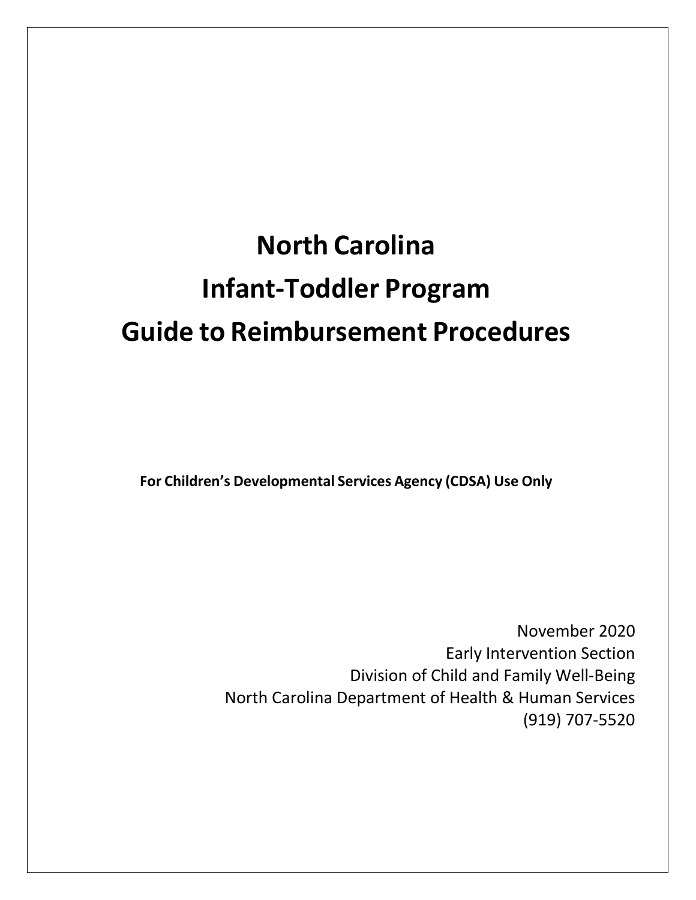# North Carolina

# Infant-Toddler Program

# Guide to Reimbursement Procedures

**For Children's Developmental Services Agency (CDSA) Use Only**

November 2020
Early Intervention Section
Division of Child and Family Well-Being
North Carolina Department of Health & Human Services
(919) 707-5520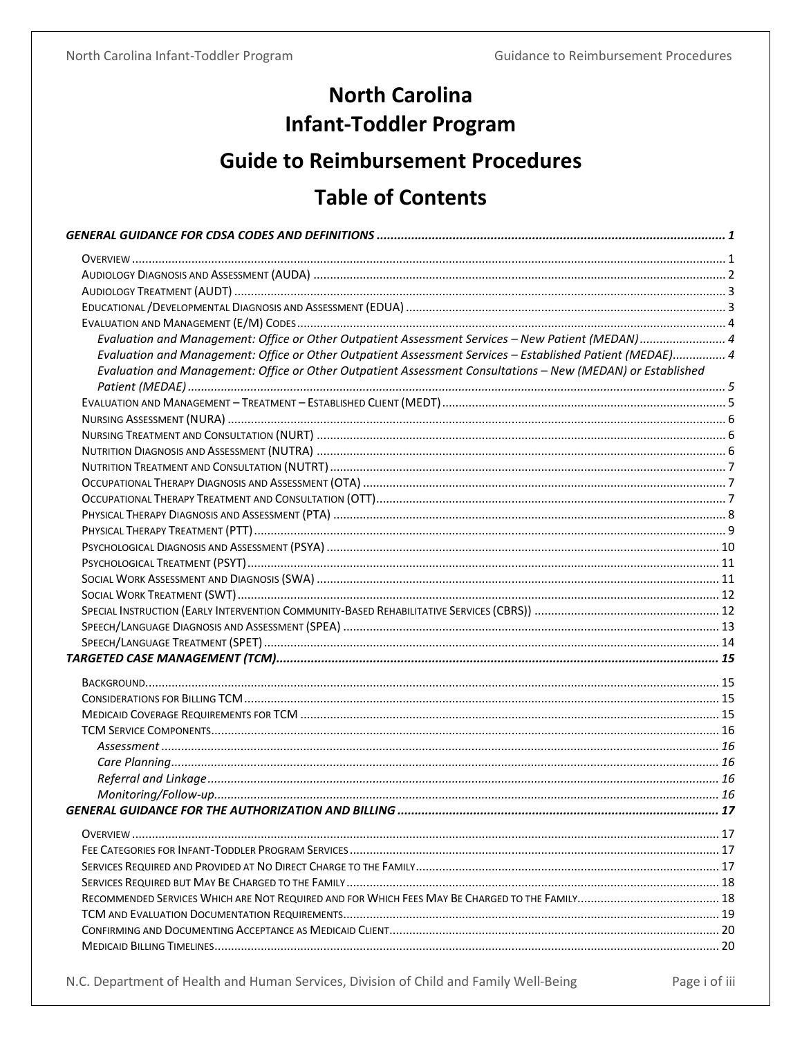# North Carolina Infant-Toddler Program

# Guide to Reimbursement Procedures

# Table of Contents

***GENERAL GUIDANCE FOR CDSA CODES AND DEFINITIONS*** ..... ***1***

- Overview ..... 1
- Audiology Diagnosis and Assessment (AUDA) ..... 2
- Audiology Treatment (AUDT) ..... 3
- Educational /Developmental Diagnosis and Assessment (EDUA) ..... 3
- Evaluation and Management (E/M) Codes ..... 4
  - *Evaluation and Management: Office or Other Outpatient Assessment Services – New Patient (MEDAN)* ..... *4*
  - *Evaluation and Management: Office or Other Outpatient Assessment Services – Established Patient (MEDAE)* ..... *4*
  - *Evaluation and Management: Office or Other Outpatient Assessment Consultations – New (MEDAN) or Established Patient (MEDAE)* ..... *5*
- Evaluation and Management – Treatment – Established Client (MEDT) ..... 5
- Nursing Assessment (NURA) ..... 6
- Nursing Treatment and Consultation (NURT) ..... 6
- Nutrition Diagnosis and Assessment (NUTRA) ..... 6
- Nutrition Treatment and Consultation (NUTRT) ..... 7
- Occupational Therapy Diagnosis and Assessment (OTA) ..... 7
- Occupational Therapy Treatment and Consultation (OTT) ..... 7
- Physical Therapy Diagnosis and Assessment (PTA) ..... 8
- Physical Therapy Treatment (PTT) ..... 9
- Psychological Diagnosis and Assessment (PSYA) ..... 10
- Psychological Treatment (PSYT) ..... 11
- Social Work Assessment and Diagnosis (SWA) ..... 11
- Social Work Treatment (SWT) ..... 12
- Special Instruction (Early Intervention Community-Based Rehabilitative Services (CBRS)) ..... 12
- Speech/Language Diagnosis and Assessment (SPEA) ..... 13
- Speech/Language Treatment (SPET) ..... 14

***TARGETED CASE MANAGEMENT (TCM)*** ..... ***15***

- Background ..... 15
- Considerations for Billing TCM ..... 15
- Medicaid Coverage Requirements for TCM ..... 15
- TCM Service Components ..... 16
  - *Assessment* ..... *16*
  - *Care Planning* ..... *16*
  - *Referral and Linkage* ..... *16*
  - *Monitoring/Follow-up* ..... *16*

***GENERAL GUIDANCE FOR THE AUTHORIZATION AND BILLING*** ..... ***17***

- Overview ..... 17
- Fee Categories for Infant-Toddler Program Services ..... 17
- Services Required and Provided at No Direct Charge to the Family ..... 17
- Services Required but May Be Charged to the Family ..... 18
- Recommended Services Which are Not Required and for Which Fees May Be Charged to the Family ..... 18
- TCM and Evaluation Documentation Requirements ..... 19
- Confirming and Documenting Acceptance as Medicaid Client ..... 20
- Medicaid Billing Timelines ..... 20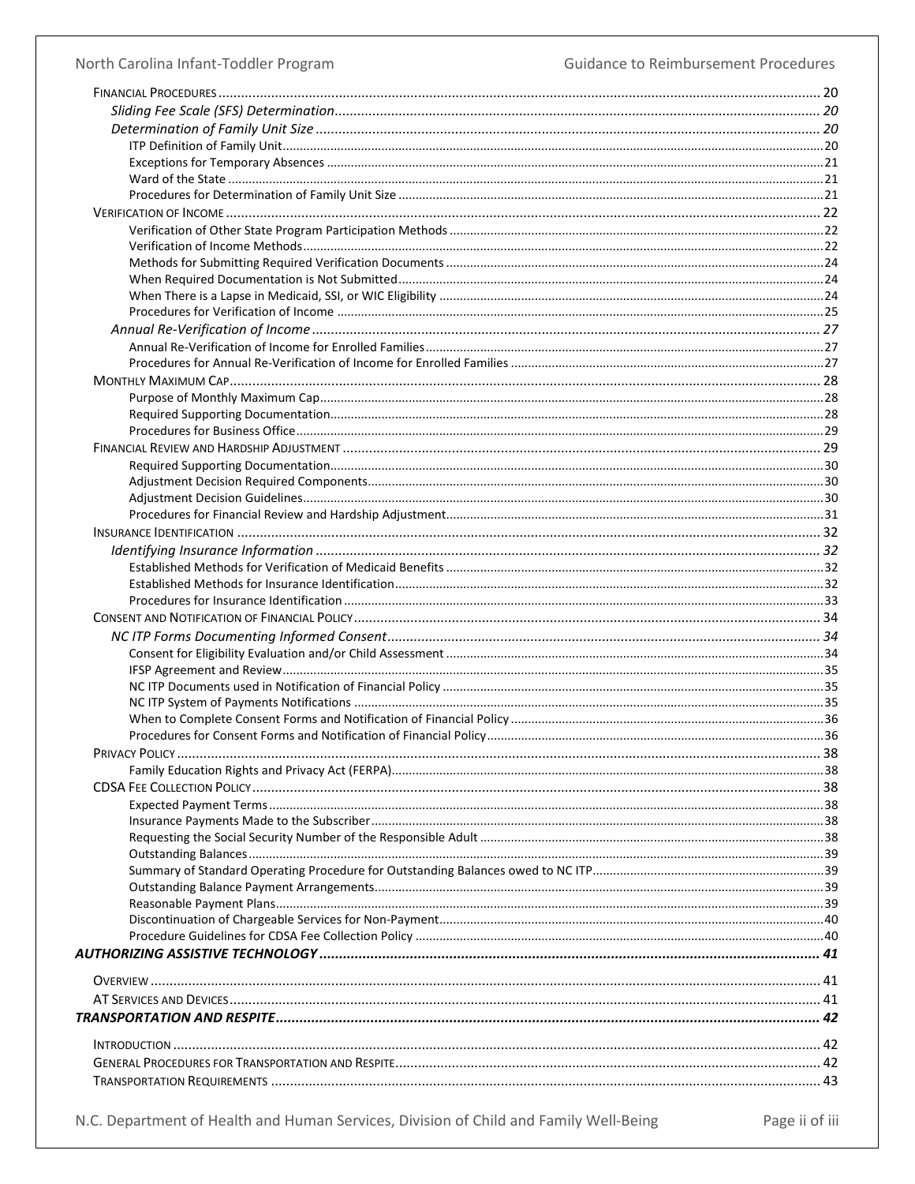Financial Procedures ........ 20

*Sliding Fee Scale (SFS) Determination* ........ *20*

*Determination of Family Unit Size* ........ *20*

ITP Definition of Family Unit ........ 20

Exceptions for Temporary Absences ........ 21

Ward of the State ........ 21

Procedures for Determination of Family Unit Size ........ 21

Verification of Income ........ 22

Verification of Other State Program Participation Methods ........ 22

Verification of Income Methods ........ 22

Methods for Submitting Required Verification Documents ........ 24

When Required Documentation is Not Submitted ........ 24

When There is a Lapse in Medicaid, SSI, or WIC Eligibility ........ 24

Procedures for Verification of Income ........ 25

*Annual Re-Verification of Income* ........ *27*

Annual Re-Verification of Income for Enrolled Families ........ 27

Procedures for Annual Re-Verification of Income for Enrolled Families ........ 27

Monthly Maximum Cap ........ 28

Purpose of Monthly Maximum Cap ........ 28

Required Supporting Documentation ........ 28

Procedures for Business Office ........ 29

Financial Review and Hardship Adjustment ........ 29

Required Supporting Documentation ........ 30

Adjustment Decision Required Components ........ 30

Adjustment Decision Guidelines ........ 30

Procedures for Financial Review and Hardship Adjustment ........ 31

Insurance Identification ........ 32

*Identifying Insurance Information* ........ *32*

Established Methods for Verification of Medicaid Benefits ........ 32

Established Methods for Insurance Identification ........ 32

Procedures for Insurance Identification ........ 33

Consent and Notification of Financial Policy ........ 34

*NC ITP Forms Documenting Informed Consent* ........ *34*

Consent for Eligibility Evaluation and/or Child Assessment ........ 34

IFSP Agreement and Review ........ 35

NC ITP Documents used in Notification of Financial Policy ........ 35

NC ITP System of Payments Notifications ........ 35

When to Complete Consent Forms and Notification of Financial Policy ........ 36

Procedures for Consent Forms and Notification of Financial Policy ........ 36

Privacy Policy ........ 38

Family Education Rights and Privacy Act (FERPA) ........ 38

CDSA Fee Collection Policy ........ 38

Expected Payment Terms ........ 38

Insurance Payments Made to the Subscriber ........ 38

Requesting the Social Security Number of the Responsible Adult ........ 38

Outstanding Balances ........ 39

Summary of Standard Operating Procedure for Outstanding Balances owed to NC ITP ........ 39

Outstanding Balance Payment Arrangements ........ 39

Reasonable Payment Plans ........ 39

Discontinuation of Chargeable Services for Non-Payment ........ 40

Procedure Guidelines for CDSA Fee Collection Policy ........ 40

***AUTHORIZING ASSISTIVE TECHNOLOGY*** ........ ***41***

Overview ........ 41

AT Services and Devices ........ 41

***TRANSPORTATION AND RESPITE*** ........ ***42***

Introduction ........ 42

General Procedures for Transportation and Respite ........ 42

Transportation Requirements ........ 43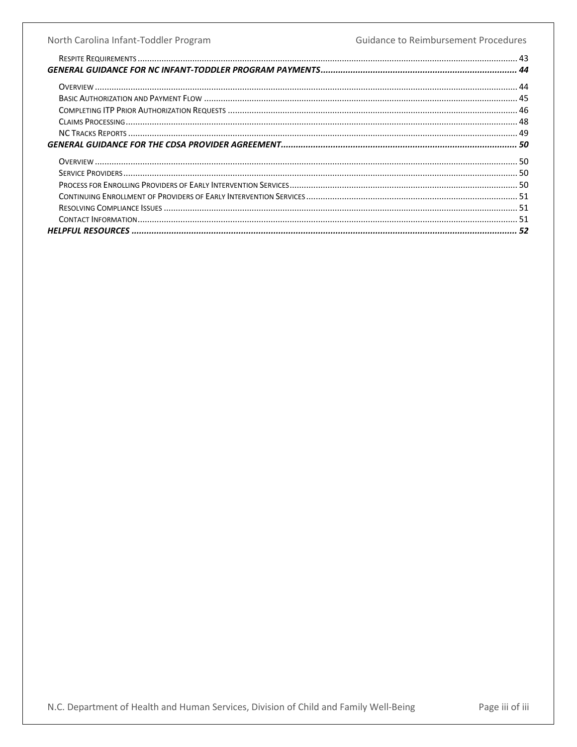Respite Requirements ..... 43

***General Guidance for NC Infant-Toddler Program Payments* ..... 44**

Overview ..... 44

Basic Authorization and Payment Flow ..... 45

Completing ITP Prior Authorization Requests ..... 46

Claims Processing ..... 48

NC Tracks Reports ..... 49

***General Guidance for the CDSA Provider Agreement* ..... 50**

Overview ..... 50

Service Providers ..... 50

Process for Enrolling Providers of Early Intervention Services ..... 50

Continuing Enrollment of Providers of Early Intervention Services ..... 51

Resolving Compliance Issues ..... 51

Contact Information ..... 51

***Helpful Resources* ..... 52**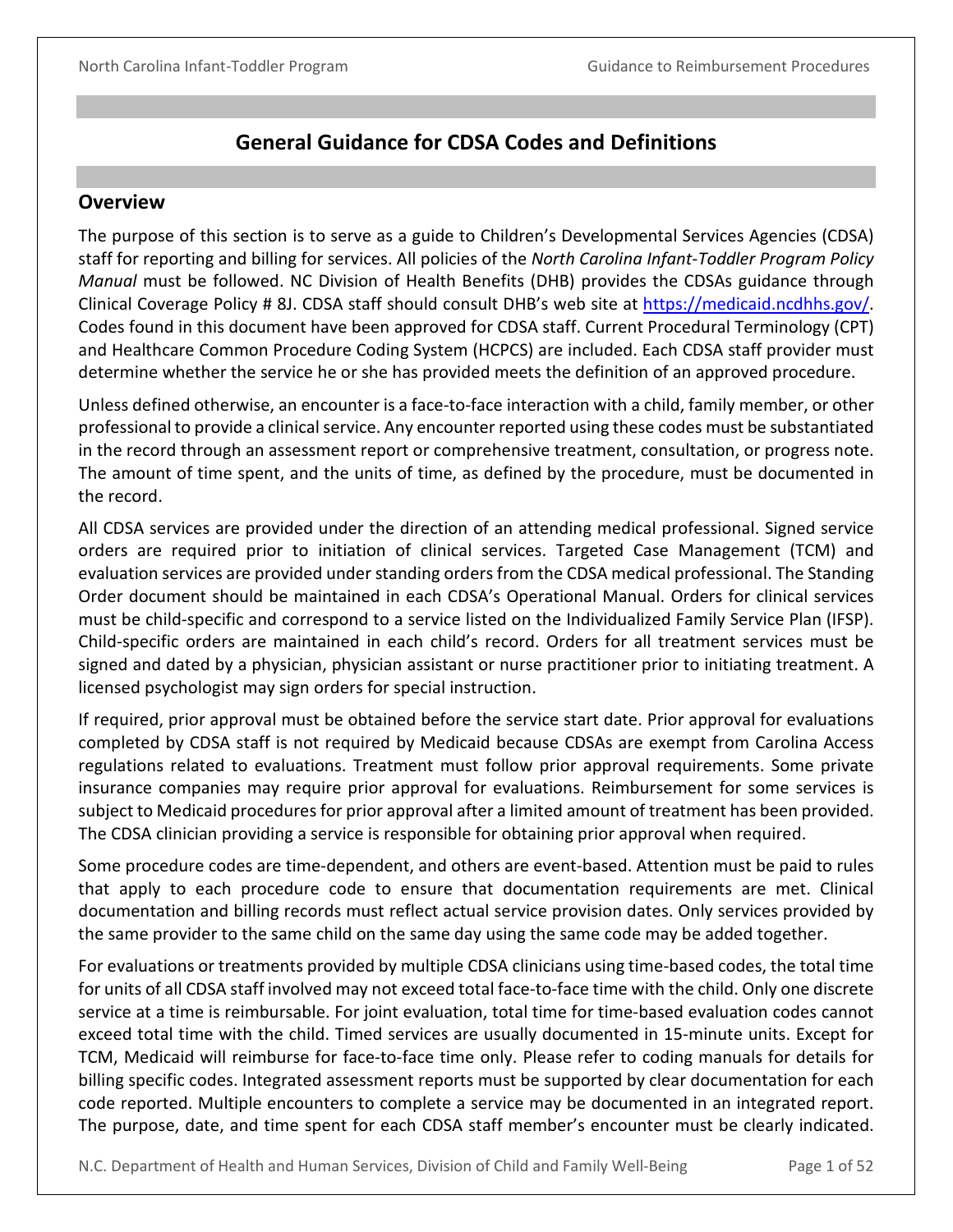# General Guidance for CDSA Codes and Definitions

## Overview

The purpose of this section is to serve as a guide to Children's Developmental Services Agencies (CDSA) staff for reporting and billing for services. All policies of the *North Carolina Infant-Toddler Program Policy Manual* must be followed. NC Division of Health Benefits (DHB) provides the CDSAs guidance through Clinical Coverage Policy # 8J. CDSA staff should consult DHB's web site at https://medicaid.ncdhhs.gov/. Codes found in this document have been approved for CDSA staff. Current Procedural Terminology (CPT) and Healthcare Common Procedure Coding System (HCPCS) are included. Each CDSA staff provider must determine whether the service he or she has provided meets the definition of an approved procedure.

Unless defined otherwise, an encounter is a face-to-face interaction with a child, family member, or other professional to provide a clinical service. Any encounter reported using these codes must be substantiated in the record through an assessment report or comprehensive treatment, consultation, or progress note. The amount of time spent, and the units of time, as defined by the procedure, must be documented in the record.

All CDSA services are provided under the direction of an attending medical professional. Signed service orders are required prior to initiation of clinical services. Targeted Case Management (TCM) and evaluation services are provided under standing orders from the CDSA medical professional. The Standing Order document should be maintained in each CDSA's Operational Manual. Orders for clinical services must be child-specific and correspond to a service listed on the Individualized Family Service Plan (IFSP). Child-specific orders are maintained in each child's record. Orders for all treatment services must be signed and dated by a physician, physician assistant or nurse practitioner prior to initiating treatment. A licensed psychologist may sign orders for special instruction.

If required, prior approval must be obtained before the service start date. Prior approval for evaluations completed by CDSA staff is not required by Medicaid because CDSAs are exempt from Carolina Access regulations related to evaluations. Treatment must follow prior approval requirements. Some private insurance companies may require prior approval for evaluations. Reimbursement for some services is subject to Medicaid procedures for prior approval after a limited amount of treatment has been provided. The CDSA clinician providing a service is responsible for obtaining prior approval when required.

Some procedure codes are time-dependent, and others are event-based. Attention must be paid to rules that apply to each procedure code to ensure that documentation requirements are met. Clinical documentation and billing records must reflect actual service provision dates. Only services provided by the same provider to the same child on the same day using the same code may be added together.

For evaluations or treatments provided by multiple CDSA clinicians using time-based codes, the total time for units of all CDSA staff involved may not exceed total face-to-face time with the child. Only one discrete service at a time is reimbursable. For joint evaluation, total time for time-based evaluation codes cannot exceed total time with the child. Timed services are usually documented in 15-minute units. Except for TCM, Medicaid will reimburse for face-to-face time only. Please refer to coding manuals for details for billing specific codes. Integrated assessment reports must be supported by clear documentation for each code reported. Multiple encounters to complete a service may be documented in an integrated report. The purpose, date, and time spent for each CDSA staff member's encounter must be clearly indicated.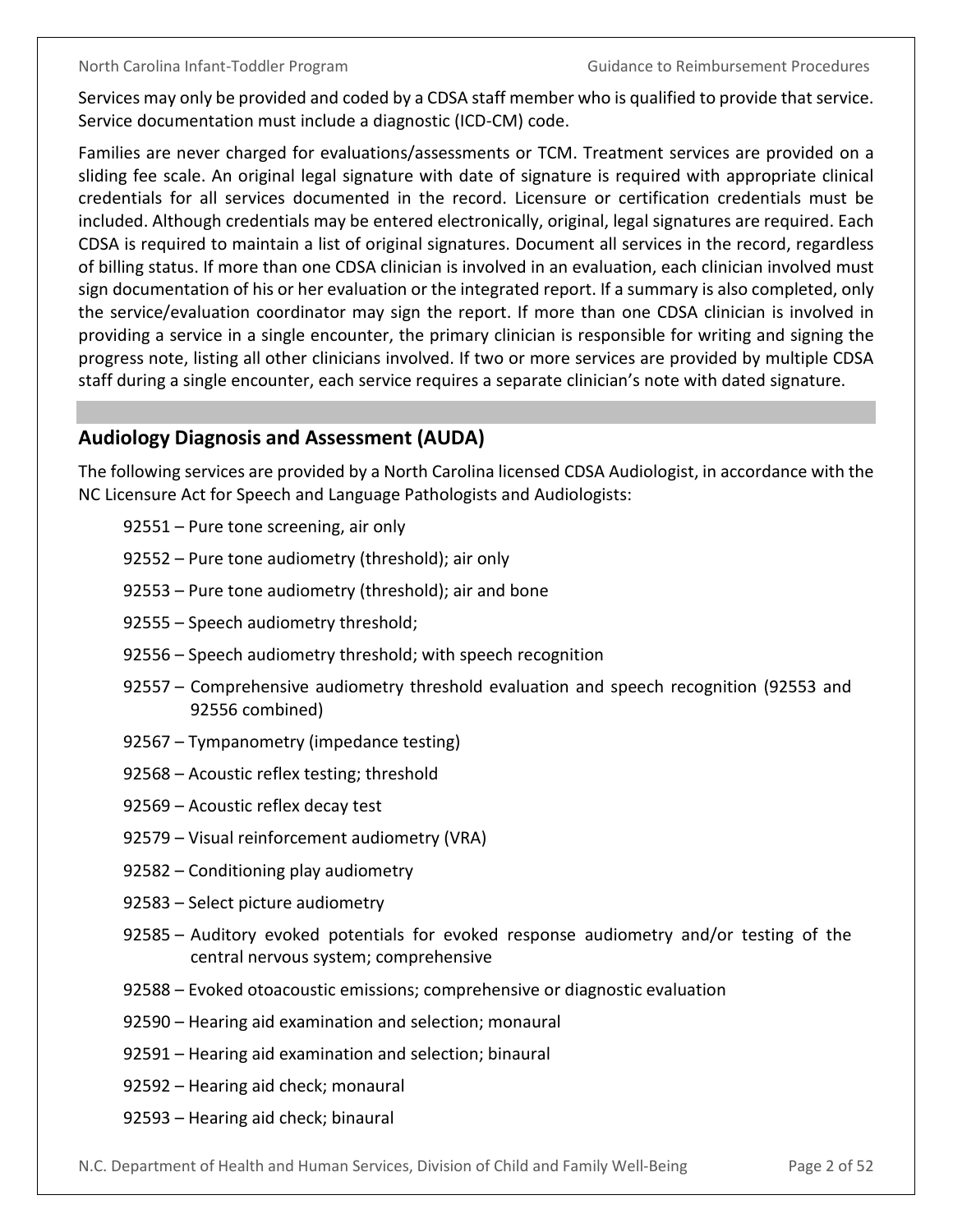Services may only be provided and coded by a CDSA staff member who is qualified to provide that service. Service documentation must include a diagnostic (ICD-CM) code.

Families are never charged for evaluations/assessments or TCM. Treatment services are provided on a sliding fee scale. An original legal signature with date of signature is required with appropriate clinical credentials for all services documented in the record. Licensure or certification credentials must be included. Although credentials may be entered electronically, original, legal signatures are required. Each CDSA is required to maintain a list of original signatures. Document all services in the record, regardless of billing status. If more than one CDSA clinician is involved in an evaluation, each clinician involved must sign documentation of his or her evaluation or the integrated report. If a summary is also completed, only the service/evaluation coordinator may sign the report. If more than one CDSA clinician is involved in providing a service in a single encounter, the primary clinician is responsible for writing and signing the progress note, listing all other clinicians involved. If two or more services are provided by multiple CDSA staff during a single encounter, each service requires a separate clinician's note with dated signature.

## Audiology Diagnosis and Assessment (AUDA)

The following services are provided by a North Carolina licensed CDSA Audiologist, in accordance with the NC Licensure Act for Speech and Language Pathologists and Audiologists:

- 92551 – Pure tone screening, air only
- 92552 – Pure tone audiometry (threshold); air only
- 92553 – Pure tone audiometry (threshold); air and bone
- 92555 – Speech audiometry threshold;
- 92556 – Speech audiometry threshold; with speech recognition
- 92557 – Comprehensive audiometry threshold evaluation and speech recognition (92553 and 92556 combined)
- 92567 – Tympanometry (impedance testing)
- 92568 – Acoustic reflex testing; threshold
- 92569 – Acoustic reflex decay test
- 92579 – Visual reinforcement audiometry (VRA)
- 92582 – Conditioning play audiometry
- 92583 – Select picture audiometry
- 92585 – Auditory evoked potentials for evoked response audiometry and/or testing of the central nervous system; comprehensive
- 92588 – Evoked otoacoustic emissions; comprehensive or diagnostic evaluation
- 92590 – Hearing aid examination and selection; monaural
- 92591 – Hearing aid examination and selection; binaural
- 92592 – Hearing aid check; monaural
- 92593 – Hearing aid check; binaural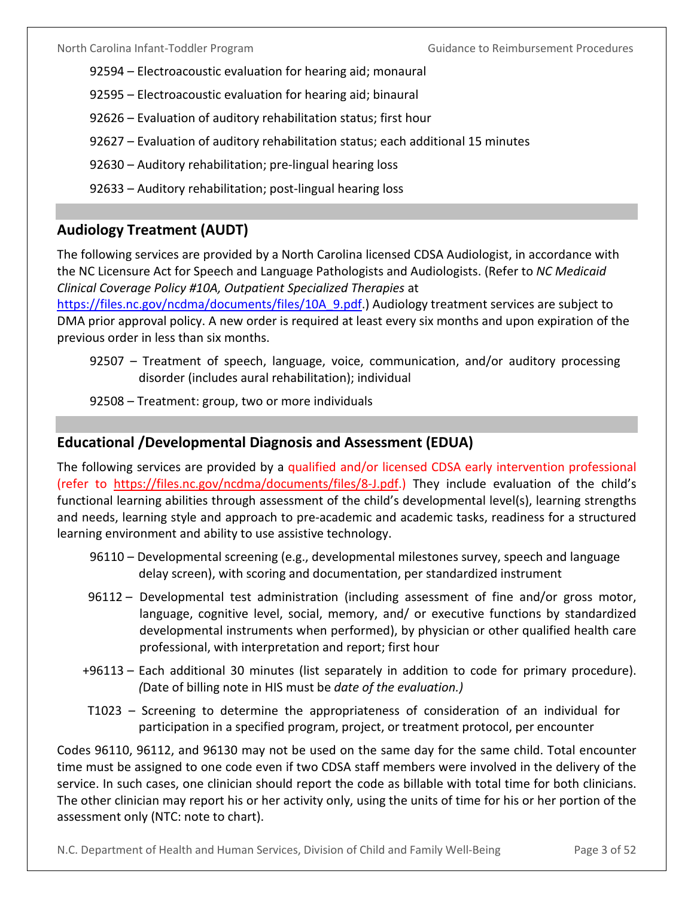92594 – Electroacoustic evaluation for hearing aid; monaural

92595 – Electroacoustic evaluation for hearing aid; binaural

92626 – Evaluation of auditory rehabilitation status; first hour

92627 – Evaluation of auditory rehabilitation status; each additional 15 minutes

92630 – Auditory rehabilitation; pre-lingual hearing loss

92633 – Auditory rehabilitation; post-lingual hearing loss

## Audiology Treatment (AUDT)

The following services are provided by a North Carolina licensed CDSA Audiologist, in accordance with the NC Licensure Act for Speech and Language Pathologists and Audiologists. (Refer to *NC Medicaid Clinical Coverage Policy #10A, Outpatient Specialized Therapies* at https://files.nc.gov/ncdma/documents/files/10A_9.pdf.) Audiology treatment services are subject to DMA prior approval policy. A new order is required at least every six months and upon expiration of the previous order in less than six months.

92507 – Treatment of speech, language, voice, communication, and/or auditory processing disorder (includes aural rehabilitation); individual

92508 – Treatment: group, two or more individuals

## Educational /Developmental Diagnosis and Assessment (EDUA)

The following services are provided by a qualified and/or licensed CDSA early intervention professional (refer to https://files.nc.gov/ncdma/documents/files/8-J.pdf.) They include evaluation of the child's functional learning abilities through assessment of the child's developmental level(s), learning strengths and needs, learning style and approach to pre-academic and academic tasks, readiness for a structured learning environment and ability to use assistive technology.

96110 – Developmental screening (e.g., developmental milestones survey, speech and language delay screen), with scoring and documentation, per standardized instrument

96112 – Developmental test administration (including assessment of fine and/or gross motor, language, cognitive level, social, memory, and/ or executive functions by standardized developmental instruments when performed), by physician or other qualified health care professional, with interpretation and report; first hour

+96113 – Each additional 30 minutes (list separately in addition to code for primary procedure). *(*Date of billing note in HIS must be *date of the evaluation.)*

T1023 – Screening to determine the appropriateness of consideration of an individual for participation in a specified program, project, or treatment protocol, per encounter

Codes 96110, 96112, and 96130 may not be used on the same day for the same child. Total encounter time must be assigned to one code even if two CDSA staff members were involved in the delivery of the service. In such cases, one clinician should report the code as billable with total time for both clinicians. The other clinician may report his or her activity only, using the units of time for his or her portion of the assessment only (NTC: note to chart).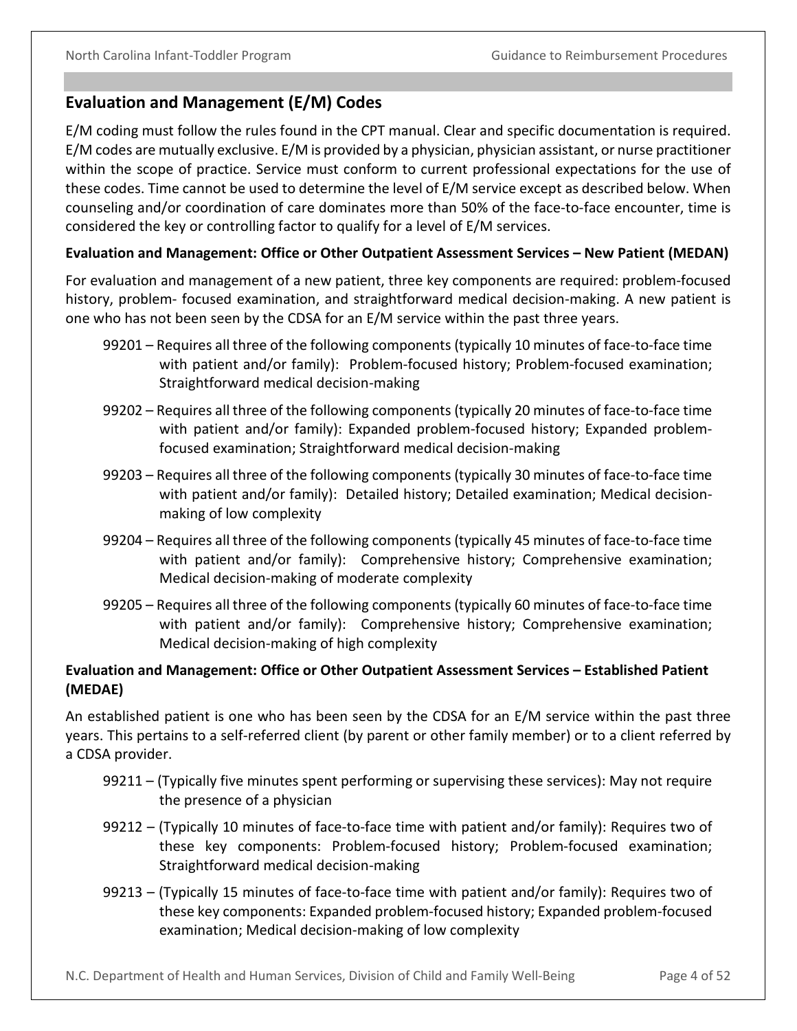## Evaluation and Management (E/M) Codes

E/M coding must follow the rules found in the CPT manual. Clear and specific documentation is required. E/M codes are mutually exclusive. E/M is provided by a physician, physician assistant, or nurse practitioner within the scope of practice. Service must conform to current professional expectations for the use of these codes. Time cannot be used to determine the level of E/M service except as described below. When counseling and/or coordination of care dominates more than 50% of the face-to-face encounter, time is considered the key or controlling factor to qualify for a level of E/M services.

**Evaluation and Management: Office or Other Outpatient Assessment Services – New Patient (MEDAN)**

For evaluation and management of a new patient, three key components are required: problem-focused history, problem- focused examination, and straightforward medical decision-making. A new patient is one who has not been seen by the CDSA for an E/M service within the past three years.

- 99201 – Requires all three of the following components (typically 10 minutes of face-to-face time with patient and/or family): Problem-focused history; Problem-focused examination; Straightforward medical decision-making
- 99202 – Requires all three of the following components (typically 20 minutes of face-to-face time with patient and/or family): Expanded problem-focused history; Expanded problem-focused examination; Straightforward medical decision-making
- 99203 – Requires all three of the following components (typically 30 minutes of face-to-face time with patient and/or family): Detailed history; Detailed examination; Medical decision-making of low complexity
- 99204 – Requires all three of the following components (typically 45 minutes of face-to-face time with patient and/or family): Comprehensive history; Comprehensive examination; Medical decision-making of moderate complexity
- 99205 – Requires all three of the following components (typically 60 minutes of face-to-face time with patient and/or family): Comprehensive history; Comprehensive examination; Medical decision-making of high complexity

**Evaluation and Management: Office or Other Outpatient Assessment Services – Established Patient (MEDAE)**

An established patient is one who has been seen by the CDSA for an E/M service within the past three years. This pertains to a self-referred client (by parent or other family member) or to a client referred by a CDSA provider.

- 99211 – (Typically five minutes spent performing or supervising these services): May not require the presence of a physician
- 99212 – (Typically 10 minutes of face-to-face time with patient and/or family): Requires two of these key components: Problem-focused history; Problem-focused examination; Straightforward medical decision-making
- 99213 – (Typically 15 minutes of face-to-face time with patient and/or family): Requires two of these key components: Expanded problem-focused history; Expanded problem-focused examination; Medical decision-making of low complexity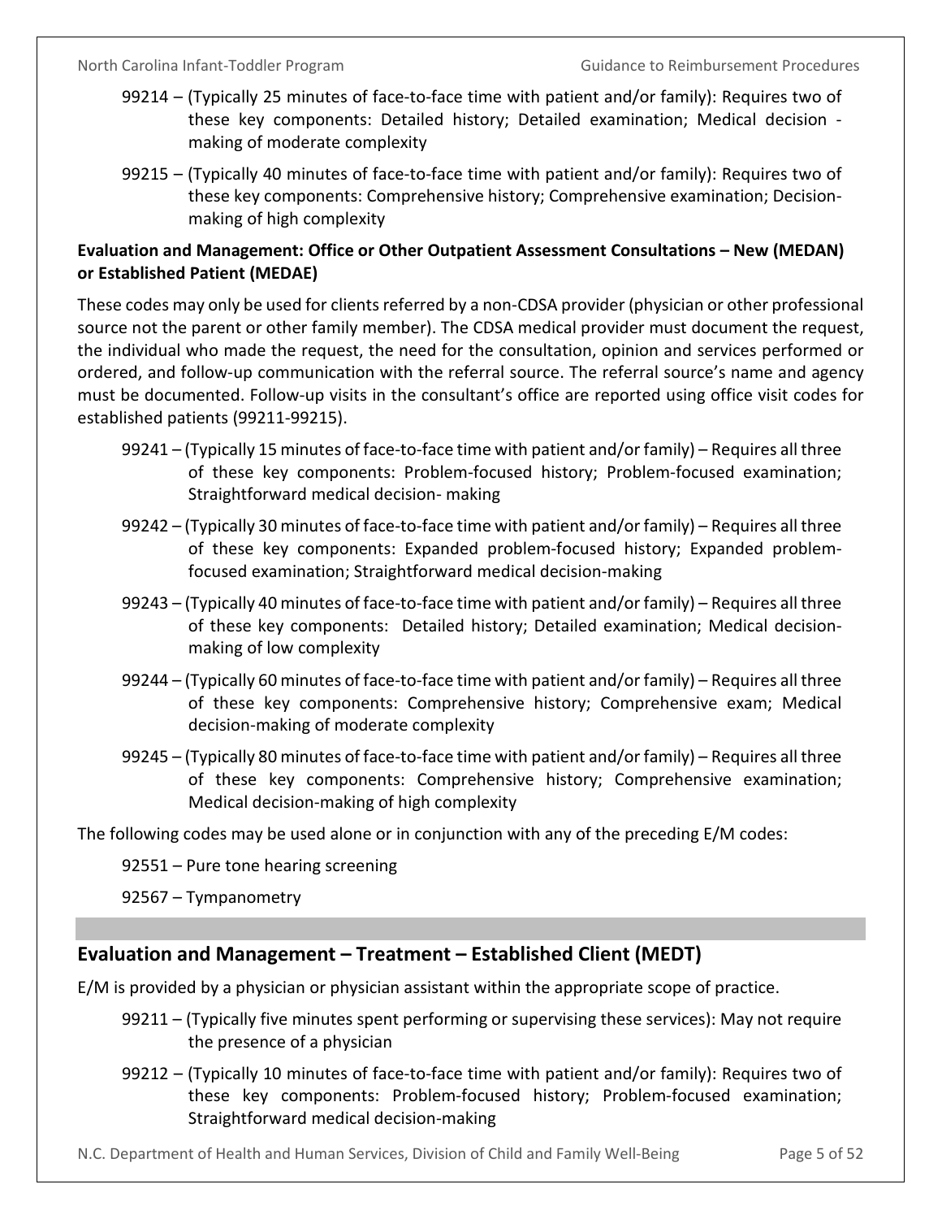99214 – (Typically 25 minutes of face-to-face time with patient and/or family): Requires two of these key components: Detailed history; Detailed examination; Medical decision - making of moderate complexity

99215 – (Typically 40 minutes of face-to-face time with patient and/or family): Requires two of these key components: Comprehensive history; Comprehensive examination; Decision-making of high complexity

**Evaluation and Management: Office or Other Outpatient Assessment Consultations – New (MEDAN) or Established Patient (MEDAE)**

These codes may only be used for clients referred by a non-CDSA provider (physician or other professional source not the parent or other family member). The CDSA medical provider must document the request, the individual who made the request, the need for the consultation, opinion and services performed or ordered, and follow-up communication with the referral source. The referral source's name and agency must be documented. Follow-up visits in the consultant's office are reported using office visit codes for established patients (99211-99215).

99241 – (Typically 15 minutes of face-to-face time with patient and/or family) – Requires all three of these key components: Problem-focused history; Problem-focused examination; Straightforward medical decision- making

99242 – (Typically 30 minutes of face-to-face time with patient and/or family) – Requires all three of these key components: Expanded problem-focused history; Expanded problem-focused examination; Straightforward medical decision-making

99243 – (Typically 40 minutes of face-to-face time with patient and/or family) – Requires all three of these key components: Detailed history; Detailed examination; Medical decision-making of low complexity

99244 – (Typically 60 minutes of face-to-face time with patient and/or family) – Requires all three of these key components: Comprehensive history; Comprehensive exam; Medical decision-making of moderate complexity

99245 – (Typically 80 minutes of face-to-face time with patient and/or family) – Requires all three of these key components: Comprehensive history; Comprehensive examination; Medical decision-making of high complexity

The following codes may be used alone or in conjunction with any of the preceding E/M codes:

92551 – Pure tone hearing screening

92567 – Tympanometry

## Evaluation and Management – Treatment – Established Client (MEDT)

E/M is provided by a physician or physician assistant within the appropriate scope of practice.

99211 – (Typically five minutes spent performing or supervising these services): May not require the presence of a physician

99212 – (Typically 10 minutes of face-to-face time with patient and/or family): Requires two of these key components: Problem-focused history; Problem-focused examination; Straightforward medical decision-making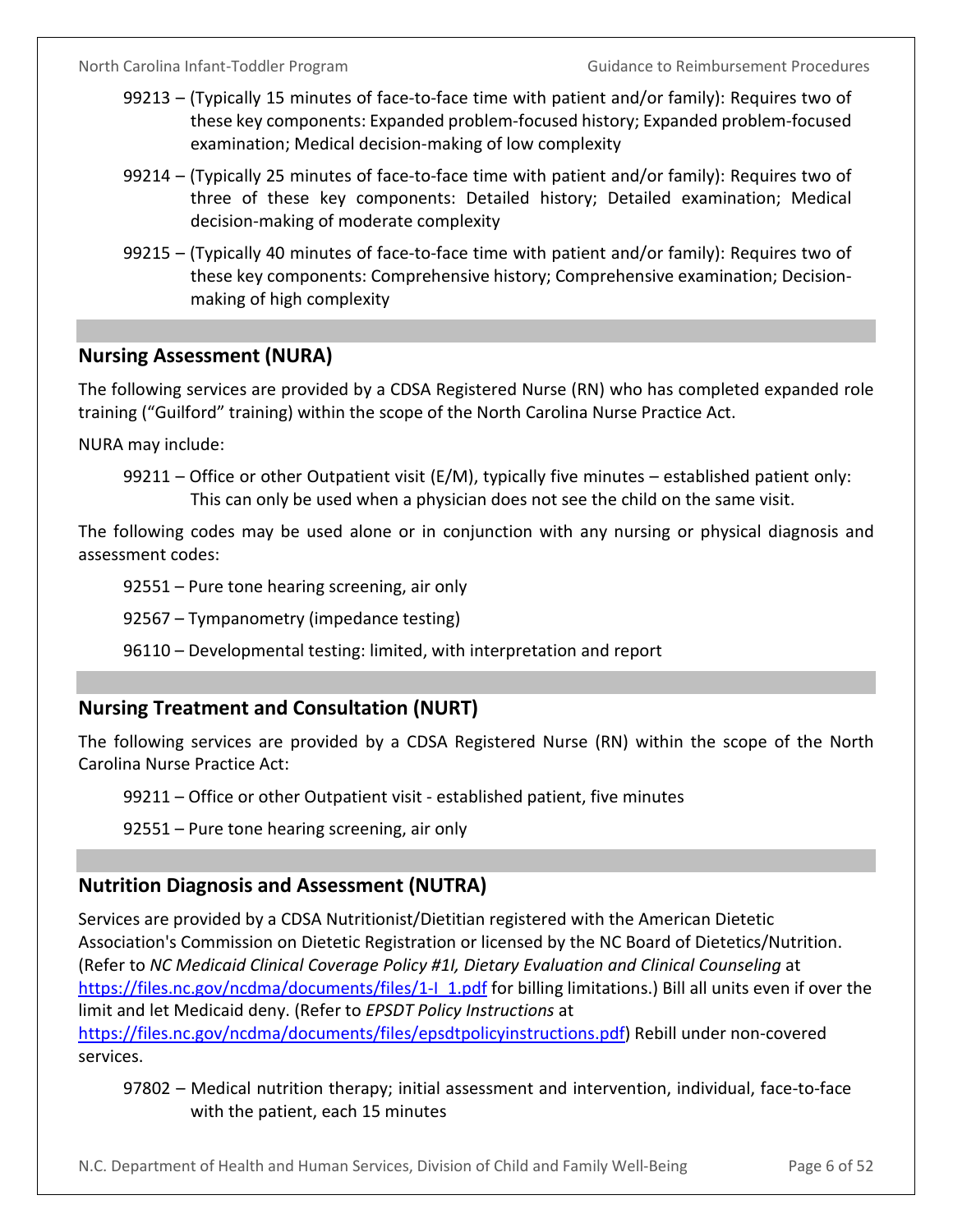99213 – (Typically 15 minutes of face-to-face time with patient and/or family): Requires two of these key components: Expanded problem-focused history; Expanded problem-focused examination; Medical decision-making of low complexity

99214 – (Typically 25 minutes of face-to-face time with patient and/or family): Requires two of three of these key components: Detailed history; Detailed examination; Medical decision-making of moderate complexity

99215 – (Typically 40 minutes of face-to-face time with patient and/or family): Requires two of these key components: Comprehensive history; Comprehensive examination; Decision-making of high complexity

## Nursing Assessment (NURA)

The following services are provided by a CDSA Registered Nurse (RN) who has completed expanded role training ("Guilford" training) within the scope of the North Carolina Nurse Practice Act.

NURA may include:

99211 – Office or other Outpatient visit (E/M), typically five minutes – established patient only: This can only be used when a physician does not see the child on the same visit.

The following codes may be used alone or in conjunction with any nursing or physical diagnosis and assessment codes:

92551 – Pure tone hearing screening, air only

92567 – Tympanometry (impedance testing)

96110 – Developmental testing: limited, with interpretation and report

## Nursing Treatment and Consultation (NURT)

The following services are provided by a CDSA Registered Nurse (RN) within the scope of the North Carolina Nurse Practice Act:

99211 – Office or other Outpatient visit - established patient, five minutes

92551 – Pure tone hearing screening, air only

## Nutrition Diagnosis and Assessment (NUTRA)

Services are provided by a CDSA Nutritionist/Dietitian registered with the American Dietetic Association's Commission on Dietetic Registration or licensed by the NC Board of Dietetics/Nutrition. (Refer to *NC Medicaid Clinical Coverage Policy #1I, Dietary Evaluation and Clinical Counseling* at https://files.nc.gov/ncdma/documents/files/1-I_1.pdf for billing limitations.) Bill all units even if over the limit and let Medicaid deny. (Refer to *EPSDT Policy Instructions* at https://files.nc.gov/ncdma/documents/files/epsdtpolicyinstructions.pdf) Rebill under non-covered services.

97802 – Medical nutrition therapy; initial assessment and intervention, individual, face-to-face with the patient, each 15 minutes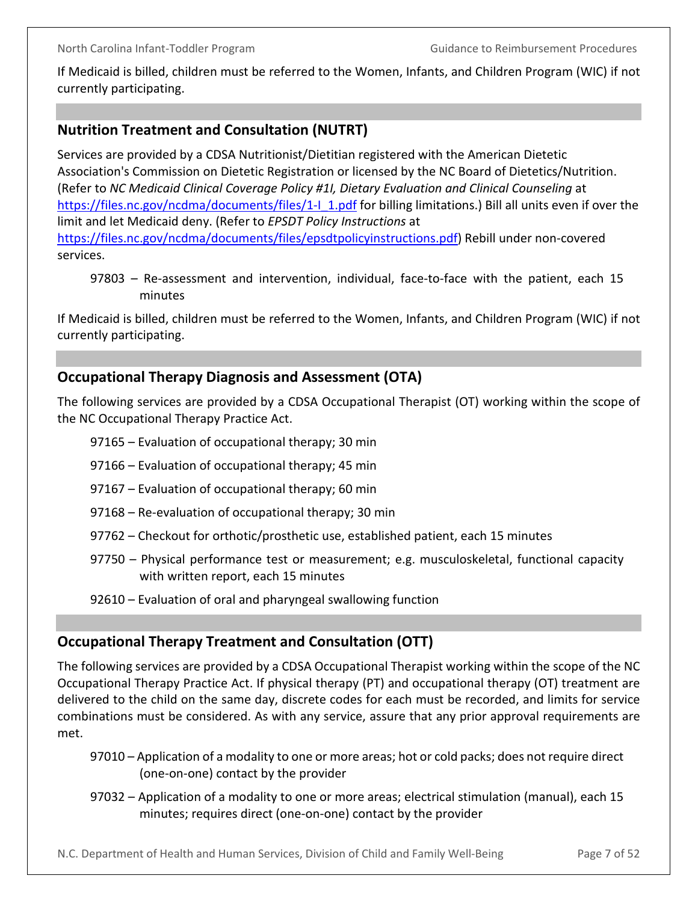If Medicaid is billed, children must be referred to the Women, Infants, and Children Program (WIC) if not currently participating.

## Nutrition Treatment and Consultation (NUTRT)

Services are provided by a CDSA Nutritionist/Dietitian registered with the American Dietetic Association's Commission on Dietetic Registration or licensed by the NC Board of Dietetics/Nutrition. (Refer to *NC Medicaid Clinical Coverage Policy #1I, Dietary Evaluation and Clinical Counseling* at https://files.nc.gov/ncdma/documents/files/1-I_1.pdf for billing limitations.) Bill all units even if over the limit and let Medicaid deny. (Refer to *EPSDT Policy Instructions* at https://files.nc.gov/ncdma/documents/files/epsdtpolicyinstructions.pdf) Rebill under non-covered services.

- 97803 – Re-assessment and intervention, individual, face-to-face with the patient, each 15 minutes

If Medicaid is billed, children must be referred to the Women, Infants, and Children Program (WIC) if not currently participating.

## Occupational Therapy Diagnosis and Assessment (OTA)

The following services are provided by a CDSA Occupational Therapist (OT) working within the scope of the NC Occupational Therapy Practice Act.

- 97165 – Evaluation of occupational therapy; 30 min
- 97166 – Evaluation of occupational therapy; 45 min
- 97167 – Evaluation of occupational therapy; 60 min
- 97168 – Re-evaluation of occupational therapy; 30 min
- 97762 – Checkout for orthotic/prosthetic use, established patient, each 15 minutes
- 97750 – Physical performance test or measurement; e.g. musculoskeletal, functional capacity with written report, each 15 minutes
- 92610 – Evaluation of oral and pharyngeal swallowing function

## Occupational Therapy Treatment and Consultation (OTT)

The following services are provided by a CDSA Occupational Therapist working within the scope of the NC Occupational Therapy Practice Act. If physical therapy (PT) and occupational therapy (OT) treatment are delivered to the child on the same day, discrete codes for each must be recorded, and limits for service combinations must be considered. As with any service, assure that any prior approval requirements are met.

- 97010 – Application of a modality to one or more areas; hot or cold packs; does not require direct (one-on-one) contact by the provider
- 97032 – Application of a modality to one or more areas; electrical stimulation (manual), each 15 minutes; requires direct (one-on-one) contact by the provider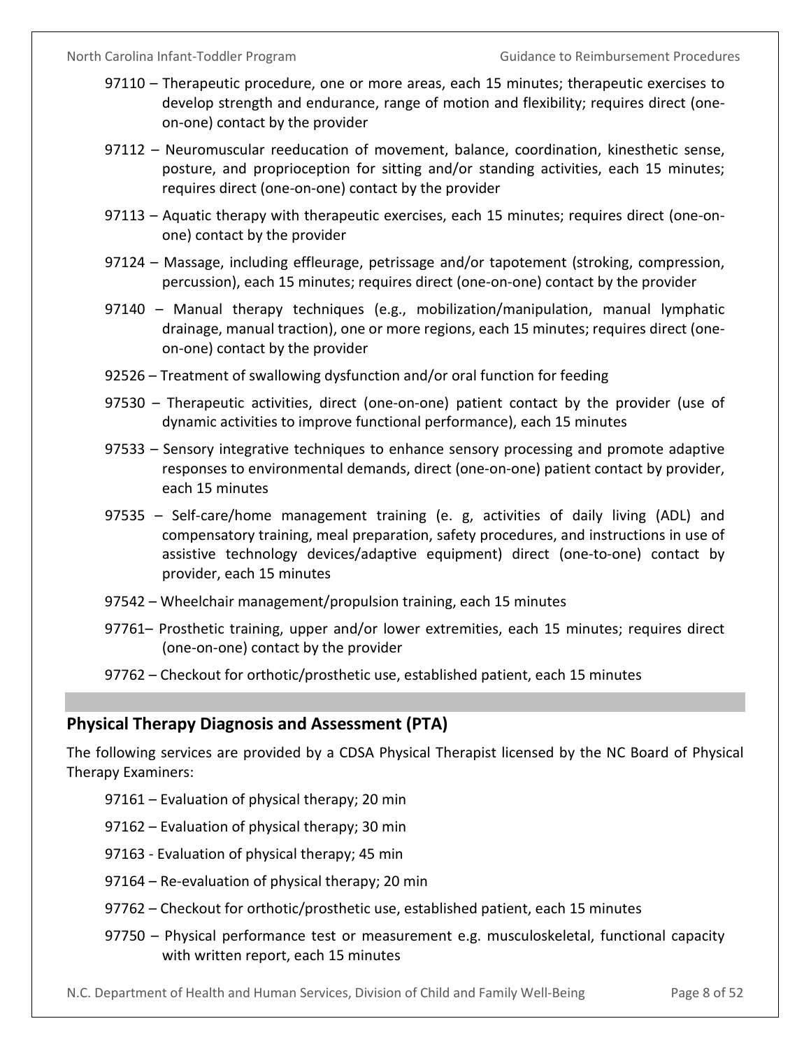97110 – Therapeutic procedure, one or more areas, each 15 minutes; therapeutic exercises to develop strength and endurance, range of motion and flexibility; requires direct (one-on-one) contact by the provider

97112 – Neuromuscular reeducation of movement, balance, coordination, kinesthetic sense, posture, and proprioception for sitting and/or standing activities, each 15 minutes; requires direct (one-on-one) contact by the provider

97113 – Aquatic therapy with therapeutic exercises, each 15 minutes; requires direct (one-on-one) contact by the provider

97124 – Massage, including effleurage, petrissage and/or tapotement (stroking, compression, percussion), each 15 minutes; requires direct (one-on-one) contact by the provider

97140 – Manual therapy techniques (e.g., mobilization/manipulation, manual lymphatic drainage, manual traction), one or more regions, each 15 minutes; requires direct (one-on-one) contact by the provider

92526 – Treatment of swallowing dysfunction and/or oral function for feeding

97530 – Therapeutic activities, direct (one-on-one) patient contact by the provider (use of dynamic activities to improve functional performance), each 15 minutes

97533 – Sensory integrative techniques to enhance sensory processing and promote adaptive responses to environmental demands, direct (one-on-one) patient contact by provider, each 15 minutes

97535 – Self-care/home management training (e. g, activities of daily living (ADL) and compensatory training, meal preparation, safety procedures, and instructions in use of assistive technology devices/adaptive equipment) direct (one-to-one) contact by provider, each 15 minutes

97542 – Wheelchair management/propulsion training, each 15 minutes

97761– Prosthetic training, upper and/or lower extremities, each 15 minutes; requires direct (one-on-one) contact by the provider

97762 – Checkout for orthotic/prosthetic use, established patient, each 15 minutes

## Physical Therapy Diagnosis and Assessment (PTA)

The following services are provided by a CDSA Physical Therapist licensed by the NC Board of Physical Therapy Examiners:

97161 – Evaluation of physical therapy; 20 min

97162 – Evaluation of physical therapy; 30 min

97163 - Evaluation of physical therapy; 45 min

97164 – Re-evaluation of physical therapy; 20 min

97762 – Checkout for orthotic/prosthetic use, established patient, each 15 minutes

97750 – Physical performance test or measurement e.g. musculoskeletal, functional capacity with written report, each 15 minutes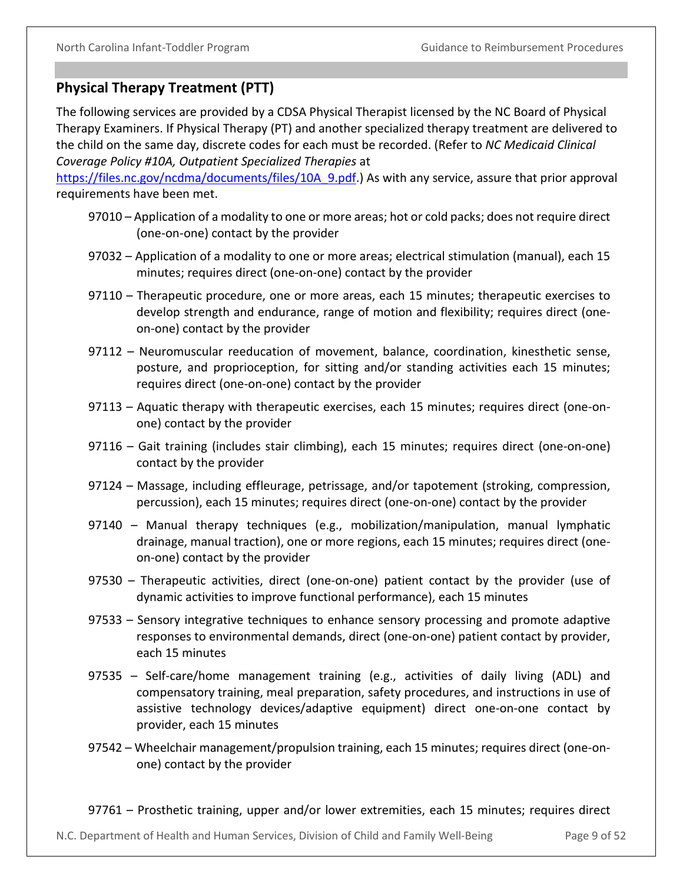## Physical Therapy Treatment (PTT)

The following services are provided by a CDSA Physical Therapist licensed by the NC Board of Physical Therapy Examiners. If Physical Therapy (PT) and another specialized therapy treatment are delivered to the child on the same day, discrete codes for each must be recorded. (Refer to *NC Medicaid Clinical Coverage Policy #10A, Outpatient Specialized Therapies* at https://files.nc.gov/ncdma/documents/files/10A_9.pdf.) As with any service, assure that prior approval requirements have been met.

- 97010 – Application of a modality to one or more areas; hot or cold packs; does not require direct (one-on-one) contact by the provider
- 97032 – Application of a modality to one or more areas; electrical stimulation (manual), each 15 minutes; requires direct (one-on-one) contact by the provider
- 97110 – Therapeutic procedure, one or more areas, each 15 minutes; therapeutic exercises to develop strength and endurance, range of motion and flexibility; requires direct (one-on-one) contact by the provider
- 97112 – Neuromuscular reeducation of movement, balance, coordination, kinesthetic sense, posture, and proprioception, for sitting and/or standing activities each 15 minutes; requires direct (one-on-one) contact by the provider
- 97113 – Aquatic therapy with therapeutic exercises, each 15 minutes; requires direct (one-on-one) contact by the provider
- 97116 – Gait training (includes stair climbing), each 15 minutes; requires direct (one-on-one) contact by the provider
- 97124 – Massage, including effleurage, petrissage, and/or tapotement (stroking, compression, percussion), each 15 minutes; requires direct (one-on-one) contact by the provider
- 97140 – Manual therapy techniques (e.g., mobilization/manipulation, manual lymphatic drainage, manual traction), one or more regions, each 15 minutes; requires direct (one-on-one) contact by the provider
- 97530 – Therapeutic activities, direct (one-on-one) patient contact by the provider (use of dynamic activities to improve functional performance), each 15 minutes
- 97533 – Sensory integrative techniques to enhance sensory processing and promote adaptive responses to environmental demands, direct (one-on-one) patient contact by provider, each 15 minutes
- 97535 – Self-care/home management training (e.g., activities of daily living (ADL) and compensatory training, meal preparation, safety procedures, and instructions in use of assistive technology devices/adaptive equipment) direct one-on-one contact by provider, each 15 minutes
- 97542 – Wheelchair management/propulsion training, each 15 minutes; requires direct (one-on-one) contact by the provider
- 97761 – Prosthetic training, upper and/or lower extremities, each 15 minutes; requires direct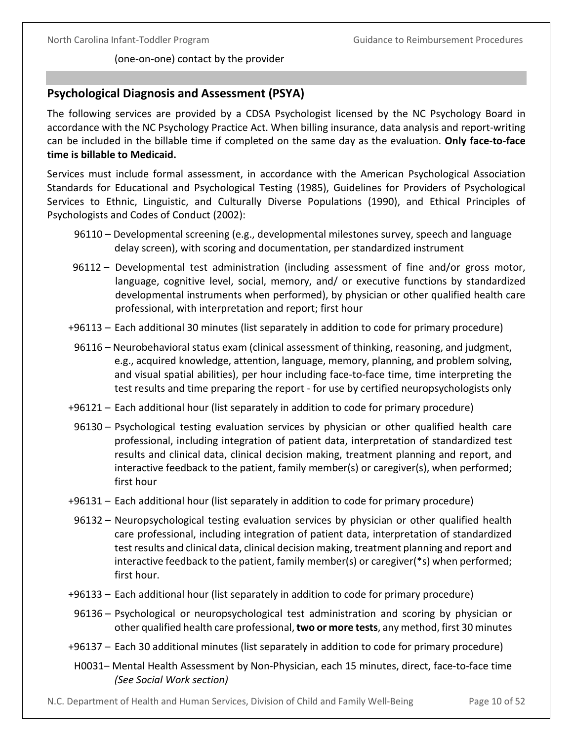(one-on-one) contact by the provider

## Psychological Diagnosis and Assessment (PSYA)

The following services are provided by a CDSA Psychologist licensed by the NC Psychology Board in accordance with the NC Psychology Practice Act. When billing insurance, data analysis and report-writing can be included in the billable time if completed on the same day as the evaluation. **Only face-to-face time is billable to Medicaid.**

Services must include formal assessment, in accordance with the American Psychological Association Standards for Educational and Psychological Testing (1985), Guidelines for Providers of Psychological Services to Ethnic, Linguistic, and Culturally Diverse Populations (1990), and Ethical Principles of Psychologists and Codes of Conduct (2002):

- 96110 – Developmental screening (e.g., developmental milestones survey, speech and language delay screen), with scoring and documentation, per standardized instrument
- 96112 – Developmental test administration (including assessment of fine and/or gross motor, language, cognitive level, social, memory, and/ or executive functions by standardized developmental instruments when performed), by physician or other qualified health care professional, with interpretation and report; first hour
- +96113 – Each additional 30 minutes (list separately in addition to code for primary procedure)
- 96116 – Neurobehavioral status exam (clinical assessment of thinking, reasoning, and judgment, e.g., acquired knowledge, attention, language, memory, planning, and problem solving, and visual spatial abilities), per hour including face-to-face time, time interpreting the test results and time preparing the report - for use by certified neuropsychologists only
- +96121 – Each additional hour (list separately in addition to code for primary procedure)
- 96130 – Psychological testing evaluation services by physician or other qualified health care professional, including integration of patient data, interpretation of standardized test results and clinical data, clinical decision making, treatment planning and report, and interactive feedback to the patient, family member(s) or caregiver(s), when performed; first hour
- +96131 – Each additional hour (list separately in addition to code for primary procedure)
- 96132 – Neuropsychological testing evaluation services by physician or other qualified health care professional, including integration of patient data, interpretation of standardized test results and clinical data, clinical decision making, treatment planning and report and interactive feedback to the patient, family member(s) or caregiver(*s) when performed; first hour.
- +96133 – Each additional hour (list separately in addition to code for primary procedure)
- 96136 – Psychological or neuropsychological test administration and scoring by physician or other qualified health care professional, **two or more tests**, any method, first 30 minutes
- +96137 – Each 30 additional minutes (list separately in addition to code for primary procedure)
- H0031– Mental Health Assessment by Non-Physician, each 15 minutes, direct, face-to-face time *(See Social Work section)*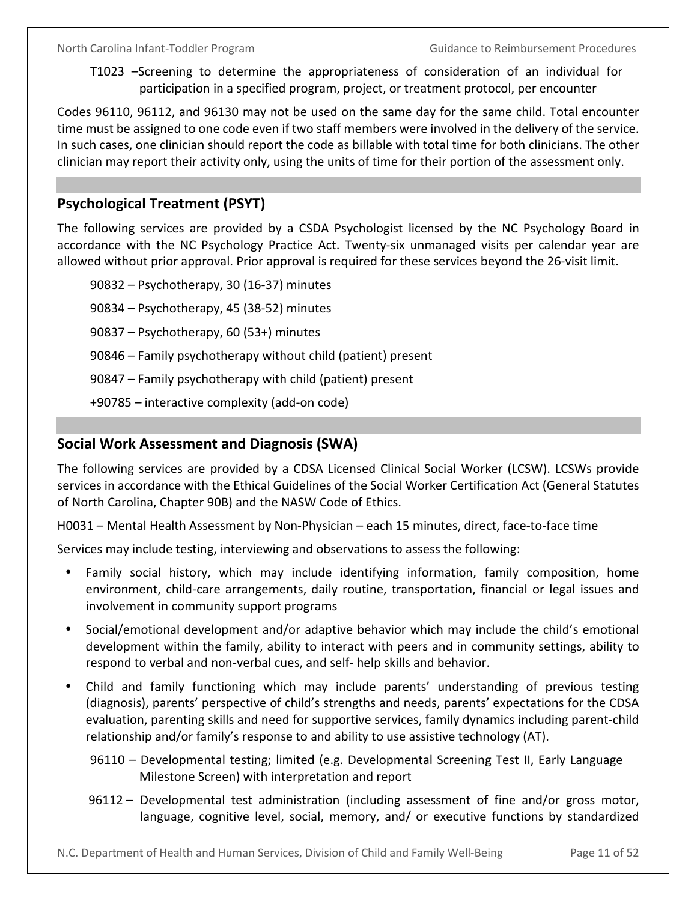T1023 –Screening to determine the appropriateness of consideration of an individual for participation in a specified program, project, or treatment protocol, per encounter

Codes 96110, 96112, and 96130 may not be used on the same day for the same child. Total encounter time must be assigned to one code even if two staff members were involved in the delivery of the service. In such cases, one clinician should report the code as billable with total time for both clinicians. The other clinician may report their activity only, using the units of time for their portion of the assessment only.

## Psychological Treatment (PSYT)

The following services are provided by a CSDA Psychologist licensed by the NC Psychology Board in accordance with the NC Psychology Practice Act. Twenty-six unmanaged visits per calendar year are allowed without prior approval. Prior approval is required for these services beyond the 26-visit limit.

90832 – Psychotherapy, 30 (16-37) minutes

90834 – Psychotherapy, 45 (38-52) minutes

90837 – Psychotherapy, 60 (53+) minutes

90846 – Family psychotherapy without child (patient) present

90847 – Family psychotherapy with child (patient) present

+90785 – interactive complexity (add-on code)

## Social Work Assessment and Diagnosis (SWA)

The following services are provided by a CDSA Licensed Clinical Social Worker (LCSW). LCSWs provide services in accordance with the Ethical Guidelines of the Social Worker Certification Act (General Statutes of North Carolina, Chapter 90B) and the NASW Code of Ethics.

H0031 – Mental Health Assessment by Non-Physician – each 15 minutes, direct, face-to-face time

Services may include testing, interviewing and observations to assess the following:

- Family social history, which may include identifying information, family composition, home environment, child-care arrangements, daily routine, transportation, financial or legal issues and involvement in community support programs
- Social/emotional development and/or adaptive behavior which may include the child's emotional development within the family, ability to interact with peers and in community settings, ability to respond to verbal and non-verbal cues, and self- help skills and behavior.
- Child and family functioning which may include parents' understanding of previous testing (diagnosis), parents' perspective of child's strengths and needs, parents' expectations for the CDSA evaluation, parenting skills and need for supportive services, family dynamics including parent-child relationship and/or family's response to and ability to use assistive technology (AT).

96110 – Developmental testing; limited (e.g. Developmental Screening Test II, Early Language Milestone Screen) with interpretation and report

96112 – Developmental test administration (including assessment of fine and/or gross motor, language, cognitive level, social, memory, and/ or executive functions by standardized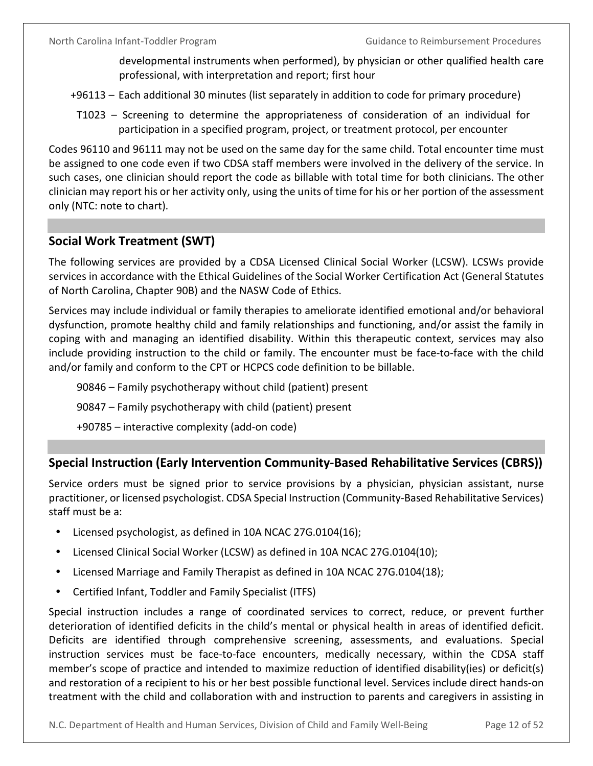developmental instruments when performed), by physician or other qualified health care professional, with interpretation and report; first hour

+96113 – Each additional 30 minutes (list separately in addition to code for primary procedure)

T1023 – Screening to determine the appropriateness of consideration of an individual for participation in a specified program, project, or treatment protocol, per encounter

Codes 96110 and 96111 may not be used on the same day for the same child. Total encounter time must be assigned to one code even if two CDSA staff members were involved in the delivery of the service. In such cases, one clinician should report the code as billable with total time for both clinicians. The other clinician may report his or her activity only, using the units of time for his or her portion of the assessment only (NTC: note to chart).

## Social Work Treatment (SWT)

The following services are provided by a CDSA Licensed Clinical Social Worker (LCSW). LCSWs provide services in accordance with the Ethical Guidelines of the Social Worker Certification Act (General Statutes of North Carolina, Chapter 90B) and the NASW Code of Ethics.

Services may include individual or family therapies to ameliorate identified emotional and/or behavioral dysfunction, promote healthy child and family relationships and functioning, and/or assist the family in coping with and managing an identified disability. Within this therapeutic context, services may also include providing instruction to the child or family. The encounter must be face-to-face with the child and/or family and conform to the CPT or HCPCS code definition to be billable.

90846 – Family psychotherapy without child (patient) present

90847 – Family psychotherapy with child (patient) present

+90785 – interactive complexity (add-on code)

## Special Instruction (Early Intervention Community-Based Rehabilitative Services (CBRS))

Service orders must be signed prior to service provisions by a physician, physician assistant, nurse practitioner, or licensed psychologist. CDSA Special Instruction (Community-Based Rehabilitative Services) staff must be a:

- Licensed psychologist, as defined in 10A NCAC 27G.0104(16);
- Licensed Clinical Social Worker (LCSW) as defined in 10A NCAC 27G.0104(10);
- Licensed Marriage and Family Therapist as defined in 10A NCAC 27G.0104(18);
- Certified Infant, Toddler and Family Specialist (ITFS)

Special instruction includes a range of coordinated services to correct, reduce, or prevent further deterioration of identified deficits in the child's mental or physical health in areas of identified deficit. Deficits are identified through comprehensive screening, assessments, and evaluations. Special instruction services must be face-to-face encounters, medically necessary, within the CDSA staff member's scope of practice and intended to maximize reduction of identified disability(ies) or deficit(s) and restoration of a recipient to his or her best possible functional level. Services include direct hands-on treatment with the child and collaboration with and instruction to parents and caregivers in assisting in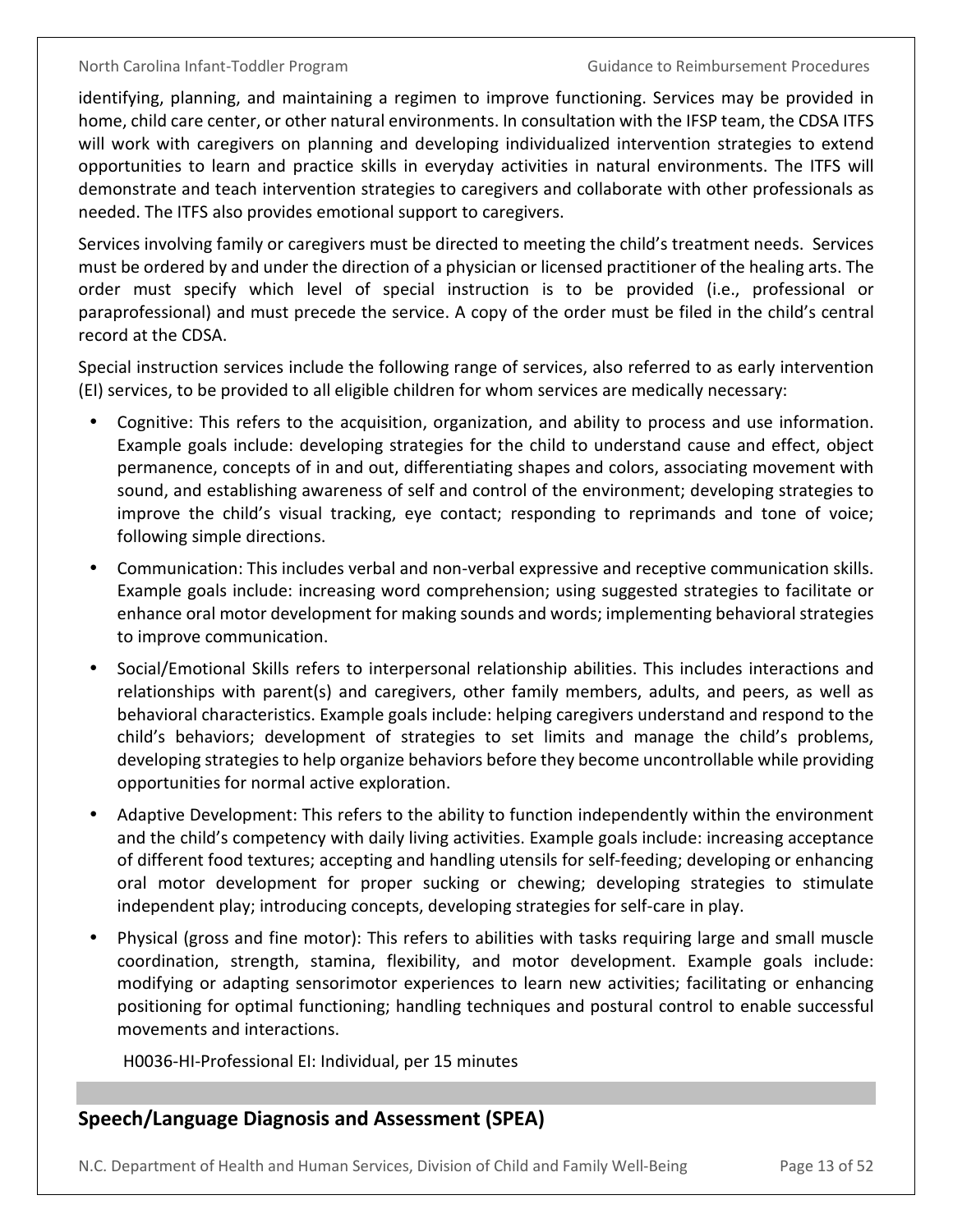identifying, planning, and maintaining a regimen to improve functioning. Services may be provided in home, child care center, or other natural environments. In consultation with the IFSP team, the CDSA ITFS will work with caregivers on planning and developing individualized intervention strategies to extend opportunities to learn and practice skills in everyday activities in natural environments. The ITFS will demonstrate and teach intervention strategies to caregivers and collaborate with other professionals as needed. The ITFS also provides emotional support to caregivers.

Services involving family or caregivers must be directed to meeting the child's treatment needs. Services must be ordered by and under the direction of a physician or licensed practitioner of the healing arts. The order must specify which level of special instruction is to be provided (i.e., professional or paraprofessional) and must precede the service. A copy of the order must be filed in the child's central record at the CDSA.

Special instruction services include the following range of services, also referred to as early intervention (EI) services, to be provided to all eligible children for whom services are medically necessary:

- Cognitive: This refers to the acquisition, organization, and ability to process and use information. Example goals include: developing strategies for the child to understand cause and effect, object permanence, concepts of in and out, differentiating shapes and colors, associating movement with sound, and establishing awareness of self and control of the environment; developing strategies to improve the child's visual tracking, eye contact; responding to reprimands and tone of voice; following simple directions.
- Communication: This includes verbal and non-verbal expressive and receptive communication skills. Example goals include: increasing word comprehension; using suggested strategies to facilitate or enhance oral motor development for making sounds and words; implementing behavioral strategies to improve communication.
- Social/Emotional Skills refers to interpersonal relationship abilities. This includes interactions and relationships with parent(s) and caregivers, other family members, adults, and peers, as well as behavioral characteristics. Example goals include: helping caregivers understand and respond to the child's behaviors; development of strategies to set limits and manage the child's problems, developing strategies to help organize behaviors before they become uncontrollable while providing opportunities for normal active exploration.
- Adaptive Development: This refers to the ability to function independently within the environment and the child's competency with daily living activities. Example goals include: increasing acceptance of different food textures; accepting and handling utensils for self-feeding; developing or enhancing oral motor development for proper sucking or chewing; developing strategies to stimulate independent play; introducing concepts, developing strategies for self-care in play.
- Physical (gross and fine motor): This refers to abilities with tasks requiring large and small muscle coordination, strength, stamina, flexibility, and motor development. Example goals include: modifying or adapting sensorimotor experiences to learn new activities; facilitating or enhancing positioning for optimal functioning; handling techniques and postural control to enable successful movements and interactions.

H0036-HI-Professional EI: Individual, per 15 minutes

## Speech/Language Diagnosis and Assessment (SPEA)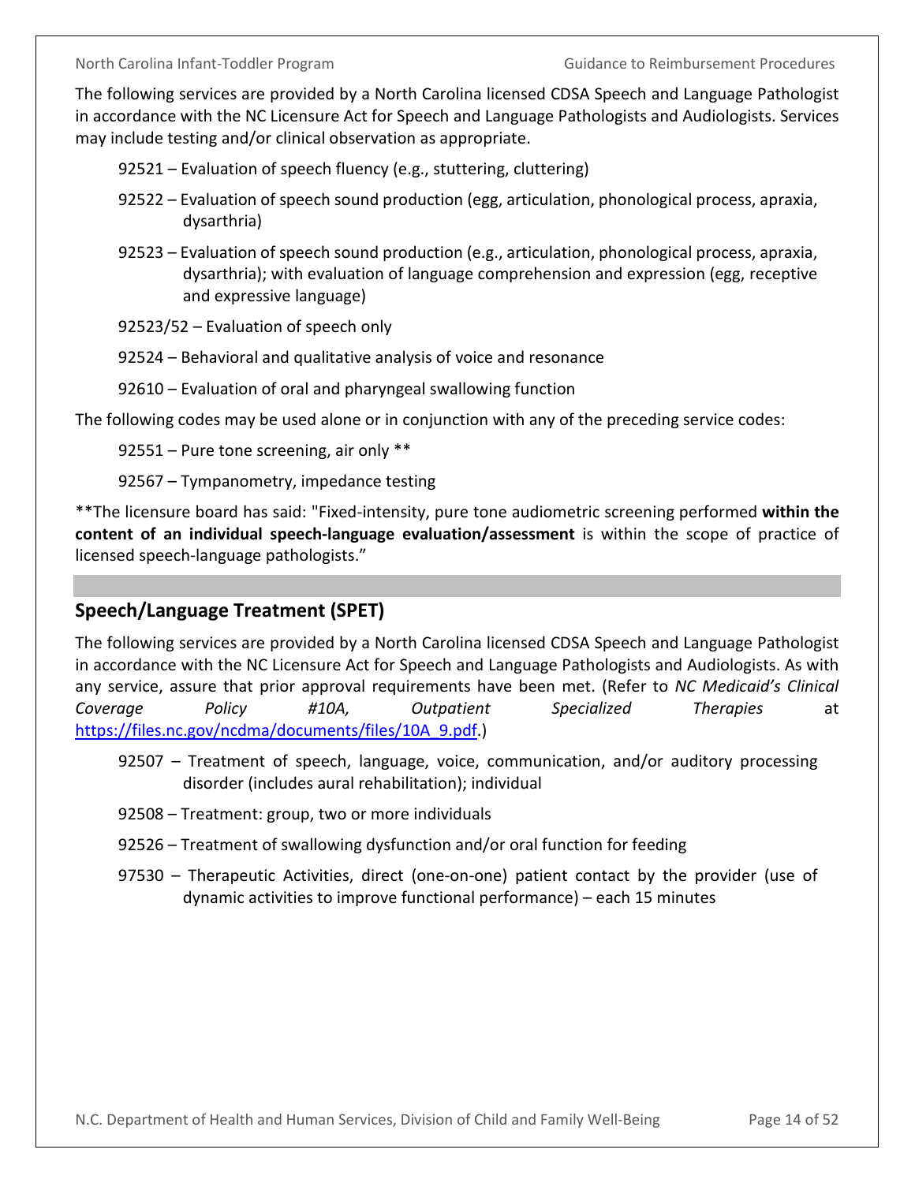The following services are provided by a North Carolina licensed CDSA Speech and Language Pathologist in accordance with the NC Licensure Act for Speech and Language Pathologists and Audiologists. Services may include testing and/or clinical observation as appropriate.

- 92521 – Evaluation of speech fluency (e.g., stuttering, cluttering)
- 92522 – Evaluation of speech sound production (egg, articulation, phonological process, apraxia, dysarthria)
- 92523 – Evaluation of speech sound production (e.g., articulation, phonological process, apraxia, dysarthria); with evaluation of language comprehension and expression (egg, receptive and expressive language)
- 92523/52 – Evaluation of speech only
- 92524 – Behavioral and qualitative analysis of voice and resonance
- 92610 – Evaluation of oral and pharyngeal swallowing function

The following codes may be used alone or in conjunction with any of the preceding service codes:

- 92551 – Pure tone screening, air only **
- 92567 – Tympanometry, impedance testing

**The licensure board has said: "Fixed-intensity, pure tone audiometric screening performed **within the content of an individual speech-language evaluation/assessment** is within the scope of practice of licensed speech-language pathologists."

## Speech/Language Treatment (SPET)

The following services are provided by a North Carolina licensed CDSA Speech and Language Pathologist in accordance with the NC Licensure Act for Speech and Language Pathologists and Audiologists. As with any service, assure that prior approval requirements have been met. (Refer to *NC Medicaid's Clinical Coverage Policy #10A, Outpatient Specialized Therapies* at https://files.nc.gov/ncdma/documents/files/10A_9.pdf.)

- 92507 – Treatment of speech, language, voice, communication, and/or auditory processing disorder (includes aural rehabilitation); individual
- 92508 – Treatment: group, two or more individuals
- 92526 – Treatment of swallowing dysfunction and/or oral function for feeding
- 97530 – Therapeutic Activities, direct (one-on-one) patient contact by the provider (use of dynamic activities to improve functional performance) – each 15 minutes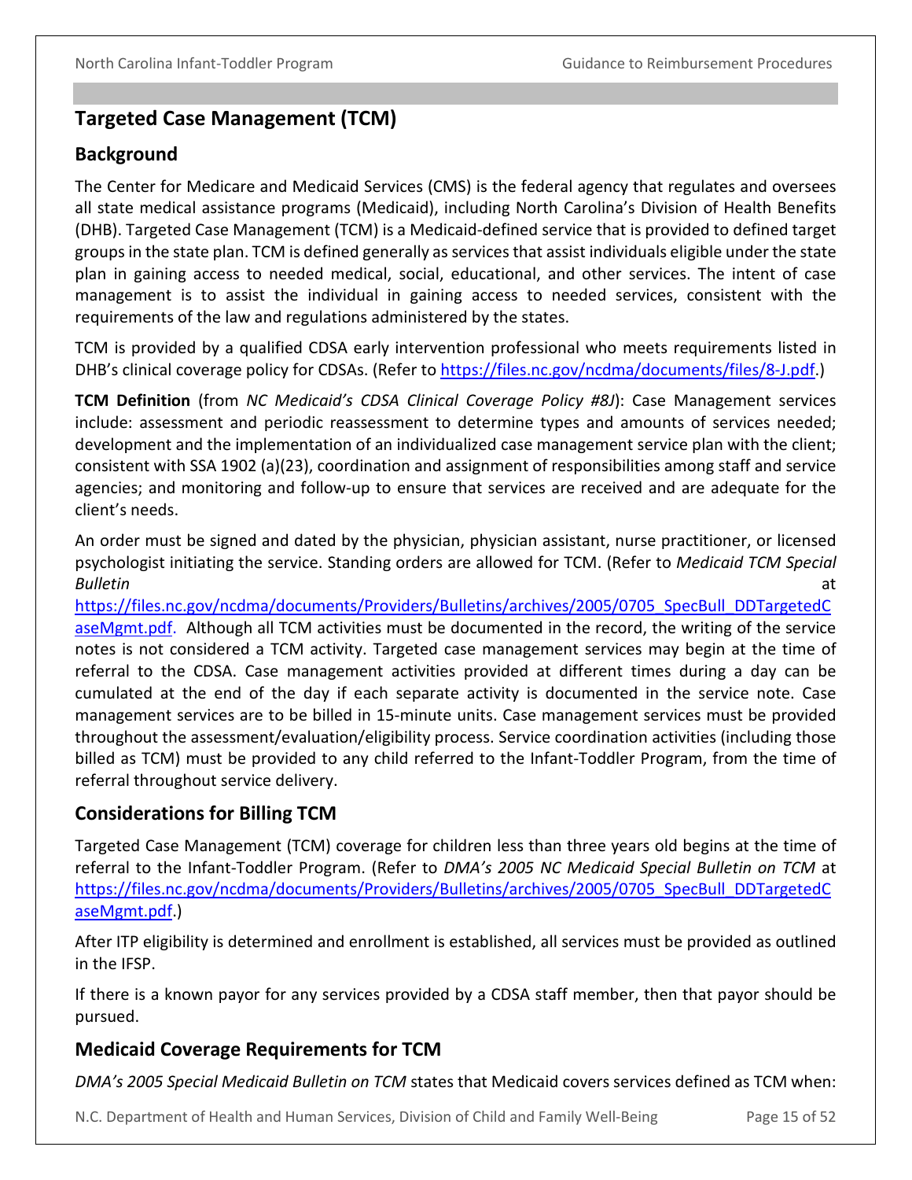## Targeted Case Management (TCM)

### Background

The Center for Medicare and Medicaid Services (CMS) is the federal agency that regulates and oversees all state medical assistance programs (Medicaid), including North Carolina's Division of Health Benefits (DHB). Targeted Case Management (TCM) is a Medicaid-defined service that is provided to defined target groups in the state plan. TCM is defined generally as services that assist individuals eligible under the state plan in gaining access to needed medical, social, educational, and other services. The intent of case management is to assist the individual in gaining access to needed services, consistent with the requirements of the law and regulations administered by the states.

TCM is provided by a qualified CDSA early intervention professional who meets requirements listed in DHB's clinical coverage policy for CDSAs. (Refer to https://files.nc.gov/ncdma/documents/files/8-J.pdf.)

**TCM Definition** (from *NC Medicaid's CDSA Clinical Coverage Policy #8J*): Case Management services include: assessment and periodic reassessment to determine types and amounts of services needed; development and the implementation of an individualized case management service plan with the client; consistent with SSA 1902 (a)(23), coordination and assignment of responsibilities among staff and service agencies; and monitoring and follow-up to ensure that services are received and are adequate for the client's needs.

An order must be signed and dated by the physician, physician assistant, nurse practitioner, or licensed psychologist initiating the service. Standing orders are allowed for TCM. (Refer to *Medicaid TCM Special Bulletin* at https://files.nc.gov/ncdma/documents/Providers/Bulletins/archives/2005/0705_SpecBull_DDTargetedCaseMgmt.pdf. Although all TCM activities must be documented in the record, the writing of the service notes is not considered a TCM activity. Targeted case management services may begin at the time of referral to the CDSA. Case management activities provided at different times during a day can be cumulated at the end of the day if each separate activity is documented in the service note. Case management services are to be billed in 15-minute units. Case management services must be provided throughout the assessment/evaluation/eligibility process. Service coordination activities (including those billed as TCM) must be provided to any child referred to the Infant-Toddler Program, from the time of referral throughout service delivery.

### Considerations for Billing TCM

Targeted Case Management (TCM) coverage for children less than three years old begins at the time of referral to the Infant-Toddler Program. (Refer to *DMA's 2005 NC Medicaid Special Bulletin on TCM* at https://files.nc.gov/ncdma/documents/Providers/Bulletins/archives/2005/0705_SpecBull_DDTargetedCaseMgmt.pdf.)

After ITP eligibility is determined and enrollment is established, all services must be provided as outlined in the IFSP.

If there is a known payor for any services provided by a CDSA staff member, then that payor should be pursued.

### Medicaid Coverage Requirements for TCM

*DMA's 2005 Special Medicaid Bulletin on TCM* states that Medicaid covers services defined as TCM when: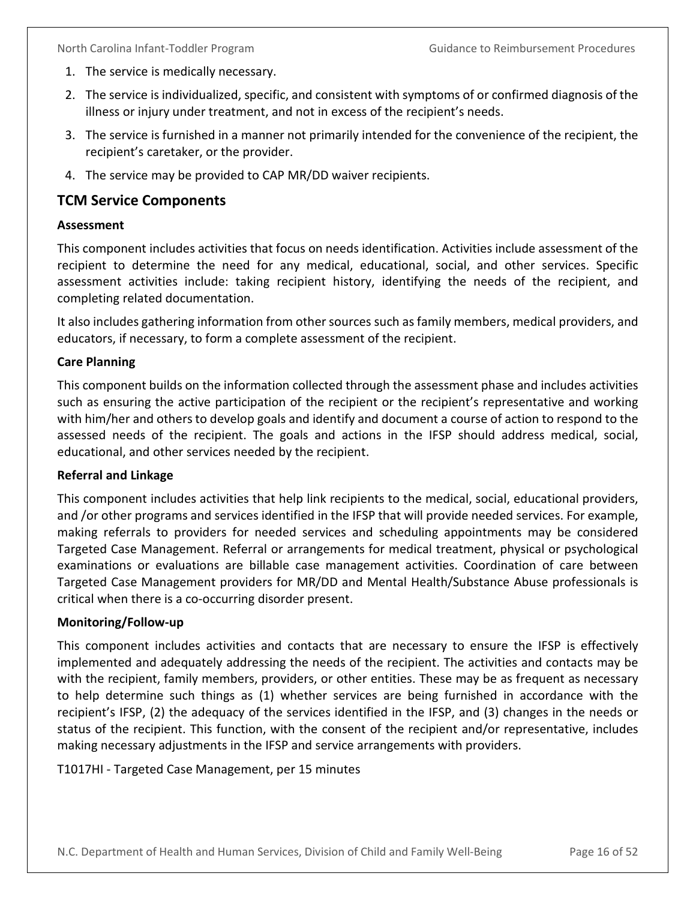1. The service is medically necessary.
2. The service is individualized, specific, and consistent with symptoms of or confirmed diagnosis of the illness or injury under treatment, and not in excess of the recipient's needs.
3. The service is furnished in a manner not primarily intended for the convenience of the recipient, the recipient's caretaker, or the provider.
4. The service may be provided to CAP MR/DD waiver recipients.

## TCM Service Components

**Assessment**

This component includes activities that focus on needs identification. Activities include assessment of the recipient to determine the need for any medical, educational, social, and other services. Specific assessment activities include: taking recipient history, identifying the needs of the recipient, and completing related documentation.

It also includes gathering information from other sources such as family members, medical providers, and educators, if necessary, to form a complete assessment of the recipient.

**Care Planning**

This component builds on the information collected through the assessment phase and includes activities such as ensuring the active participation of the recipient or the recipient's representative and working with him/her and others to develop goals and identify and document a course of action to respond to the assessed needs of the recipient. The goals and actions in the IFSP should address medical, social, educational, and other services needed by the recipient.

**Referral and Linkage**

This component includes activities that help link recipients to the medical, social, educational providers, and /or other programs and services identified in the IFSP that will provide needed services. For example, making referrals to providers for needed services and scheduling appointments may be considered Targeted Case Management. Referral or arrangements for medical treatment, physical or psychological examinations or evaluations are billable case management activities. Coordination of care between Targeted Case Management providers for MR/DD and Mental Health/Substance Abuse professionals is critical when there is a co-occurring disorder present.

**Monitoring/Follow-up**

This component includes activities and contacts that are necessary to ensure the IFSP is effectively implemented and adequately addressing the needs of the recipient. The activities and contacts may be with the recipient, family members, providers, or other entities. These may be as frequent as necessary to help determine such things as (1) whether services are being furnished in accordance with the recipient's IFSP, (2) the adequacy of the services identified in the IFSP, and (3) changes in the needs or status of the recipient. This function, with the consent of the recipient and/or representative, includes making necessary adjustments in the IFSP and service arrangements with providers.

T1017HI - Targeted Case Management, per 15 minutes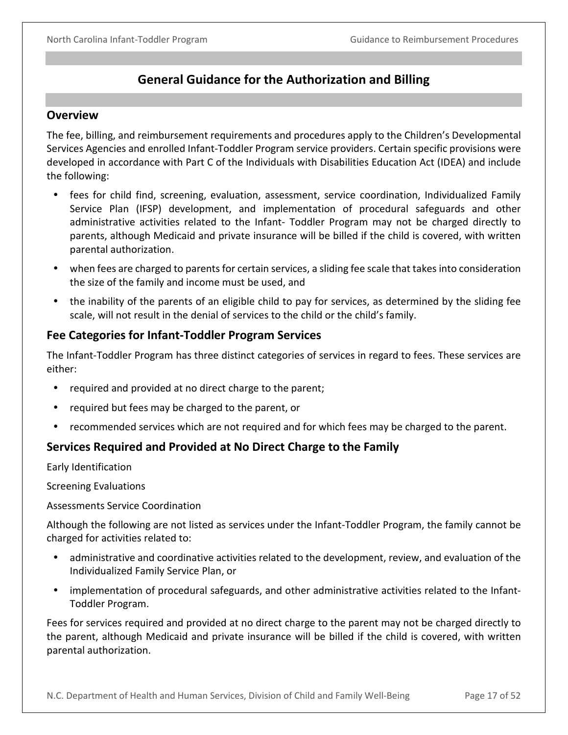# General Guidance for the Authorization and Billing

## Overview

The fee, billing, and reimbursement requirements and procedures apply to the Children's Developmental Services Agencies and enrolled Infant-Toddler Program service providers. Certain specific provisions were developed in accordance with Part C of the Individuals with Disabilities Education Act (IDEA) and include the following:

- fees for child find, screening, evaluation, assessment, service coordination, Individualized Family Service Plan (IFSP) development, and implementation of procedural safeguards and other administrative activities related to the Infant- Toddler Program may not be charged directly to parents, although Medicaid and private insurance will be billed if the child is covered, with written parental authorization.
- when fees are charged to parents for certain services, a sliding fee scale that takes into consideration the size of the family and income must be used, and
- the inability of the parents of an eligible child to pay for services, as determined by the sliding fee scale, will not result in the denial of services to the child or the child's family.

## Fee Categories for Infant-Toddler Program Services

The Infant-Toddler Program has three distinct categories of services in regard to fees. These services are either:

- required and provided at no direct charge to the parent;
- required but fees may be charged to the parent, or
- recommended services which are not required and for which fees may be charged to the parent.

## Services Required and Provided at No Direct Charge to the Family

Early Identification

Screening Evaluations

Assessments Service Coordination

Although the following are not listed as services under the Infant-Toddler Program, the family cannot be charged for activities related to:

- administrative and coordinative activities related to the development, review, and evaluation of the Individualized Family Service Plan, or
- implementation of procedural safeguards, and other administrative activities related to the Infant-Toddler Program.

Fees for services required and provided at no direct charge to the parent may not be charged directly to the parent, although Medicaid and private insurance will be billed if the child is covered, with written parental authorization.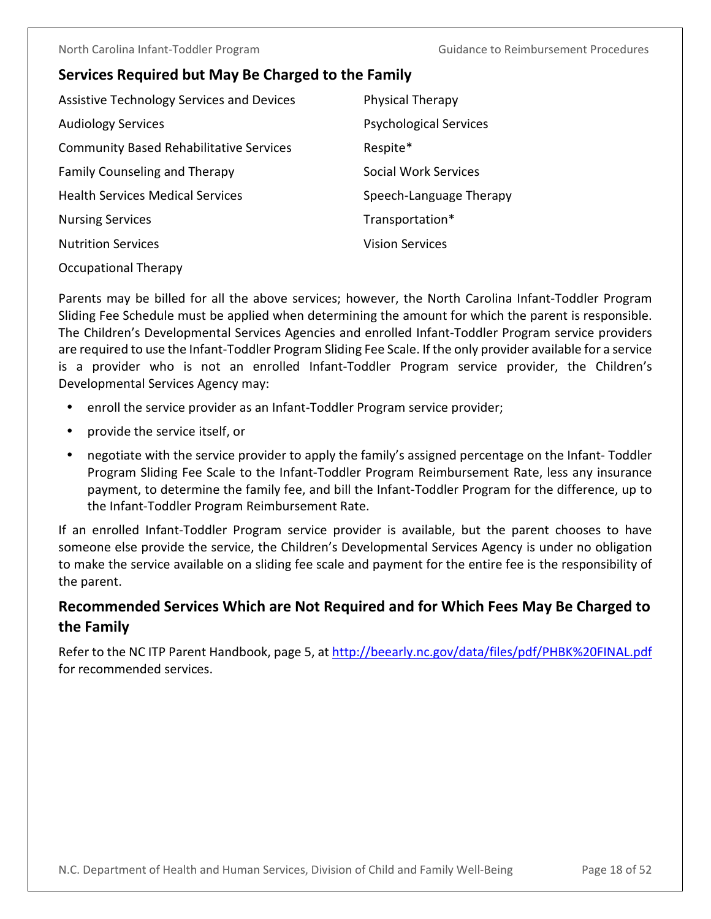## Services Required but May Be Charged to the Family

Assistive Technology Services and Devices

Audiology Services

Community Based Rehabilitative Services

Family Counseling and Therapy

Health Services Medical Services

Nursing Services

Nutrition Services

Occupational Therapy

Physical Therapy

Psychological Services

Respite*

Social Work Services

Speech-Language Therapy

Transportation*

Vision Services

Parents may be billed for all the above services; however, the North Carolina Infant-Toddler Program Sliding Fee Schedule must be applied when determining the amount for which the parent is responsible. The Children's Developmental Services Agencies and enrolled Infant-Toddler Program service providers are required to use the Infant-Toddler Program Sliding Fee Scale. If the only provider available for a service is a provider who is not an enrolled Infant-Toddler Program service provider, the Children's Developmental Services Agency may:

- enroll the service provider as an Infant-Toddler Program service provider;
- provide the service itself, or
- negotiate with the service provider to apply the family's assigned percentage on the Infant- Toddler Program Sliding Fee Scale to the Infant-Toddler Program Reimbursement Rate, less any insurance payment, to determine the family fee, and bill the Infant-Toddler Program for the difference, up to the Infant-Toddler Program Reimbursement Rate.

If an enrolled Infant-Toddler Program service provider is available, but the parent chooses to have someone else provide the service, the Children's Developmental Services Agency is under no obligation to make the service available on a sliding fee scale and payment for the entire fee is the responsibility of the parent.

## Recommended Services Which are Not Required and for Which Fees May Be Charged to the Family

Refer to the NC ITP Parent Handbook, page 5, at [http://beearly.nc.gov/data/files/pdf/PHBK%20FINAL.pdf](http://beearly.nc.gov/data/files/pdf/PHBK%20FINAL.pdf) for recommended services.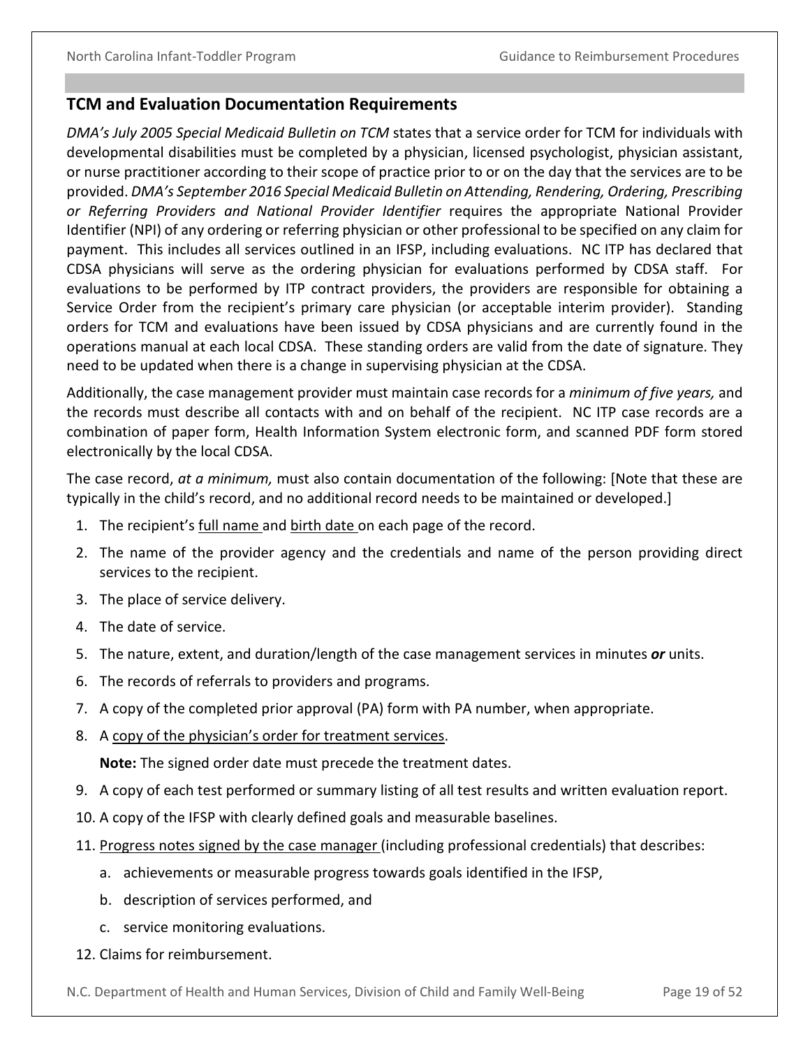## TCM and Evaluation Documentation Requirements

*DMA's July 2005 Special Medicaid Bulletin on TCM* states that a service order for TCM for individuals with developmental disabilities must be completed by a physician, licensed psychologist, physician assistant, or nurse practitioner according to their scope of practice prior to or on the day that the services are to be provided. *DMA's September 2016 Special Medicaid Bulletin on Attending, Rendering, Ordering, Prescribing or Referring Providers and National Provider Identifier* requires the appropriate National Provider Identifier (NPI) of any ordering or referring physician or other professional to be specified on any claim for payment. This includes all services outlined in an IFSP, including evaluations. NC ITP has declared that CDSA physicians will serve as the ordering physician for evaluations performed by CDSA staff. For evaluations to be performed by ITP contract providers, the providers are responsible for obtaining a Service Order from the recipient's primary care physician (or acceptable interim provider). Standing orders for TCM and evaluations have been issued by CDSA physicians and are currently found in the operations manual at each local CDSA. These standing orders are valid from the date of signature. They need to be updated when there is a change in supervising physician at the CDSA.

Additionally, the case management provider must maintain case records for a *minimum of five years,* and the records must describe all contacts with and on behalf of the recipient. NC ITP case records are a combination of paper form, Health Information System electronic form, and scanned PDF form stored electronically by the local CDSA.

The case record, *at a minimum,* must also contain documentation of the following: [Note that these are typically in the child's record, and no additional record needs to be maintained or developed.]

1. The recipient's <u>full name</u> and <u>birth date</u> on each page of the record.
2. The name of the provider agency and the credentials and name of the person providing direct services to the recipient.
3. The place of service delivery.
4. The date of service.
5. The nature, extent, and duration/length of the case management services in minutes ***or*** units.
6. The records of referrals to providers and programs.
7. A copy of the completed prior approval (PA) form with PA number, when appropriate.
8. A <u>copy of the physician's order for treatment services</u>.

   **Note:** The signed order date must precede the treatment dates.
9. A copy of each test performed or summary listing of all test results and written evaluation report.
10. A copy of the IFSP with clearly defined goals and measurable baselines.
11. <u>Progress notes signed by the case manager</u> (including professional credentials) that describes:
    a. achievements or measurable progress towards goals identified in the IFSP,
    b. description of services performed, and
    c. service monitoring evaluations.
12. Claims for reimbursement.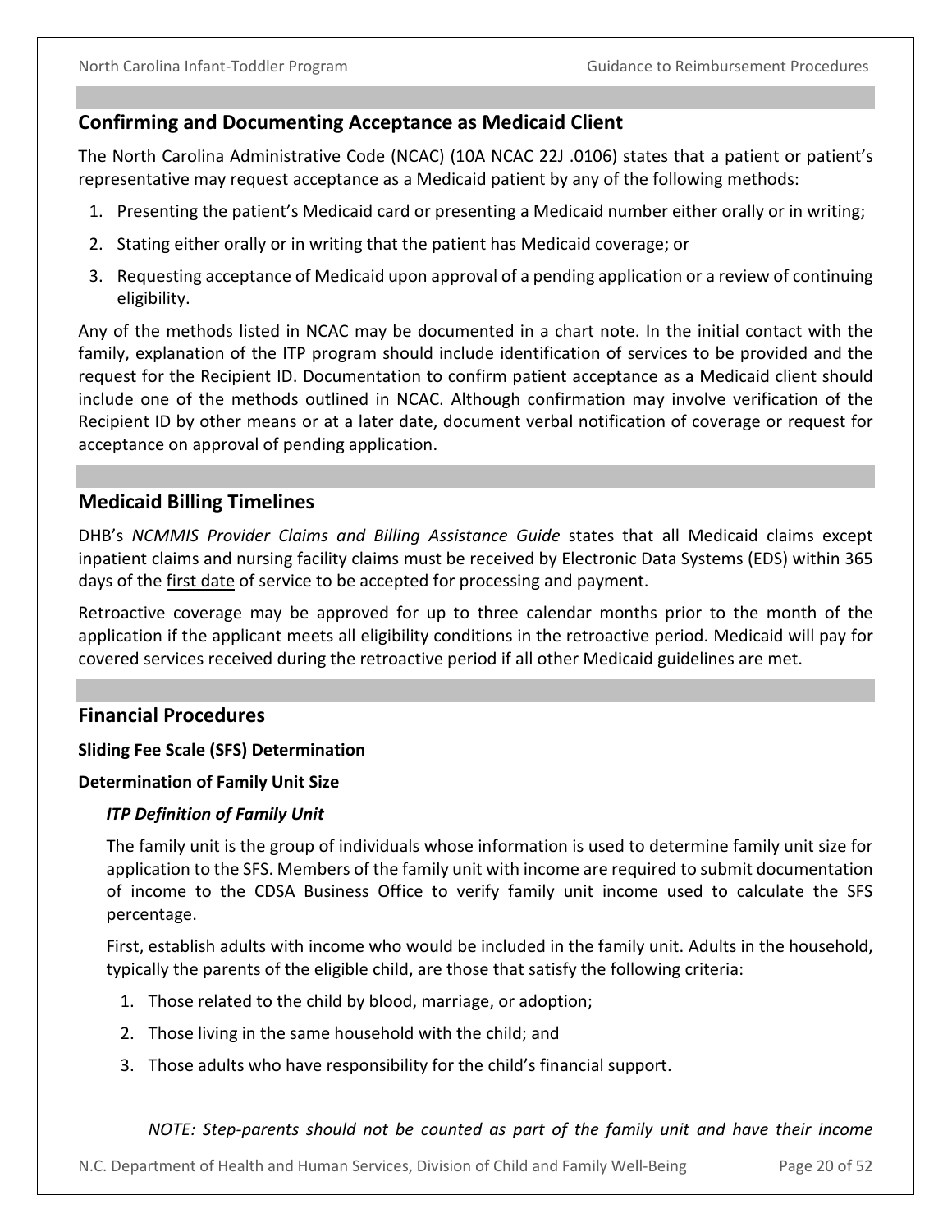## Confirming and Documenting Acceptance as Medicaid Client

The North Carolina Administrative Code (NCAC) (10A NCAC 22J .0106) states that a patient or patient's representative may request acceptance as a Medicaid patient by any of the following methods:

1. Presenting the patient's Medicaid card or presenting a Medicaid number either orally or in writing;
2. Stating either orally or in writing that the patient has Medicaid coverage; or
3. Requesting acceptance of Medicaid upon approval of a pending application or a review of continuing eligibility.

Any of the methods listed in NCAC may be documented in a chart note. In the initial contact with the family, explanation of the ITP program should include identification of services to be provided and the request for the Recipient ID. Documentation to confirm patient acceptance as a Medicaid client should include one of the methods outlined in NCAC. Although confirmation may involve verification of the Recipient ID by other means or at a later date, document verbal notification of coverage or request for acceptance on approval of pending application.

## Medicaid Billing Timelines

DHB's *NCMMIS Provider Claims and Billing Assistance Guide* states that all Medicaid claims except inpatient claims and nursing facility claims must be received by Electronic Data Systems (EDS) within 365 days of the <u>first date</u> of service to be accepted for processing and payment.

Retroactive coverage may be approved for up to three calendar months prior to the month of the application if the applicant meets all eligibility conditions in the retroactive period. Medicaid will pay for covered services received during the retroactive period if all other Medicaid guidelines are met.

## Financial Procedures

**Sliding Fee Scale (SFS) Determination**

**Determination of Family Unit Size**

***ITP Definition of Family Unit***

The family unit is the group of individuals whose information is used to determine family unit size for application to the SFS. Members of the family unit with income are required to submit documentation of income to the CDSA Business Office to verify family unit income used to calculate the SFS percentage.

First, establish adults with income who would be included in the family unit. Adults in the household, typically the parents of the eligible child, are those that satisfy the following criteria:

1. Those related to the child by blood, marriage, or adoption;
2. Those living in the same household with the child; and
3. Those adults who have responsibility for the child's financial support.

*NOTE: Step-parents should not be counted as part of the family unit and have their income*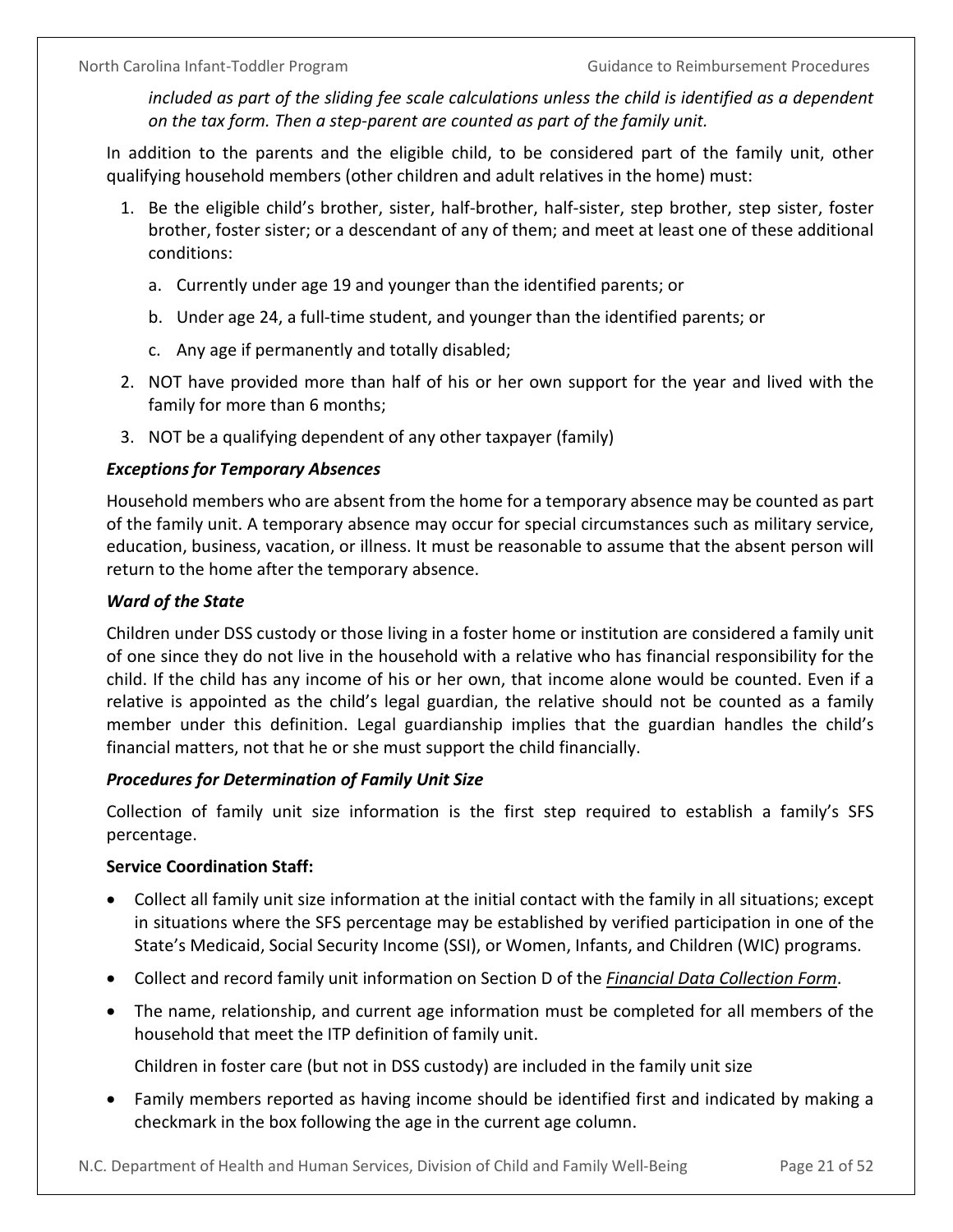*included as part of the sliding fee scale calculations unless the child is identified as a dependent on the tax form. Then a step-parent are counted as part of the family unit.*

In addition to the parents and the eligible child, to be considered part of the family unit, other qualifying household members (other children and adult relatives in the home) must:

1. Be the eligible child's brother, sister, half-brother, half-sister, step brother, step sister, foster brother, foster sister; or a descendant of any of them; and meet at least one of these additional conditions:
   a. Currently under age 19 and younger than the identified parents; or
   b. Under age 24, a full-time student, and younger than the identified parents; or
   c. Any age if permanently and totally disabled;
2. NOT have provided more than half of his or her own support for the year and lived with the family for more than 6 months;
3. NOT be a qualifying dependent of any other taxpayer (family)

### *Exceptions for Temporary Absences*

Household members who are absent from the home for a temporary absence may be counted as part of the family unit. A temporary absence may occur for special circumstances such as military service, education, business, vacation, or illness. It must be reasonable to assume that the absent person will return to the home after the temporary absence.

### *Ward of the State*

Children under DSS custody or those living in a foster home or institution are considered a family unit of one since they do not live in the household with a relative who has financial responsibility for the child. If the child has any income of his or her own, that income alone would be counted. Even if a relative is appointed as the child's legal guardian, the relative should not be counted as a family member under this definition. Legal guardianship implies that the guardian handles the child's financial matters, not that he or she must support the child financially.

### *Procedures for Determination of Family Unit Size*

Collection of family unit size information is the first step required to establish a family's SFS percentage.

**Service Coordination Staff:**

- Collect all family unit size information at the initial contact with the family in all situations; except in situations where the SFS percentage may be established by verified participation in one of the State's Medicaid, Social Security Income (SSI), or Women, Infants, and Children (WIC) programs.
- Collect and record family unit information on Section D of the ***Financial Data Collection Form***.
- The name, relationship, and current age information must be completed for all members of the household that meet the ITP definition of family unit.

  Children in foster care (but not in DSS custody) are included in the family unit size
- Family members reported as having income should be identified first and indicated by making a checkmark in the box following the age in the current age column.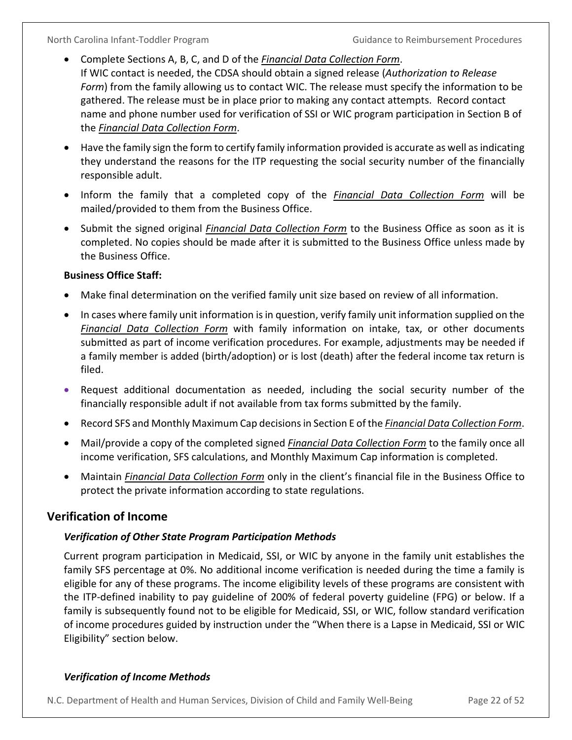- Complete Sections A, B, C, and D of the ***Financial Data Collection Form***.
  If WIC contact is needed, the CDSA should obtain a signed release (*Authorization to Release Form*) from the family allowing us to contact WIC. The release must specify the information to be gathered. The release must be in place prior to making any contact attempts. Record contact name and phone number used for verification of SSI or WIC program participation in Section B of the ***Financial Data Collection Form***.
- Have the family sign the form to certify family information provided is accurate as well as indicating they understand the reasons for the ITP requesting the social security number of the financially responsible adult.
- Inform the family that a completed copy of the ***Financial Data Collection Form*** will be mailed/provided to them from the Business Office.
- Submit the signed original ***Financial Data Collection Form*** to the Business Office as soon as it is completed. No copies should be made after it is submitted to the Business Office unless made by the Business Office.

**Business Office Staff:**

- Make final determination on the verified family unit size based on review of all information.
- In cases where family unit information is in question, verify family unit information supplied on the ***Financial Data Collection Form*** with family information on intake, tax, or other documents submitted as part of income verification procedures. For example, adjustments may be needed if a family member is added (birth/adoption) or is lost (death) after the federal income tax return is filed.
- Request additional documentation as needed, including the social security number of the financially responsible adult if not available from tax forms submitted by the family.
- Record SFS and Monthly Maximum Cap decisions in Section E of the ***Financial Data Collection Form***.
- Mail/provide a copy of the completed signed ***Financial Data Collection Form*** to the family once all income verification, SFS calculations, and Monthly Maximum Cap information is completed.
- Maintain ***Financial Data Collection Form*** only in the client's financial file in the Business Office to protect the private information according to state regulations.

## Verification of Income

### *Verification of Other State Program Participation Methods*

Current program participation in Medicaid, SSI, or WIC by anyone in the family unit establishes the family SFS percentage at 0%. No additional income verification is needed during the time a family is eligible for any of these programs. The income eligibility levels of these programs are consistent with the ITP-defined inability to pay guideline of 200% of federal poverty guideline (FPG) or below. If a family is subsequently found not to be eligible for Medicaid, SSI, or WIC, follow standard verification of income procedures guided by instruction under the "When there is a Lapse in Medicaid, SSI or WIC Eligibility" section below.

### *Verification of Income Methods*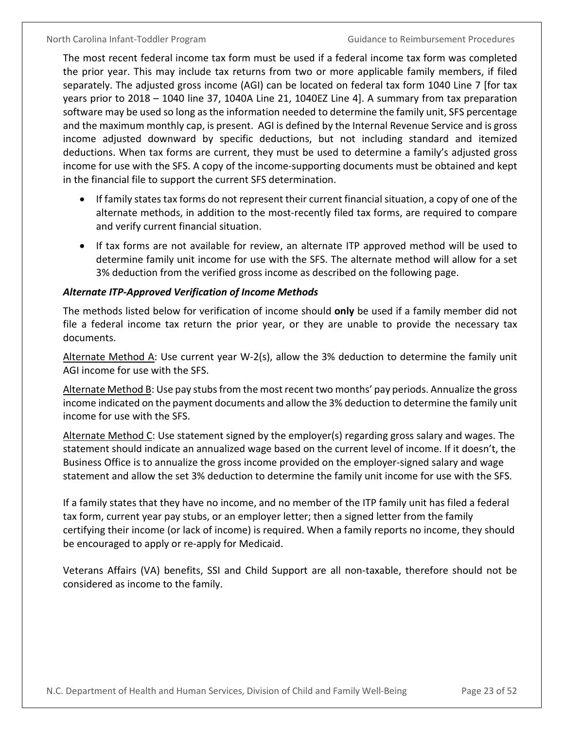The most recent federal income tax form must be used if a federal income tax form was completed the prior year. This may include tax returns from two or more applicable family members, if filed separately. The adjusted gross income (AGI) can be located on federal tax form 1040 Line 7 [for tax years prior to 2018 – 1040 line 37, 1040A Line 21, 1040EZ Line 4]. A summary from tax preparation software may be used so long as the information needed to determine the family unit, SFS percentage and the maximum monthly cap, is present. AGI is defined by the Internal Revenue Service and is gross income adjusted downward by specific deductions, but not including standard and itemized deductions. When tax forms are current, they must be used to determine a family's adjusted gross income for use with the SFS. A copy of the income-supporting documents must be obtained and kept in the financial file to support the current SFS determination.

- If family states tax forms do not represent their current financial situation, a copy of one of the alternate methods, in addition to the most-recently filed tax forms, are required to compare and verify current financial situation.
- If tax forms are not available for review, an alternate ITP approved method will be used to determine family unit income for use with the SFS. The alternate method will allow for a set 3% deduction from the verified gross income as described on the following page.

***Alternate ITP-Approved Verification of Income Methods***

The methods listed below for verification of income should **only** be used if a family member did not file a federal income tax return the prior year, or they are unable to provide the necessary tax documents.

Alternate Method A: Use current year W-2(s), allow the 3% deduction to determine the family unit AGI income for use with the SFS.

Alternate Method B: Use pay stubs from the most recent two months' pay periods. Annualize the gross income indicated on the payment documents and allow the 3% deduction to determine the family unit income for use with the SFS.

Alternate Method C: Use statement signed by the employer(s) regarding gross salary and wages. The statement should indicate an annualized wage based on the current level of income. If it doesn't, the Business Office is to annualize the gross income provided on the employer-signed salary and wage statement and allow the set 3% deduction to determine the family unit income for use with the SFS.

If a family states that they have no income, and no member of the ITP family unit has filed a federal tax form, current year pay stubs, or an employer letter; then a signed letter from the family certifying their income (or lack of income) is required. When a family reports no income, they should be encouraged to apply or re-apply for Medicaid.

Veterans Affairs (VA) benefits, SSI and Child Support are all non-taxable, therefore should not be considered as income to the family.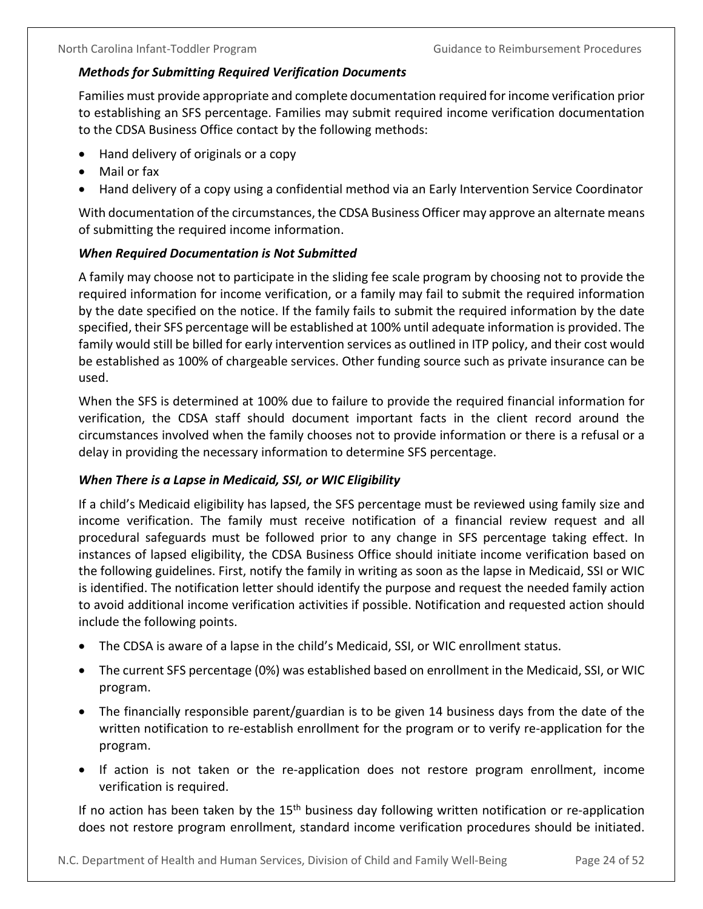### *Methods for Submitting Required Verification Documents*

Families must provide appropriate and complete documentation required for income verification prior to establishing an SFS percentage. Families may submit required income verification documentation to the CDSA Business Office contact by the following methods:

- Hand delivery of originals or a copy
- Mail or fax
- Hand delivery of a copy using a confidential method via an Early Intervention Service Coordinator

With documentation of the circumstances, the CDSA Business Officer may approve an alternate means of submitting the required income information.

### *When Required Documentation is Not Submitted*

A family may choose not to participate in the sliding fee scale program by choosing not to provide the required information for income verification, or a family may fail to submit the required information by the date specified on the notice. If the family fails to submit the required information by the date specified, their SFS percentage will be established at 100% until adequate information is provided. The family would still be billed for early intervention services as outlined in ITP policy, and their cost would be established as 100% of chargeable services. Other funding source such as private insurance can be used.

When the SFS is determined at 100% due to failure to provide the required financial information for verification, the CDSA staff should document important facts in the client record around the circumstances involved when the family chooses not to provide information or there is a refusal or a delay in providing the necessary information to determine SFS percentage.

### *When There is a Lapse in Medicaid, SSI, or WIC Eligibility*

If a child's Medicaid eligibility has lapsed, the SFS percentage must be reviewed using family size and income verification. The family must receive notification of a financial review request and all procedural safeguards must be followed prior to any change in SFS percentage taking effect. In instances of lapsed eligibility, the CDSA Business Office should initiate income verification based on the following guidelines. First, notify the family in writing as soon as the lapse in Medicaid, SSI or WIC is identified. The notification letter should identify the purpose and request the needed family action to avoid additional income verification activities if possible. Notification and requested action should include the following points.

- The CDSA is aware of a lapse in the child's Medicaid, SSI, or WIC enrollment status.
- The current SFS percentage (0%) was established based on enrollment in the Medicaid, SSI, or WIC program.
- The financially responsible parent/guardian is to be given 14 business days from the date of the written notification to re-establish enrollment for the program or to verify re-application for the program.
- If action is not taken or the re-application does not restore program enrollment, income verification is required.

If no action has been taken by the 15th business day following written notification or re-application does not restore program enrollment, standard income verification procedures should be initiated.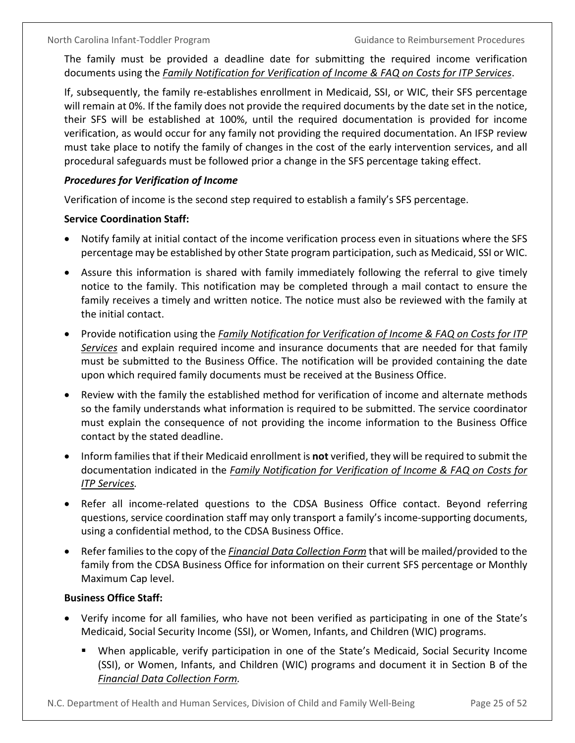The family must be provided a deadline date for submitting the required income verification documents using the *Family Notification for Verification of Income & FAQ on Costs for ITP Services*.

If, subsequently, the family re-establishes enrollment in Medicaid, SSI, or WIC, their SFS percentage will remain at 0%. If the family does not provide the required documents by the date set in the notice, their SFS will be established at 100%, until the required documentation is provided for income verification, as would occur for any family not providing the required documentation. An IFSP review must take place to notify the family of changes in the cost of the early intervention services, and all procedural safeguards must be followed prior a change in the SFS percentage taking effect.

***Procedures for Verification of Income***

Verification of income is the second step required to establish a family's SFS percentage.

**Service Coordination Staff:**

- Notify family at initial contact of the income verification process even in situations where the SFS percentage may be established by other State program participation, such as Medicaid, SSI or WIC.
- Assure this information is shared with family immediately following the referral to give timely notice to the family. This notification may be completed through a mail contact to ensure the family receives a timely and written notice. The notice must also be reviewed with the family at the initial contact.
- Provide notification using the *Family Notification for Verification of Income & FAQ on Costs for ITP Services* and explain required income and insurance documents that are needed for that family must be submitted to the Business Office. The notification will be provided containing the date upon which required family documents must be received at the Business Office.
- Review with the family the established method for verification of income and alternate methods so the family understands what information is required to be submitted. The service coordinator must explain the consequence of not providing the income information to the Business Office contact by the stated deadline.
- Inform families that if their Medicaid enrollment is **not** verified, they will be required to submit the documentation indicated in the *Family Notification for Verification of Income & FAQ on Costs for ITP Services.*
- Refer all income-related questions to the CDSA Business Office contact. Beyond referring questions, service coordination staff may only transport a family's income-supporting documents, using a confidential method, to the CDSA Business Office.
- Refer families to the copy of the *Financial Data Collection Form* that will be mailed/provided to the family from the CDSA Business Office for information on their current SFS percentage or Monthly Maximum Cap level.

**Business Office Staff:**

- Verify income for all families, who have not been verified as participating in one of the State's Medicaid, Social Security Income (SSI), or Women, Infants, and Children (WIC) programs.
  - When applicable, verify participation in one of the State's Medicaid, Social Security Income (SSI), or Women, Infants, and Children (WIC) programs and document it in Section B of the *Financial Data Collection Form.*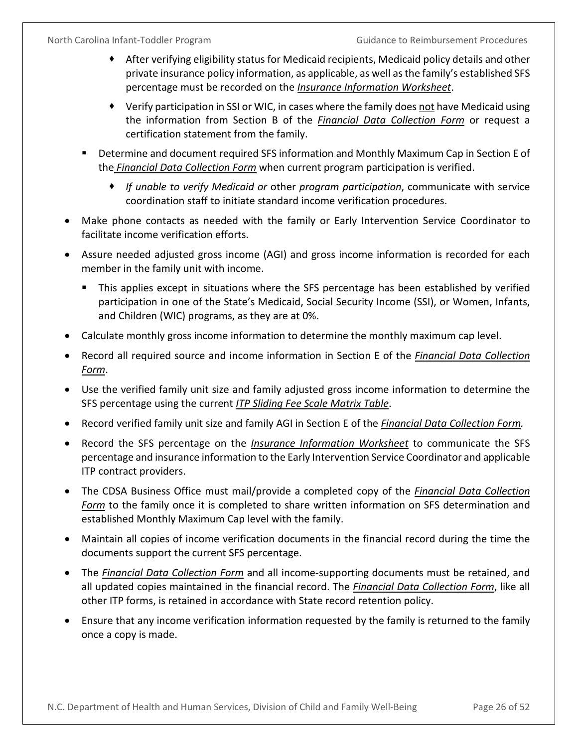- After verifying eligibility status for Medicaid recipients, Medicaid policy details and other private insurance policy information, as applicable, as well as the family's established SFS percentage must be recorded on the *Insurance Information Worksheet*.
        - Verify participation in SSI or WIC, in cases where the family does not have Medicaid using the information from Section B of the *Financial Data Collection Form* or request a certification statement from the family.
    - Determine and document required SFS information and Monthly Maximum Cap in Section E of the *Financial Data Collection Form* when current program participation is verified.
        - *If unable to verify Medicaid or* other *program participation*, communicate with service coordination staff to initiate standard income verification procedures.
- Make phone contacts as needed with the family or Early Intervention Service Coordinator to facilitate income verification efforts.
- Assure needed adjusted gross income (AGI) and gross income information is recorded for each member in the family unit with income.
    - This applies except in situations where the SFS percentage has been established by verified participation in one of the State's Medicaid, Social Security Income (SSI), or Women, Infants, and Children (WIC) programs, as they are at 0%.
- Calculate monthly gross income information to determine the monthly maximum cap level.
- Record all required source and income information in Section E of the *Financial Data Collection Form*.
- Use the verified family unit size and family adjusted gross income information to determine the SFS percentage using the current *ITP Sliding Fee Scale Matrix Table*.
- Record verified family unit size and family AGI in Section E of the *Financial Data Collection Form.*
- Record the SFS percentage on the *Insurance Information Worksheet* to communicate the SFS percentage and insurance information to the Early Intervention Service Coordinator and applicable ITP contract providers.
- The CDSA Business Office must mail/provide a completed copy of the *Financial Data Collection Form* to the family once it is completed to share written information on SFS determination and established Monthly Maximum Cap level with the family.
- Maintain all copies of income verification documents in the financial record during the time the documents support the current SFS percentage.
- The *Financial Data Collection Form* and all income-supporting documents must be retained, and all updated copies maintained in the financial record. The *Financial Data Collection Form*, like all other ITP forms, is retained in accordance with State record retention policy.
- Ensure that any income verification information requested by the family is returned to the family once a copy is made.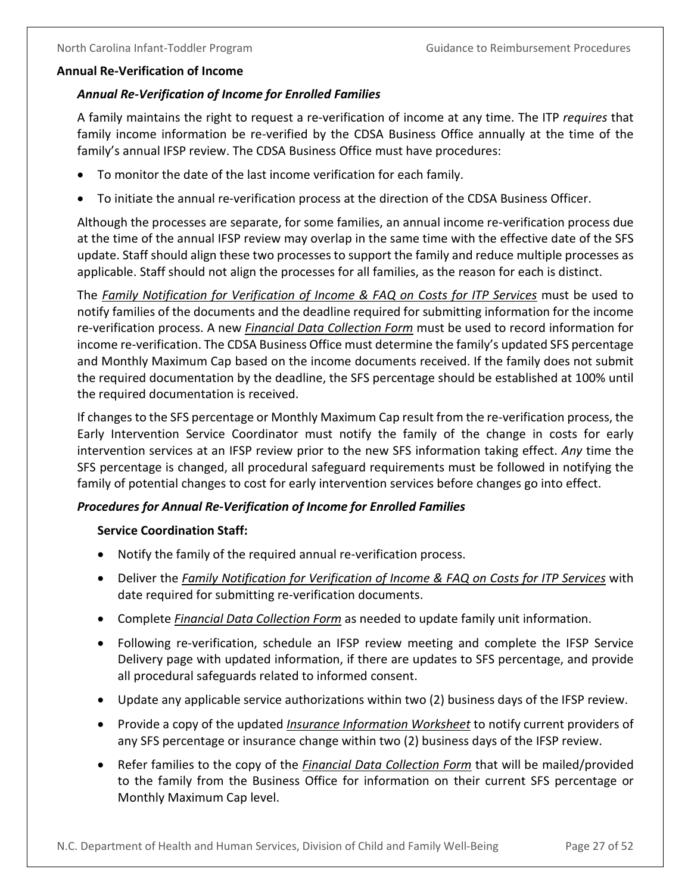## Annual Re-Verification of Income

### *Annual Re-Verification of Income for Enrolled Families*

A family maintains the right to request a re-verification of income at any time. The ITP *requires* that family income information be re-verified by the CDSA Business Office annually at the time of the family's annual IFSP review. The CDSA Business Office must have procedures:

- To monitor the date of the last income verification for each family.
- To initiate the annual re-verification process at the direction of the CDSA Business Officer.

Although the processes are separate, for some families, an annual income re-verification process due at the time of the annual IFSP review may overlap in the same time with the effective date of the SFS update. Staff should align these two processes to support the family and reduce multiple processes as applicable. Staff should not align the processes for all families, as the reason for each is distinct.

The ***Family Notification for Verification of Income & FAQ on Costs for ITP Services*** must be used to notify families of the documents and the deadline required for submitting information for the income re-verification process. A new ***Financial Data Collection Form*** must be used to record information for income re-verification. The CDSA Business Office must determine the family's updated SFS percentage and Monthly Maximum Cap based on the income documents received. If the family does not submit the required documentation by the deadline, the SFS percentage should be established at 100% until the required documentation is received.

If changes to the SFS percentage or Monthly Maximum Cap result from the re-verification process, the Early Intervention Service Coordinator must notify the family of the change in costs for early intervention services at an IFSP review prior to the new SFS information taking effect. *Any* time the SFS percentage is changed, all procedural safeguard requirements must be followed in notifying the family of potential changes to cost for early intervention services before changes go into effect.

### *Procedures for Annual Re-Verification of Income for Enrolled Families*

**Service Coordination Staff:**

- Notify the family of the required annual re-verification process.
- Deliver the ***Family Notification for Verification of Income & FAQ on Costs for ITP Services*** with date required for submitting re-verification documents.
- Complete ***Financial Data Collection Form*** as needed to update family unit information.
- Following re-verification, schedule an IFSP review meeting and complete the IFSP Service Delivery page with updated information, if there are updates to SFS percentage, and provide all procedural safeguards related to informed consent.
- Update any applicable service authorizations within two (2) business days of the IFSP review.
- Provide a copy of the updated ***Insurance Information Worksheet*** to notify current providers of any SFS percentage or insurance change within two (2) business days of the IFSP review.
- Refer families to the copy of the ***Financial Data Collection Form*** that will be mailed/provided to the family from the Business Office for information on their current SFS percentage or Monthly Maximum Cap level.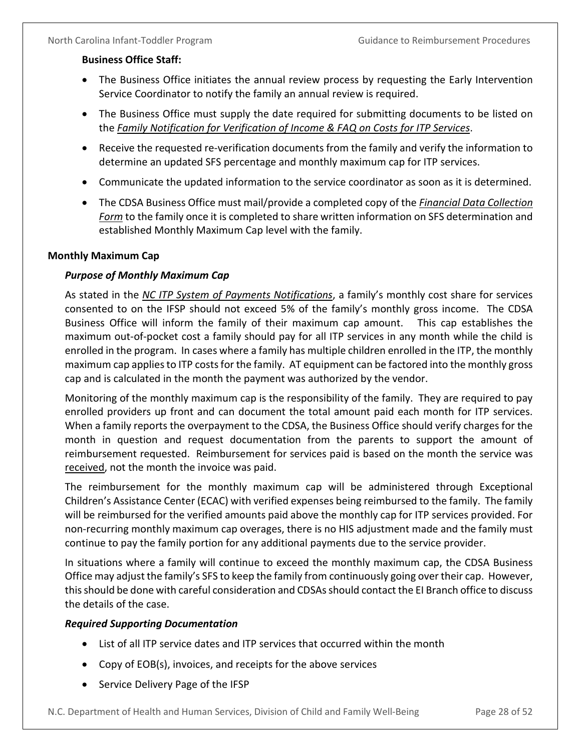**Business Office Staff:**

- The Business Office initiates the annual review process by requesting the Early Intervention Service Coordinator to notify the family an annual review is required.
- The Business Office must supply the date required for submitting documents to be listed on the *Family Notification for Verification of Income & FAQ on Costs for ITP Services*.
- Receive the requested re-verification documents from the family and verify the information to determine an updated SFS percentage and monthly maximum cap for ITP services.
- Communicate the updated information to the service coordinator as soon as it is determined.
- The CDSA Business Office must mail/provide a completed copy of the *Financial Data Collection Form* to the family once it is completed to share written information on SFS determination and established Monthly Maximum Cap level with the family.

## Monthly Maximum Cap

### *Purpose of Monthly Maximum Cap*

As stated in the *NC ITP System of Payments Notifications*, a family's monthly cost share for services consented to on the IFSP should not exceed 5% of the family's monthly gross income. The CDSA Business Office will inform the family of their maximum cap amount. This cap establishes the maximum out-of-pocket cost a family should pay for all ITP services in any month while the child is enrolled in the program. In cases where a family has multiple children enrolled in the ITP, the monthly maximum cap applies to ITP costs for the family. AT equipment can be factored into the monthly gross cap and is calculated in the month the payment was authorized by the vendor.

Monitoring of the monthly maximum cap is the responsibility of the family. They are required to pay enrolled providers up front and can document the total amount paid each month for ITP services. When a family reports the overpayment to the CDSA, the Business Office should verify charges for the month in question and request documentation from the parents to support the amount of reimbursement requested. Reimbursement for services paid is based on the month the service was received, not the month the invoice was paid.

The reimbursement for the monthly maximum cap will be administered through Exceptional Children's Assistance Center (ECAC) with verified expenses being reimbursed to the family. The family will be reimbursed for the verified amounts paid above the monthly cap for ITP services provided. For non-recurring monthly maximum cap overages, there is no HIS adjustment made and the family must continue to pay the family portion for any additional payments due to the service provider.

In situations where a family will continue to exceed the monthly maximum cap, the CDSA Business Office may adjust the family's SFS to keep the family from continuously going over their cap. However, this should be done with careful consideration and CDSAs should contact the EI Branch office to discuss the details of the case.

### *Required Supporting Documentation*

- List of all ITP service dates and ITP services that occurred within the month
- Copy of EOB(s), invoices, and receipts for the above services
- Service Delivery Page of the IFSP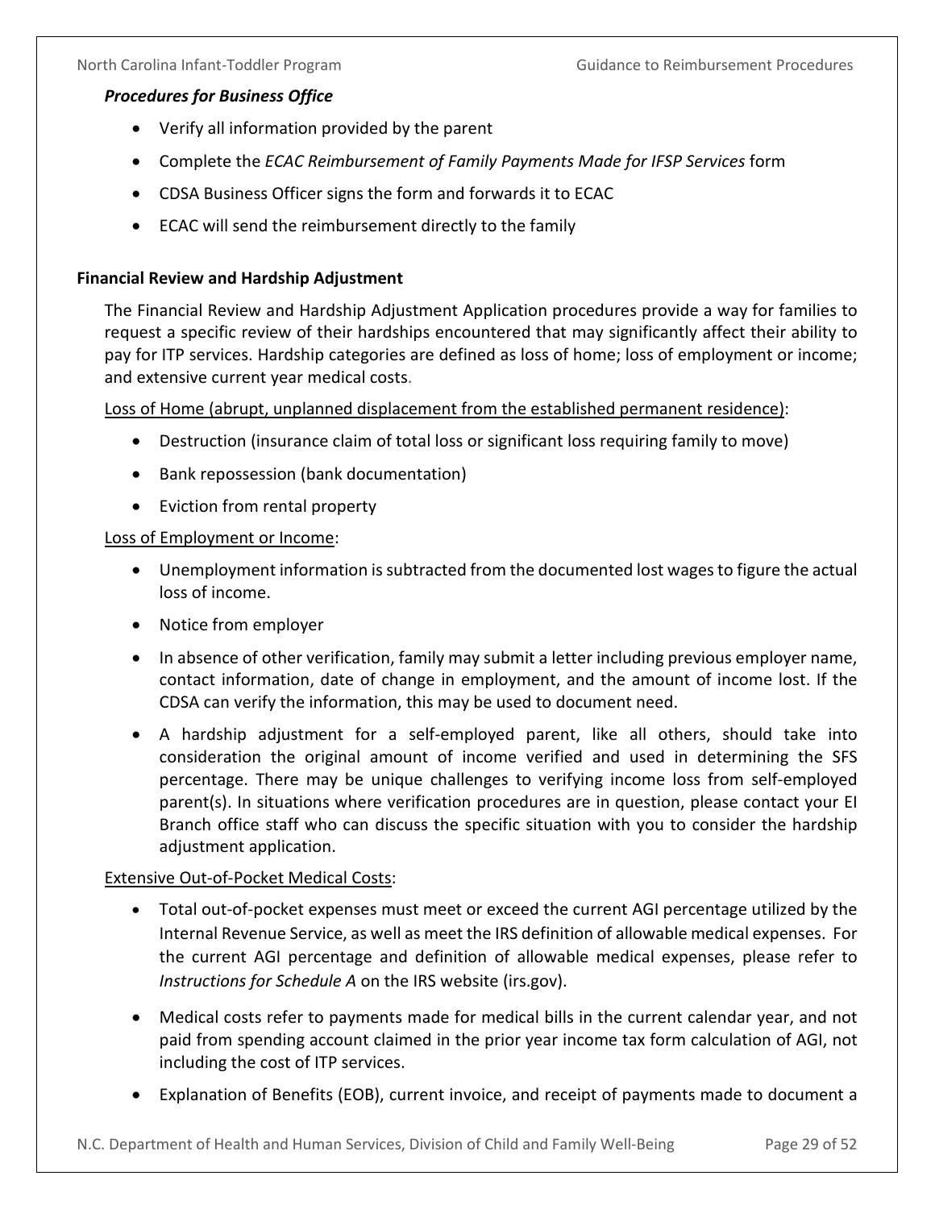***Procedures for Business Office***

- Verify all information provided by the parent
- Complete the *ECAC Reimbursement of Family Payments Made for IFSP Services* form
- CDSA Business Officer signs the form and forwards it to ECAC
- ECAC will send the reimbursement directly to the family

**Financial Review and Hardship Adjustment**

The Financial Review and Hardship Adjustment Application procedures provide a way for families to request a specific review of their hardships encountered that may significantly affect their ability to pay for ITP services. Hardship categories are defined as loss of home; loss of employment or income; and extensive current year medical costs.

<u>Loss of Home (abrupt, unplanned displacement from the established permanent residence)</u>:

- Destruction (insurance claim of total loss or significant loss requiring family to move)
- Bank repossession (bank documentation)
- Eviction from rental property

<u>Loss of Employment or Income</u>:

- Unemployment information is subtracted from the documented lost wages to figure the actual loss of income.
- Notice from employer
- In absence of other verification, family may submit a letter including previous employer name, contact information, date of change in employment, and the amount of income lost. If the CDSA can verify the information, this may be used to document need.
- A hardship adjustment for a self-employed parent, like all others, should take into consideration the original amount of income verified and used in determining the SFS percentage. There may be unique challenges to verifying income loss from self-employed parent(s). In situations where verification procedures are in question, please contact your EI Branch office staff who can discuss the specific situation with you to consider the hardship adjustment application.

<u>Extensive Out-of-Pocket Medical Costs</u>:

- Total out-of-pocket expenses must meet or exceed the current AGI percentage utilized by the Internal Revenue Service, as well as meet the IRS definition of allowable medical expenses. For the current AGI percentage and definition of allowable medical expenses, please refer to *Instructions for Schedule A* on the IRS website (irs.gov).
- Medical costs refer to payments made for medical bills in the current calendar year, and not paid from spending account claimed in the prior year income tax form calculation of AGI, not including the cost of ITP services.
- Explanation of Benefits (EOB), current invoice, and receipt of payments made to document a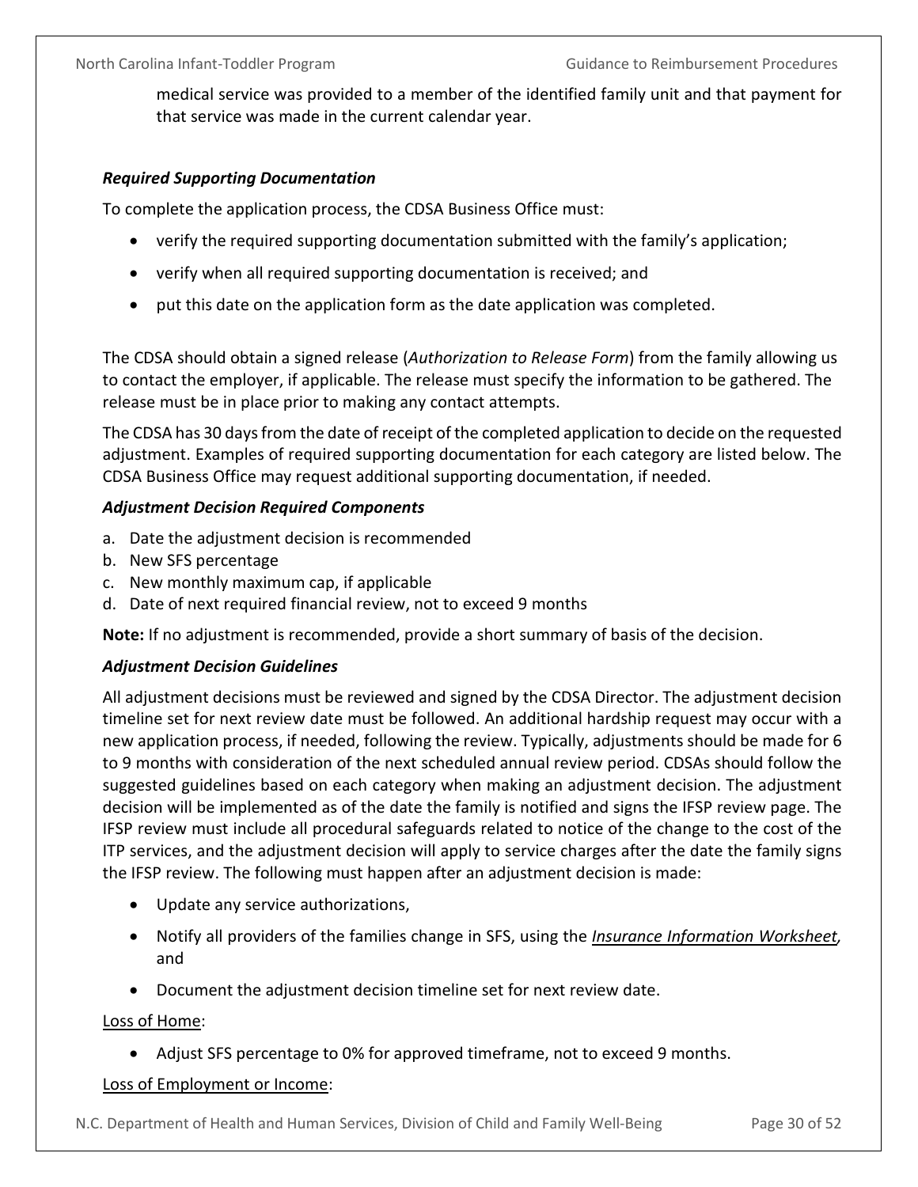medical service was provided to a member of the identified family unit and that payment for that service was made in the current calendar year.

### *Required Supporting Documentation*

To complete the application process, the CDSA Business Office must:

- verify the required supporting documentation submitted with the family's application;
- verify when all required supporting documentation is received; and
- put this date on the application form as the date application was completed.

The CDSA should obtain a signed release (*Authorization to Release Form*) from the family allowing us to contact the employer, if applicable. The release must specify the information to be gathered. The release must be in place prior to making any contact attempts.

The CDSA has 30 days from the date of receipt of the completed application to decide on the requested adjustment. Examples of required supporting documentation for each category are listed below. The CDSA Business Office may request additional supporting documentation, if needed.

### *Adjustment Decision Required Components*

a. Date the adjustment decision is recommended
b. New SFS percentage
c. New monthly maximum cap, if applicable
d. Date of next required financial review, not to exceed 9 months

**Note:** If no adjustment is recommended, provide a short summary of basis of the decision.

### *Adjustment Decision Guidelines*

All adjustment decisions must be reviewed and signed by the CDSA Director. The adjustment decision timeline set for next review date must be followed. An additional hardship request may occur with a new application process, if needed, following the review. Typically, adjustments should be made for 6 to 9 months with consideration of the next scheduled annual review period. CDSAs should follow the suggested guidelines based on each category when making an adjustment decision. The adjustment decision will be implemented as of the date the family is notified and signs the IFSP review page. The IFSP review must include all procedural safeguards related to notice of the change to the cost of the ITP services, and the adjustment decision will apply to service charges after the date the family signs the IFSP review. The following must happen after an adjustment decision is made:

- Update any service authorizations,
- Notify all providers of the families change in SFS, using the *Insurance Information Worksheet*, and
- Document the adjustment decision timeline set for next review date.

Loss of Home:

- Adjust SFS percentage to 0% for approved timeframe, not to exceed 9 months.

Loss of Employment or Income: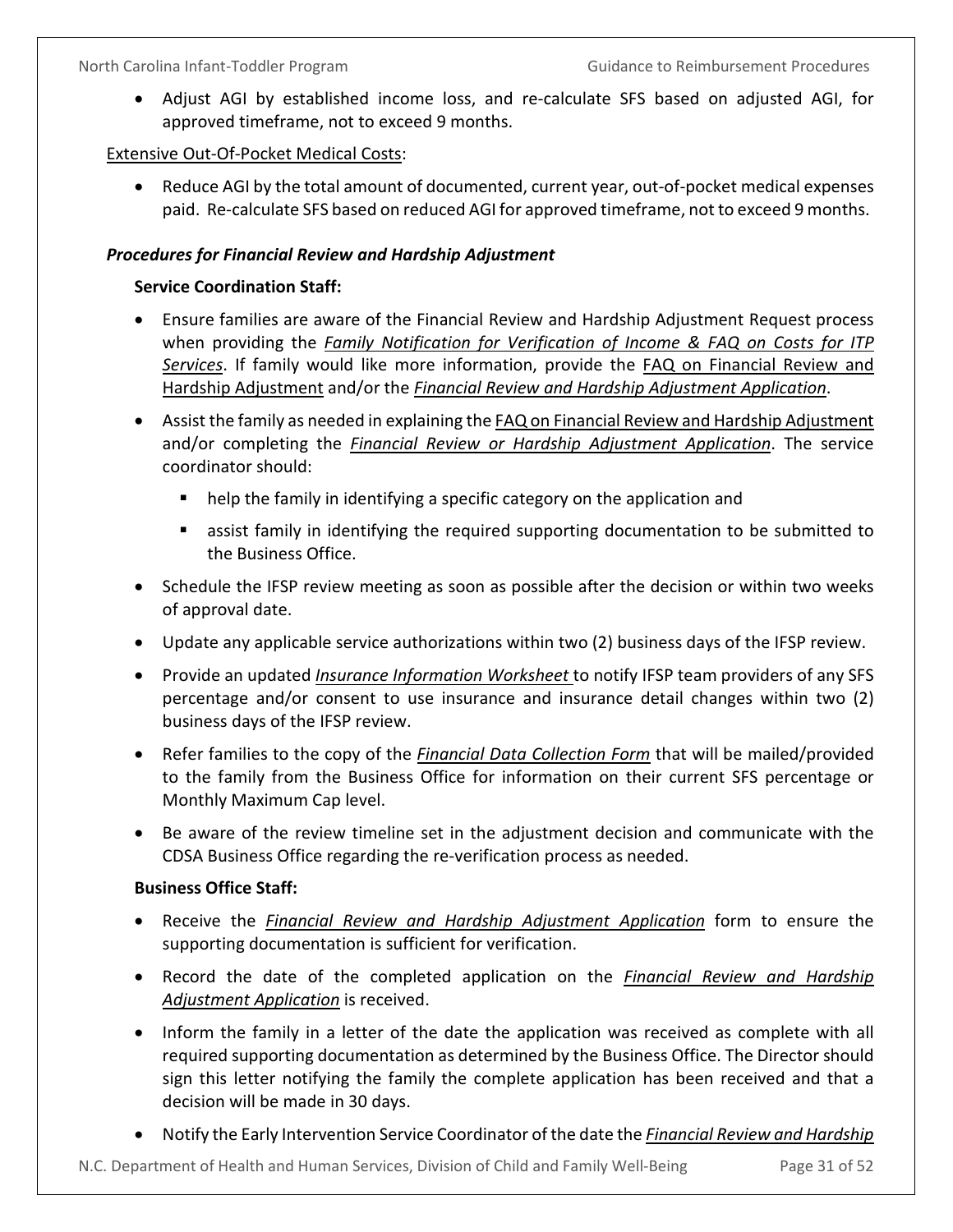- Adjust AGI by established income loss, and re-calculate SFS based on adjusted AGI, for approved timeframe, not to exceed 9 months.

Extensive Out-Of-Pocket Medical Costs:

- Reduce AGI by the total amount of documented, current year, out-of-pocket medical expenses paid. Re-calculate SFS based on reduced AGI for approved timeframe, not to exceed 9 months.

***Procedures for Financial Review and Hardship Adjustment***

**Service Coordination Staff:**

- Ensure families are aware of the Financial Review and Hardship Adjustment Request process when providing the *Family Notification for Verification of Income & FAQ on Costs for ITP Services*. If family would like more information, provide the FAQ on Financial Review and Hardship Adjustment and/or the *Financial Review and Hardship Adjustment Application*.
- Assist the family as needed in explaining the FAQ on Financial Review and Hardship Adjustment and/or completing the *Financial Review or Hardship Adjustment Application*. The service coordinator should:
  - help the family in identifying a specific category on the application and
  - assist family in identifying the required supporting documentation to be submitted to the Business Office.
- Schedule the IFSP review meeting as soon as possible after the decision or within two weeks of approval date.
- Update any applicable service authorizations within two (2) business days of the IFSP review.
- Provide an updated *Insurance Information Worksheet* to notify IFSP team providers of any SFS percentage and/or consent to use insurance and insurance detail changes within two (2) business days of the IFSP review.
- Refer families to the copy of the *Financial Data Collection Form* that will be mailed/provided to the family from the Business Office for information on their current SFS percentage or Monthly Maximum Cap level.
- Be aware of the review timeline set in the adjustment decision and communicate with the CDSA Business Office regarding the re-verification process as needed.

**Business Office Staff:**

- Receive the *Financial Review and Hardship Adjustment Application* form to ensure the supporting documentation is sufficient for verification.
- Record the date of the completed application on the *Financial Review and Hardship Adjustment Application* is received.
- Inform the family in a letter of the date the application was received as complete with all required supporting documentation as determined by the Business Office. The Director should sign this letter notifying the family the complete application has been received and that a decision will be made in 30 days.
- Notify the Early Intervention Service Coordinator of the date the *Financial Review and Hardship*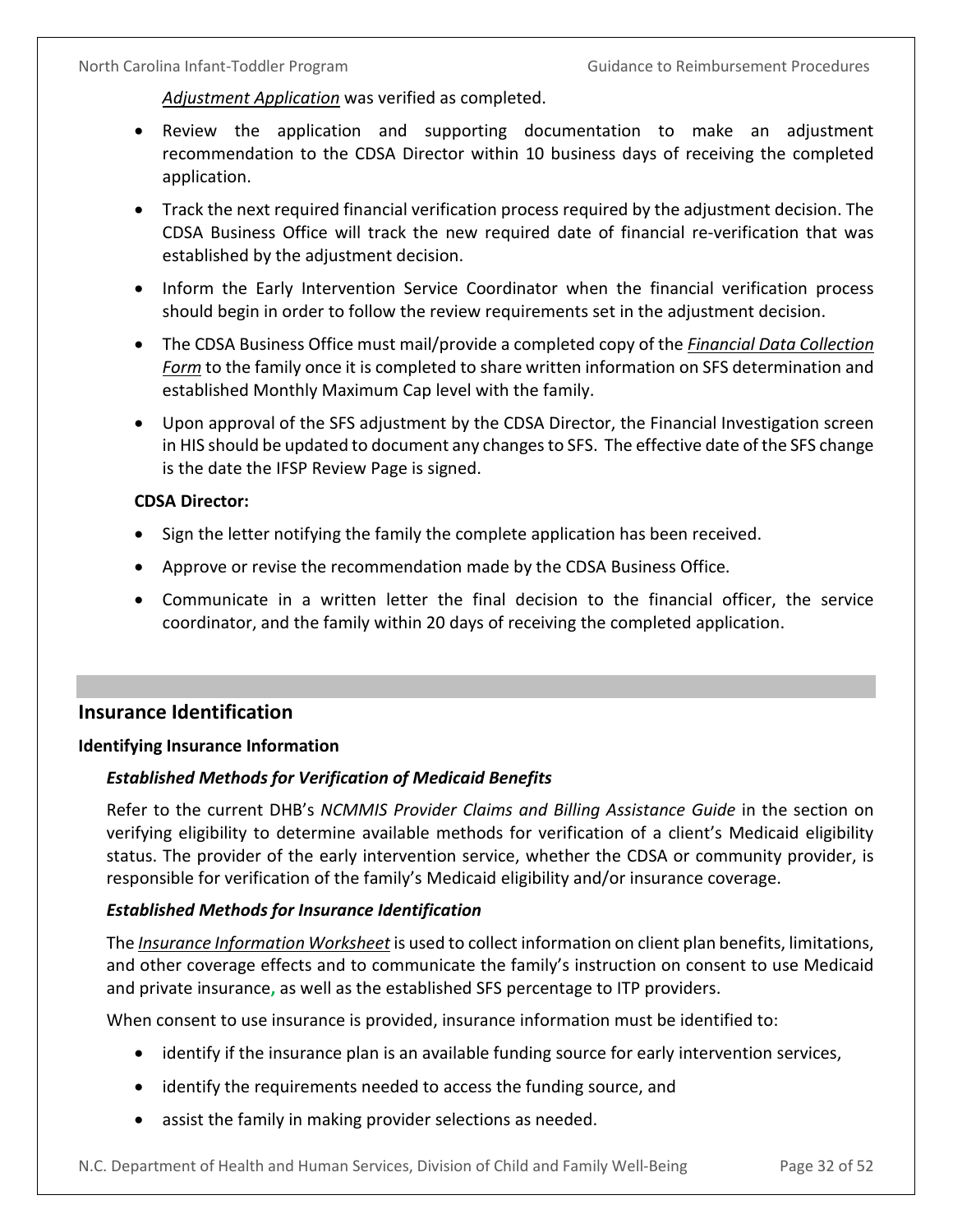*Adjustment Application* was verified as completed.

- Review the application and supporting documentation to make an adjustment recommendation to the CDSA Director within 10 business days of receiving the completed application.
- Track the next required financial verification process required by the adjustment decision. The CDSA Business Office will track the new required date of financial re-verification that was established by the adjustment decision.
- Inform the Early Intervention Service Coordinator when the financial verification process should begin in order to follow the review requirements set in the adjustment decision.
- The CDSA Business Office must mail/provide a completed copy of the *Financial Data Collection Form* to the family once it is completed to share written information on SFS determination and established Monthly Maximum Cap level with the family.
- Upon approval of the SFS adjustment by the CDSA Director, the Financial Investigation screen in HIS should be updated to document any changes to SFS. The effective date of the SFS change is the date the IFSP Review Page is signed.

**CDSA Director:**

- Sign the letter notifying the family the complete application has been received.
- Approve or revise the recommendation made by the CDSA Business Office.
- Communicate in a written letter the final decision to the financial officer, the service coordinator, and the family within 20 days of receiving the completed application.

## Insurance Identification

### Identifying Insurance Information

#### *Established Methods for Verification of Medicaid Benefits*

Refer to the current DHB's *NCMMIS Provider Claims and Billing Assistance Guide* in the section on verifying eligibility to determine available methods for verification of a client's Medicaid eligibility status. The provider of the early intervention service, whether the CDSA or community provider, is responsible for verification of the family's Medicaid eligibility and/or insurance coverage.

#### *Established Methods for Insurance Identification*

The *Insurance Information Worksheet* is used to collect information on client plan benefits, limitations, and other coverage effects and to communicate the family's instruction on consent to use Medicaid and private insurance, as well as the established SFS percentage to ITP providers.

When consent to use insurance is provided, insurance information must be identified to:

- identify if the insurance plan is an available funding source for early intervention services,
- identify the requirements needed to access the funding source, and
- assist the family in making provider selections as needed.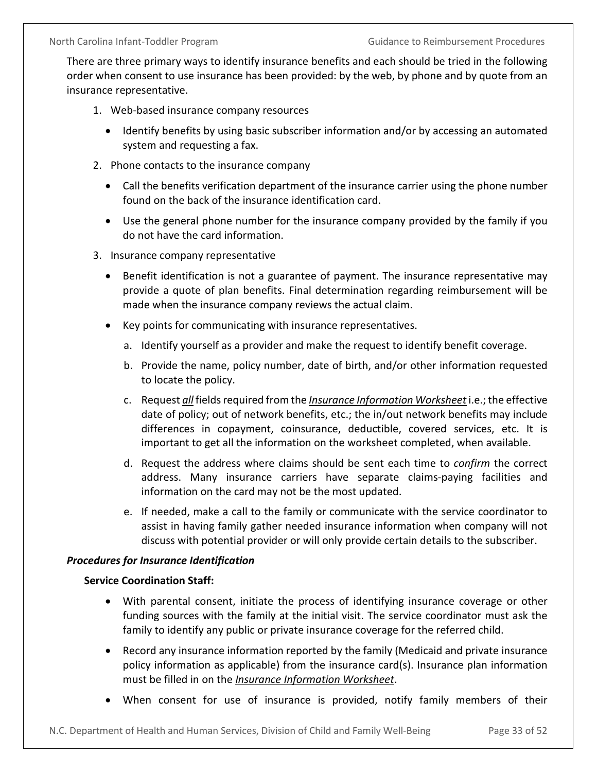There are three primary ways to identify insurance benefits and each should be tried in the following order when consent to use insurance has been provided: by the web, by phone and by quote from an insurance representative.

1. Web-based insurance company resources
   - Identify benefits by using basic subscriber information and/or by accessing an automated system and requesting a fax.
2. Phone contacts to the insurance company
   - Call the benefits verification department of the insurance carrier using the phone number found on the back of the insurance identification card.
   - Use the general phone number for the insurance company provided by the family if you do not have the card information.
3. Insurance company representative
   - Benefit identification is not a guarantee of payment. The insurance representative may provide a quote of plan benefits. Final determination regarding reimbursement will be made when the insurance company reviews the actual claim.
   - Key points for communicating with insurance representatives.
     a. Identify yourself as a provider and make the request to identify benefit coverage.
     b. Provide the name, policy number, date of birth, and/or other information requested to locate the policy.
     c. Request ***all*** fields required from the ***Insurance Information Worksheet*** i.e.; the effective date of policy; out of network benefits, etc.; the in/out network benefits may include differences in copayment, coinsurance, deductible, covered services, etc. It is important to get all the information on the worksheet completed, when available.
     d. Request the address where claims should be sent each time to *confirm* the correct address. Many insurance carriers have separate claims-paying facilities and information on the card may not be the most updated.
     e. If needed, make a call to the family or communicate with the service coordinator to assist in having family gather needed insurance information when company will not discuss with potential provider or will only provide certain details to the subscriber.

***Procedures for Insurance Identification***

**Service Coordination Staff:**

- With parental consent, initiate the process of identifying insurance coverage or other funding sources with the family at the initial visit. The service coordinator must ask the family to identify any public or private insurance coverage for the referred child.
- Record any insurance information reported by the family (Medicaid and private insurance policy information as applicable) from the insurance card(s). Insurance plan information must be filled in on the *Insurance Information Worksheet*.
- When consent for use of insurance is provided, notify family members of their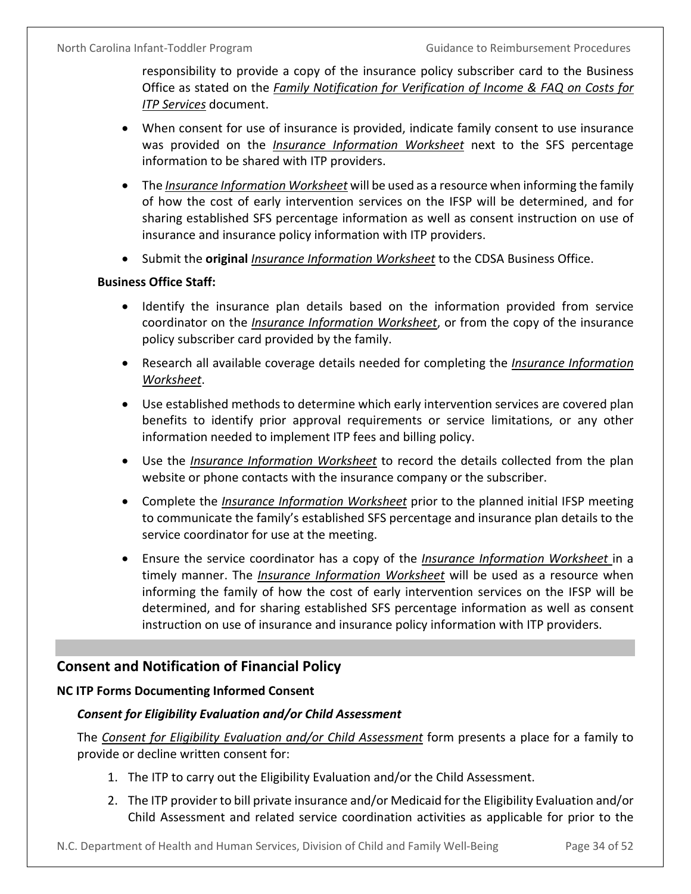responsibility to provide a copy of the insurance policy subscriber card to the Business Office as stated on the *Family Notification for Verification of Income & FAQ on Costs for ITP Services* document.

- When consent for use of insurance is provided, indicate family consent to use insurance was provided on the *Insurance Information Worksheet* next to the SFS percentage information to be shared with ITP providers.
- The *Insurance Information Worksheet* will be used as a resource when informing the family of how the cost of early intervention services on the IFSP will be determined, and for sharing established SFS percentage information as well as consent instruction on use of insurance and insurance policy information with ITP providers.
- Submit the **original** *Insurance Information Worksheet* to the CDSA Business Office.

**Business Office Staff:**

- Identify the insurance plan details based on the information provided from service coordinator on the *Insurance Information Worksheet*, or from the copy of the insurance policy subscriber card provided by the family.
- Research all available coverage details needed for completing the *Insurance Information Worksheet*.
- Use established methods to determine which early intervention services are covered plan benefits to identify prior approval requirements or service limitations, or any other information needed to implement ITP fees and billing policy.
- Use the *Insurance Information Worksheet* to record the details collected from the plan website or phone contacts with the insurance company or the subscriber.
- Complete the *Insurance Information Worksheet* prior to the planned initial IFSP meeting to communicate the family's established SFS percentage and insurance plan details to the service coordinator for use at the meeting.
- Ensure the service coordinator has a copy of the *Insurance Information Worksheet* in a timely manner. The *Insurance Information Worksheet* will be used as a resource when informing the family of how the cost of early intervention services on the IFSP will be determined, and for sharing established SFS percentage information as well as consent instruction on use of insurance and insurance policy information with ITP providers.

## Consent and Notification of Financial Policy

### NC ITP Forms Documenting Informed Consent

#### *Consent for Eligibility Evaluation and/or Child Assessment*

The *Consent for Eligibility Evaluation and/or Child Assessment* form presents a place for a family to provide or decline written consent for:

1. The ITP to carry out the Eligibility Evaluation and/or the Child Assessment.
2. The ITP provider to bill private insurance and/or Medicaid for the Eligibility Evaluation and/or Child Assessment and related service coordination activities as applicable for prior to the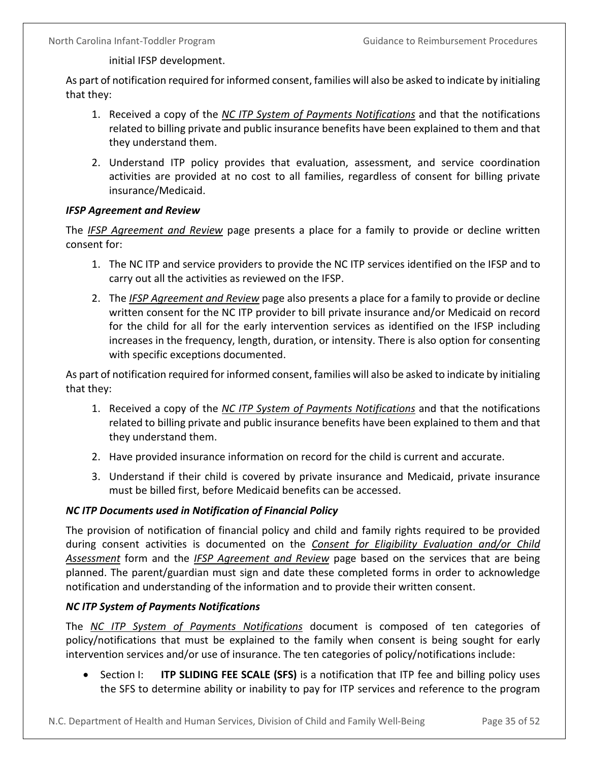initial IFSP development.

As part of notification required for informed consent, families will also be asked to indicate by initialing that they:

1. Received a copy of the *NC ITP System of Payments Notifications* and that the notifications related to billing private and public insurance benefits have been explained to them and that they understand them.
2. Understand ITP policy provides that evaluation, assessment, and service coordination activities are provided at no cost to all families, regardless of consent for billing private insurance/Medicaid.

### *IFSP Agreement and Review*

The *IFSP Agreement and Review* page presents a place for a family to provide or decline written consent for:

1. The NC ITP and service providers to provide the NC ITP services identified on the IFSP and to carry out all the activities as reviewed on the IFSP.
2. The *IFSP Agreement and Review* page also presents a place for a family to provide or decline written consent for the NC ITP provider to bill private insurance and/or Medicaid on record for the child for all for the early intervention services as identified on the IFSP including increases in the frequency, length, duration, or intensity. There is also option for consenting with specific exceptions documented.

As part of notification required for informed consent, families will also be asked to indicate by initialing that they:

1. Received a copy of the *NC ITP System of Payments Notifications* and that the notifications related to billing private and public insurance benefits have been explained to them and that they understand them.
2. Have provided insurance information on record for the child is current and accurate.
3. Understand if their child is covered by private insurance and Medicaid, private insurance must be billed first, before Medicaid benefits can be accessed.

### *NC ITP Documents used in Notification of Financial Policy*

The provision of notification of financial policy and child and family rights required to be provided during consent activities is documented on the *Consent for Eligibility Evaluation and/or Child Assessment* form and the *IFSP Agreement and Review* page based on the services that are being planned. The parent/guardian must sign and date these completed forms in order to acknowledge notification and understanding of the information and to provide their written consent.

### *NC ITP System of Payments Notifications*

The *NC ITP System of Payments Notifications* document is composed of ten categories of policy/notifications that must be explained to the family when consent is being sought for early intervention services and/or use of insurance. The ten categories of policy/notifications include:

- Section I: **ITP SLIDING FEE SCALE (SFS)** is a notification that ITP fee and billing policy uses the SFS to determine ability or inability to pay for ITP services and reference to the program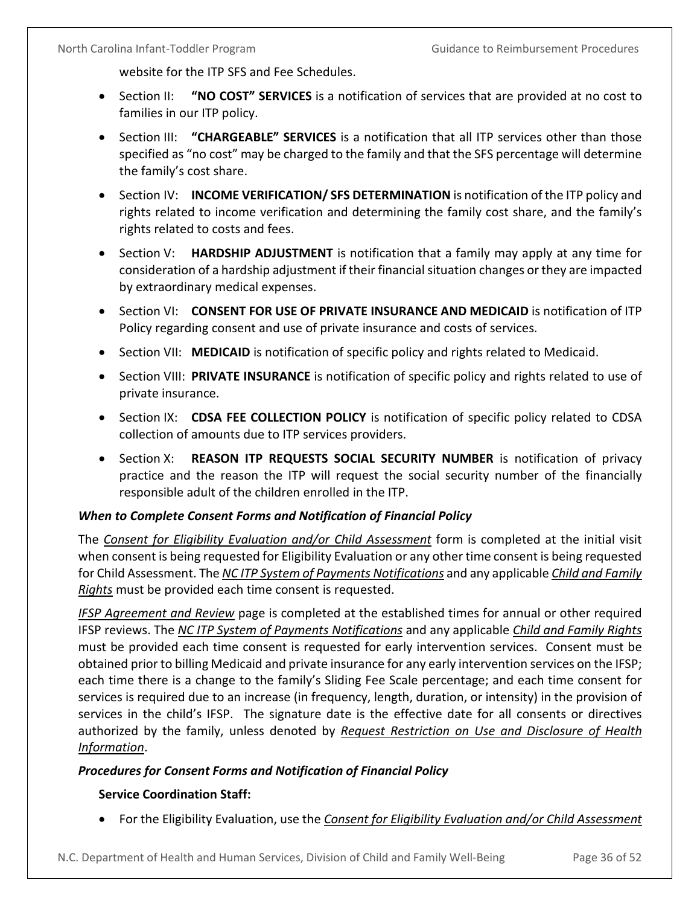website for the ITP SFS and Fee Schedules.

- Section II: **"NO COST" SERVICES** is a notification of services that are provided at no cost to families in our ITP policy.
- Section III: **"CHARGEABLE" SERVICES** is a notification that all ITP services other than those specified as "no cost" may be charged to the family and that the SFS percentage will determine the family's cost share.
- Section IV: **INCOME VERIFICATION/ SFS DETERMINATION** is notification of the ITP policy and rights related to income verification and determining the family cost share, and the family's rights related to costs and fees.
- Section V: **HARDSHIP ADJUSTMENT** is notification that a family may apply at any time for consideration of a hardship adjustment if their financial situation changes or they are impacted by extraordinary medical expenses.
- Section VI: **CONSENT FOR USE OF PRIVATE INSURANCE AND MEDICAID** is notification of ITP Policy regarding consent and use of private insurance and costs of services.
- Section VII: **MEDICAID** is notification of specific policy and rights related to Medicaid.
- Section VIII: **PRIVATE INSURANCE** is notification of specific policy and rights related to use of private insurance.
- Section IX: **CDSA FEE COLLECTION POLICY** is notification of specific policy related to CDSA collection of amounts due to ITP services providers.
- Section X: **REASON ITP REQUESTS SOCIAL SECURITY NUMBER** is notification of privacy practice and the reason the ITP will request the social security number of the financially responsible adult of the children enrolled in the ITP.

***When to Complete Consent Forms and Notification of Financial Policy***

The ***Consent for Eligibility Evaluation and/or Child Assessment*** form is completed at the initial visit when consent is being requested for Eligibility Evaluation or any other time consent is being requested for Child Assessment. The *NC ITP System of Payments Notifications* and any applicable *Child and Family Rights* must be provided each time consent is requested.

*IFSP Agreement and Review* page is completed at the established times for annual or other required IFSP reviews. The *NC ITP System of Payments Notifications* and any applicable *Child and Family Rights* must be provided each time consent is requested for early intervention services. Consent must be obtained prior to billing Medicaid and private insurance for any early intervention services on the IFSP; each time there is a change to the family's Sliding Fee Scale percentage; and each time consent for services is required due to an increase (in frequency, length, duration, or intensity) in the provision of services in the child's IFSP. The signature date is the effective date for all consents or directives authorized by the family, unless denoted by *Request Restriction on Use and Disclosure of Health Information*.

***Procedures for Consent Forms and Notification of Financial Policy***

**Service Coordination Staff:**

- For the Eligibility Evaluation, use the *Consent for Eligibility Evaluation and/or Child Assessment*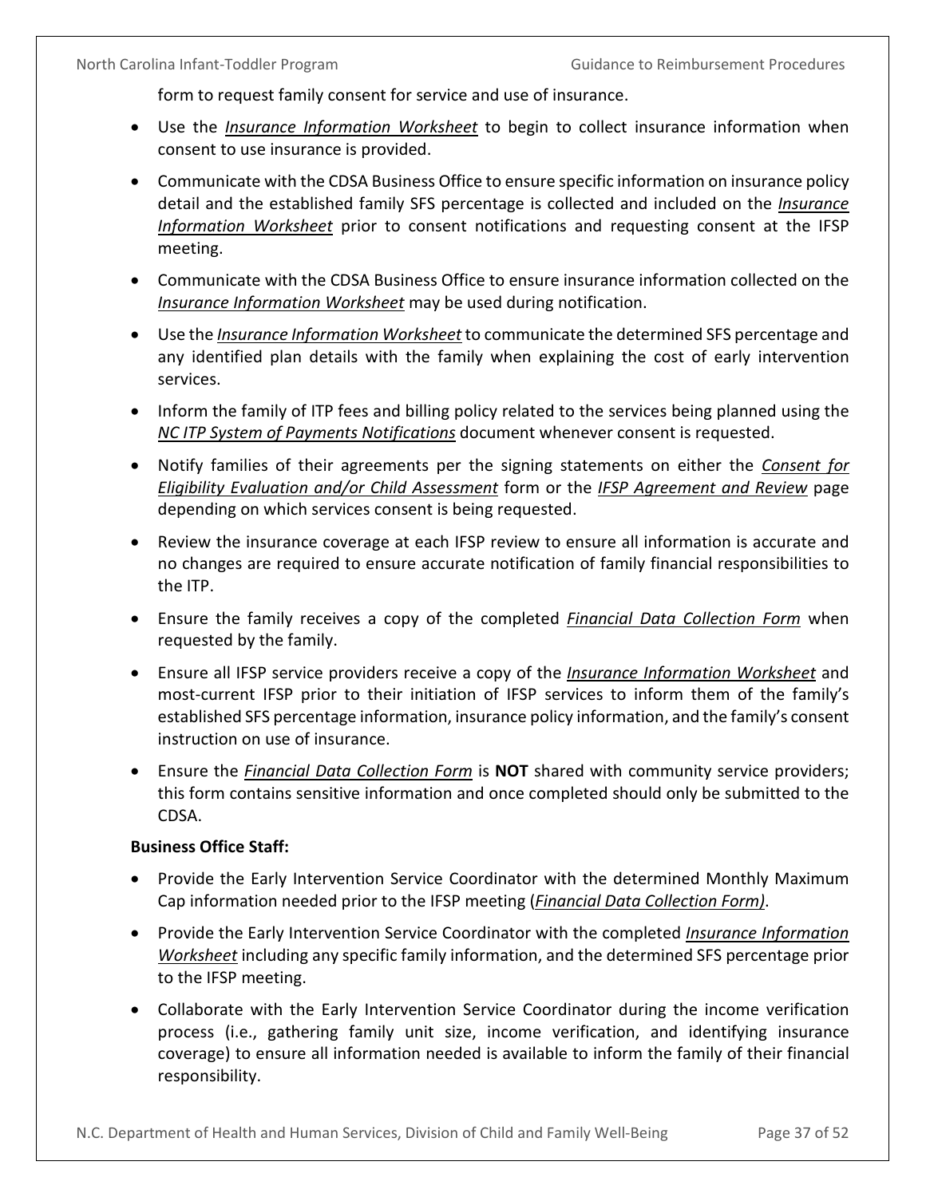form to request family consent for service and use of insurance.

- Use the ***Insurance Information Worksheet*** to begin to collect insurance information when consent to use insurance is provided.
- Communicate with the CDSA Business Office to ensure specific information on insurance policy detail and the established family SFS percentage is collected and included on the ***Insurance Information Worksheet*** prior to consent notifications and requesting consent at the IFSP meeting.
- Communicate with the CDSA Business Office to ensure insurance information collected on the *Insurance Information Worksheet* may be used during notification.
- Use the ***Insurance Information Worksheet*** to communicate the determined SFS percentage and any identified plan details with the family when explaining the cost of early intervention services.
- Inform the family of ITP fees and billing policy related to the services being planned using the *NC ITP System of Payments Notifications* document whenever consent is requested.
- Notify families of their agreements per the signing statements on either the *Consent for Eligibility Evaluation and/or Child Assessment* form or the *IFSP Agreement and Review* page depending on which services consent is being requested.
- Review the insurance coverage at each IFSP review to ensure all information is accurate and no changes are required to ensure accurate notification of family financial responsibilities to the ITP.
- Ensure the family receives a copy of the completed ***Financial Data Collection Form*** when requested by the family.
- Ensure all IFSP service providers receive a copy of the ***Insurance Information Worksheet*** and most-current IFSP prior to their initiation of IFSP services to inform them of the family's established SFS percentage information, insurance policy information, and the family's consent instruction on use of insurance.
- Ensure the ***Financial Data Collection Form*** is **NOT** shared with community service providers; this form contains sensitive information and once completed should only be submitted to the CDSA.

**Business Office Staff:**

- Provide the Early Intervention Service Coordinator with the determined Monthly Maximum Cap information needed prior to the IFSP meeting (*Financial Data Collection Form)*.
- Provide the Early Intervention Service Coordinator with the completed *Insurance Information Worksheet* including any specific family information, and the determined SFS percentage prior to the IFSP meeting.
- Collaborate with the Early Intervention Service Coordinator during the income verification process (i.e., gathering family unit size, income verification, and identifying insurance coverage) to ensure all information needed is available to inform the family of their financial responsibility.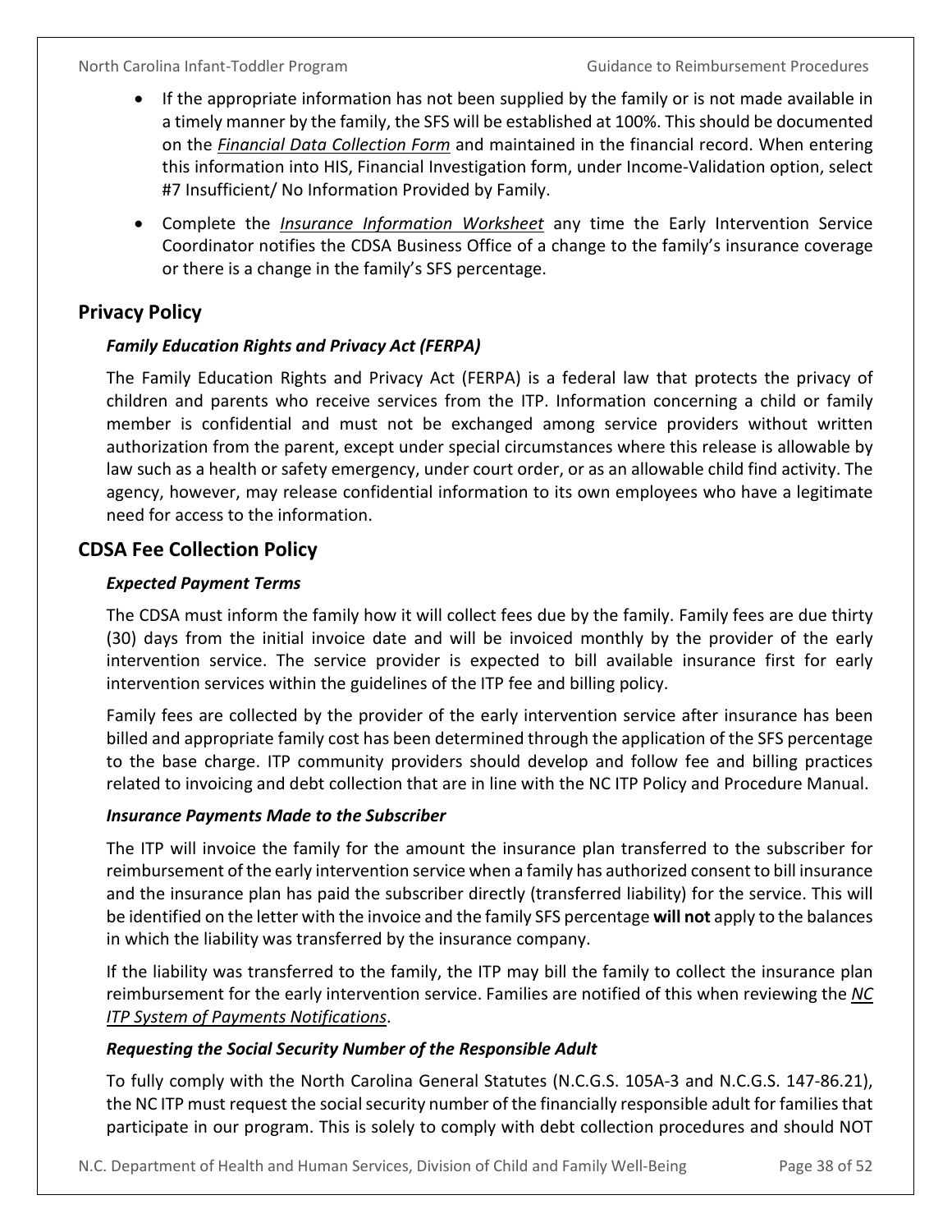- If the appropriate information has not been supplied by the family or is not made available in a timely manner by the family, the SFS will be established at 100%. This should be documented on the *Financial Data Collection Form* and maintained in the financial record. When entering this information into HIS, Financial Investigation form, under Income-Validation option, select #7 Insufficient/ No Information Provided by Family.
- Complete the *Insurance Information Worksheet* any time the Early Intervention Service Coordinator notifies the CDSA Business Office of a change to the family's insurance coverage or there is a change in the family's SFS percentage.

## Privacy Policy

### *Family Education Rights and Privacy Act (FERPA)*

The Family Education Rights and Privacy Act (FERPA) is a federal law that protects the privacy of children and parents who receive services from the ITP. Information concerning a child or family member is confidential and must not be exchanged among service providers without written authorization from the parent, except under special circumstances where this release is allowable by law such as a health or safety emergency, under court order, or as an allowable child find activity. The agency, however, may release confidential information to its own employees who have a legitimate need for access to the information.

## CDSA Fee Collection Policy

### *Expected Payment Terms*

The CDSA must inform the family how it will collect fees due by the family. Family fees are due thirty (30) days from the initial invoice date and will be invoiced monthly by the provider of the early intervention service. The service provider is expected to bill available insurance first for early intervention services within the guidelines of the ITP fee and billing policy.

Family fees are collected by the provider of the early intervention service after insurance has been billed and appropriate family cost has been determined through the application of the SFS percentage to the base charge. ITP community providers should develop and follow fee and billing practices related to invoicing and debt collection that are in line with the NC ITP Policy and Procedure Manual.

### *Insurance Payments Made to the Subscriber*

The ITP will invoice the family for the amount the insurance plan transferred to the subscriber for reimbursement of the early intervention service when a family has authorized consent to bill insurance and the insurance plan has paid the subscriber directly (transferred liability) for the service. This will be identified on the letter with the invoice and the family SFS percentage **will not** apply to the balances in which the liability was transferred by the insurance company.

If the liability was transferred to the family, the ITP may bill the family to collect the insurance plan reimbursement for the early intervention service. Families are notified of this when reviewing the *NC ITP System of Payments Notifications*.

### *Requesting the Social Security Number of the Responsible Adult*

To fully comply with the North Carolina General Statutes (N.C.G.S. 105A-3 and N.C.G.S. 147-86.21), the NC ITP must request the social security number of the financially responsible adult for families that participate in our program. This is solely to comply with debt collection procedures and should NOT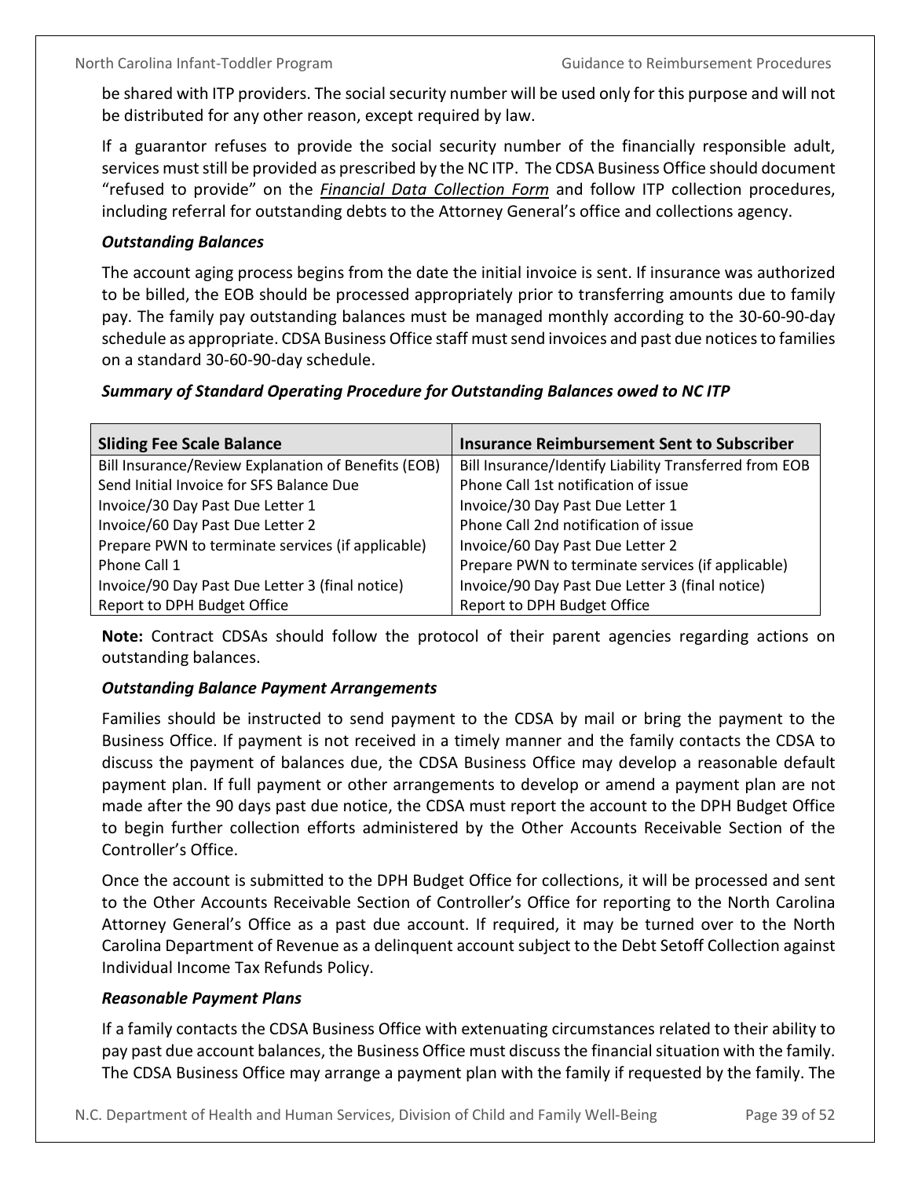be shared with ITP providers. The social security number will be used only for this purpose and will not be distributed for any other reason, except required by law.

If a guarantor refuses to provide the social security number of the financially responsible adult, services must still be provided as prescribed by the NC ITP. The CDSA Business Office should document "refused to provide" on the ***Financial Data Collection Form*** and follow ITP collection procedures, including referral for outstanding debts to the Attorney General's office and collections agency.

***Outstanding Balances***

The account aging process begins from the date the initial invoice is sent. If insurance was authorized to be billed, the EOB should be processed appropriately prior to transferring amounts due to family pay. The family pay outstanding balances must be managed monthly according to the 30-60-90-day schedule as appropriate. CDSA Business Office staff must send invoices and past due notices to families on a standard 30-60-90-day schedule.

***Summary of Standard Operating Procedure for Outstanding Balances owed to NC ITP***

| Sliding Fee Scale Balance | Insurance Reimbursement Sent to Subscriber |
|---|---|
| Bill Insurance/Review Explanation of Benefits (EOB) | Bill Insurance/Identify Liability Transferred from EOB |
| Send Initial Invoice for SFS Balance Due | Phone Call 1st notification of issue |
| Invoice/30 Day Past Due Letter 1 | Invoice/30 Day Past Due Letter 1 |
| Invoice/60 Day Past Due Letter 2 | Phone Call 2nd notification of issue |
| Prepare PWN to terminate services (if applicable) | Invoice/60 Day Past Due Letter 2 |
| Phone Call 1 | Prepare PWN to terminate services (if applicable) |
| Invoice/90 Day Past Due Letter 3 (final notice) | Invoice/90 Day Past Due Letter 3 (final notice) |
| Report to DPH Budget Office | Report to DPH Budget Office |

**Note:** Contract CDSAs should follow the protocol of their parent agencies regarding actions on outstanding balances.

***Outstanding Balance Payment Arrangements***

Families should be instructed to send payment to the CDSA by mail or bring the payment to the Business Office. If payment is not received in a timely manner and the family contacts the CDSA to discuss the payment of balances due, the CDSA Business Office may develop a reasonable default payment plan. If full payment or other arrangements to develop or amend a payment plan are not made after the 90 days past due notice, the CDSA must report the account to the DPH Budget Office to begin further collection efforts administered by the Other Accounts Receivable Section of the Controller's Office.

Once the account is submitted to the DPH Budget Office for collections, it will be processed and sent to the Other Accounts Receivable Section of Controller's Office for reporting to the North Carolina Attorney General's Office as a past due account. If required, it may be turned over to the North Carolina Department of Revenue as a delinquent account subject to the Debt Setoff Collection against Individual Income Tax Refunds Policy.

***Reasonable Payment Plans***

If a family contacts the CDSA Business Office with extenuating circumstances related to their ability to pay past due account balances, the Business Office must discuss the financial situation with the family. The CDSA Business Office may arrange a payment plan with the family if requested by the family. The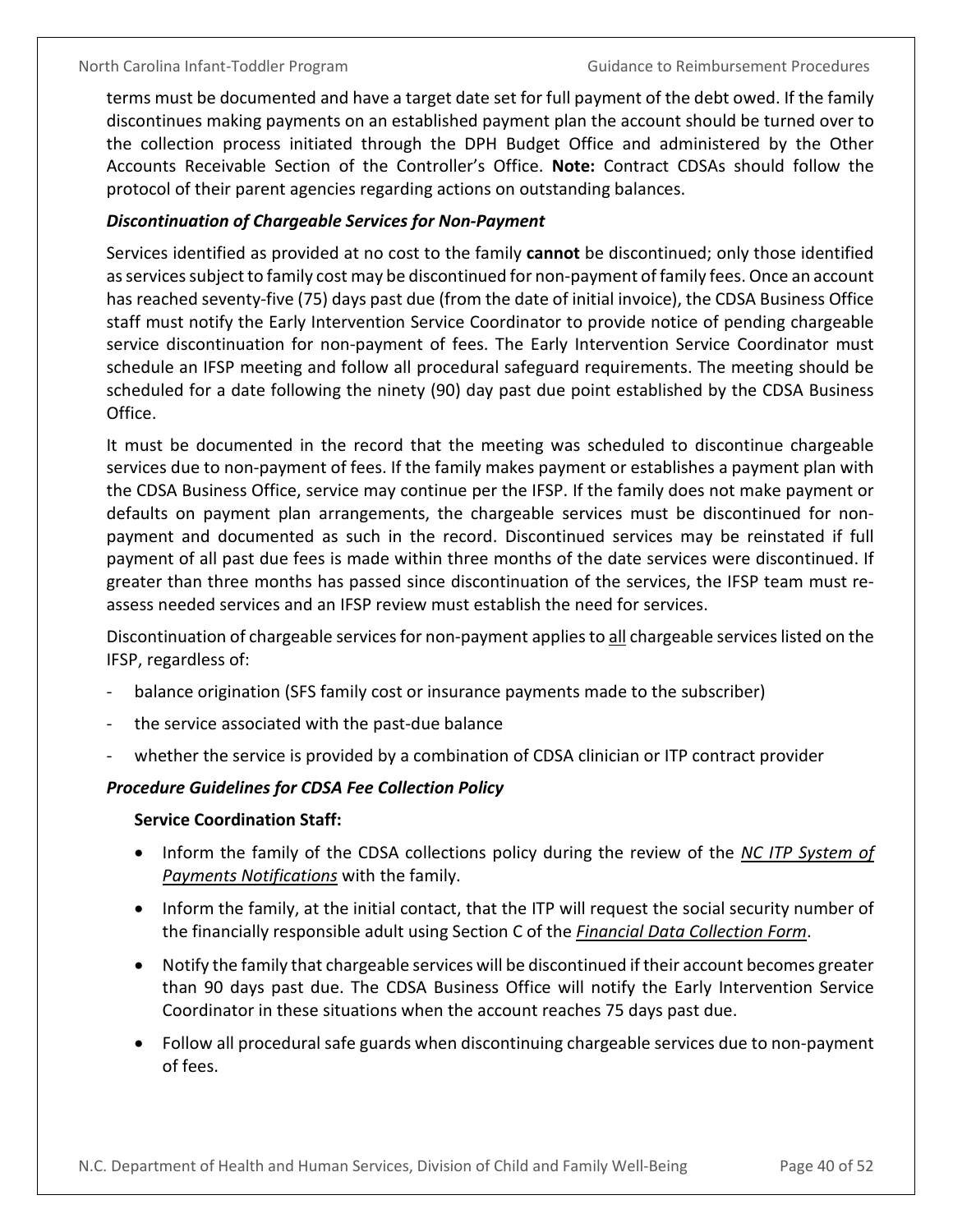terms must be documented and have a target date set for full payment of the debt owed. If the family discontinues making payments on an established payment plan the account should be turned over to the collection process initiated through the DPH Budget Office and administered by the Other Accounts Receivable Section of the Controller's Office. **Note:** Contract CDSAs should follow the protocol of their parent agencies regarding actions on outstanding balances.

### *Discontinuation of Chargeable Services for Non-Payment*

Services identified as provided at no cost to the family **cannot** be discontinued; only those identified as services subject to family cost may be discontinued for non-payment of family fees. Once an account has reached seventy-five (75) days past due (from the date of initial invoice), the CDSA Business Office staff must notify the Early Intervention Service Coordinator to provide notice of pending chargeable service discontinuation for non-payment of fees. The Early Intervention Service Coordinator must schedule an IFSP meeting and follow all procedural safeguard requirements. The meeting should be scheduled for a date following the ninety (90) day past due point established by the CDSA Business Office.

It must be documented in the record that the meeting was scheduled to discontinue chargeable services due to non-payment of fees. If the family makes payment or establishes a payment plan with the CDSA Business Office, service may continue per the IFSP. If the family does not make payment or defaults on payment plan arrangements, the chargeable services must be discontinued for non-payment and documented as such in the record. Discontinued services may be reinstated if full payment of all past due fees is made within three months of the date services were discontinued. If greater than three months has passed since discontinuation of the services, the IFSP team must re-assess needed services and an IFSP review must establish the need for services.

Discontinuation of chargeable services for non-payment applies to <u>all</u> chargeable services listed on the IFSP, regardless of:

- balance origination (SFS family cost or insurance payments made to the subscriber)
- the service associated with the past-due balance
- whether the service is provided by a combination of CDSA clinician or ITP contract provider

### *Procedure Guidelines for CDSA Fee Collection Policy*

**Service Coordination Staff:**

- Inform the family of the CDSA collections policy during the review of the ***NC ITP System of Payments Notifications*** with the family.
- Inform the family, at the initial contact, that the ITP will request the social security number of the financially responsible adult using Section C of the ***Financial Data Collection Form***.
- Notify the family that chargeable services will be discontinued if their account becomes greater than 90 days past due. The CDSA Business Office will notify the Early Intervention Service Coordinator in these situations when the account reaches 75 days past due.
- Follow all procedural safe guards when discontinuing chargeable services due to non-payment of fees.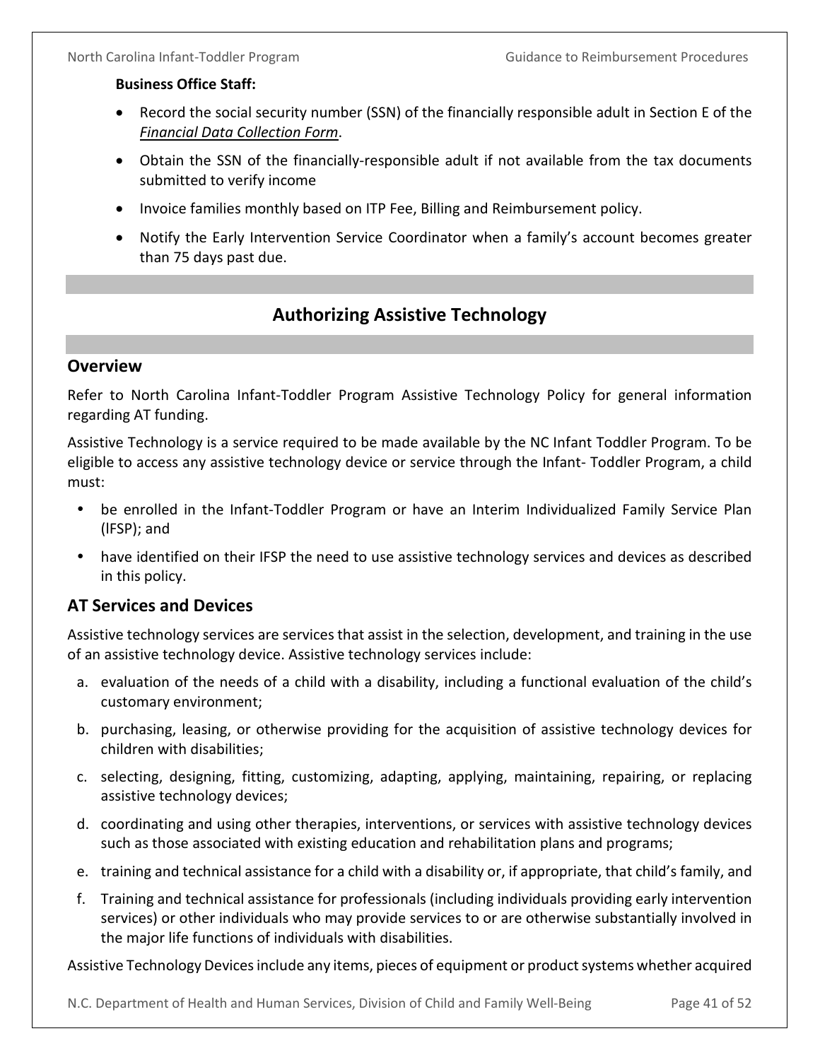**Business Office Staff:**

- Record the social security number (SSN) of the financially responsible adult in Section E of the *Financial Data Collection Form*.
- Obtain the SSN of the financially-responsible adult if not available from the tax documents submitted to verify income
- Invoice families monthly based on ITP Fee, Billing and Reimbursement policy.
- Notify the Early Intervention Service Coordinator when a family's account becomes greater than 75 days past due.

# Authorizing Assistive Technology

## Overview

Refer to North Carolina Infant-Toddler Program Assistive Technology Policy for general information regarding AT funding.

Assistive Technology is a service required to be made available by the NC Infant Toddler Program. To be eligible to access any assistive technology device or service through the Infant- Toddler Program, a child must:

- be enrolled in the Infant-Toddler Program or have an Interim Individualized Family Service Plan (IFSP); and
- have identified on their IFSP the need to use assistive technology services and devices as described in this policy.

## AT Services and Devices

Assistive technology services are services that assist in the selection, development, and training in the use of an assistive technology device. Assistive technology services include:

a. evaluation of the needs of a child with a disability, including a functional evaluation of the child's customary environment;
b. purchasing, leasing, or otherwise providing for the acquisition of assistive technology devices for children with disabilities;
c. selecting, designing, fitting, customizing, adapting, applying, maintaining, repairing, or replacing assistive technology devices;
d. coordinating and using other therapies, interventions, or services with assistive technology devices such as those associated with existing education and rehabilitation plans and programs;
e. training and technical assistance for a child with a disability or, if appropriate, that child's family, and
f. Training and technical assistance for professionals (including individuals providing early intervention services) or other individuals who may provide services to or are otherwise substantially involved in the major life functions of individuals with disabilities.

Assistive Technology Devices include any items, pieces of equipment or product systems whether acquired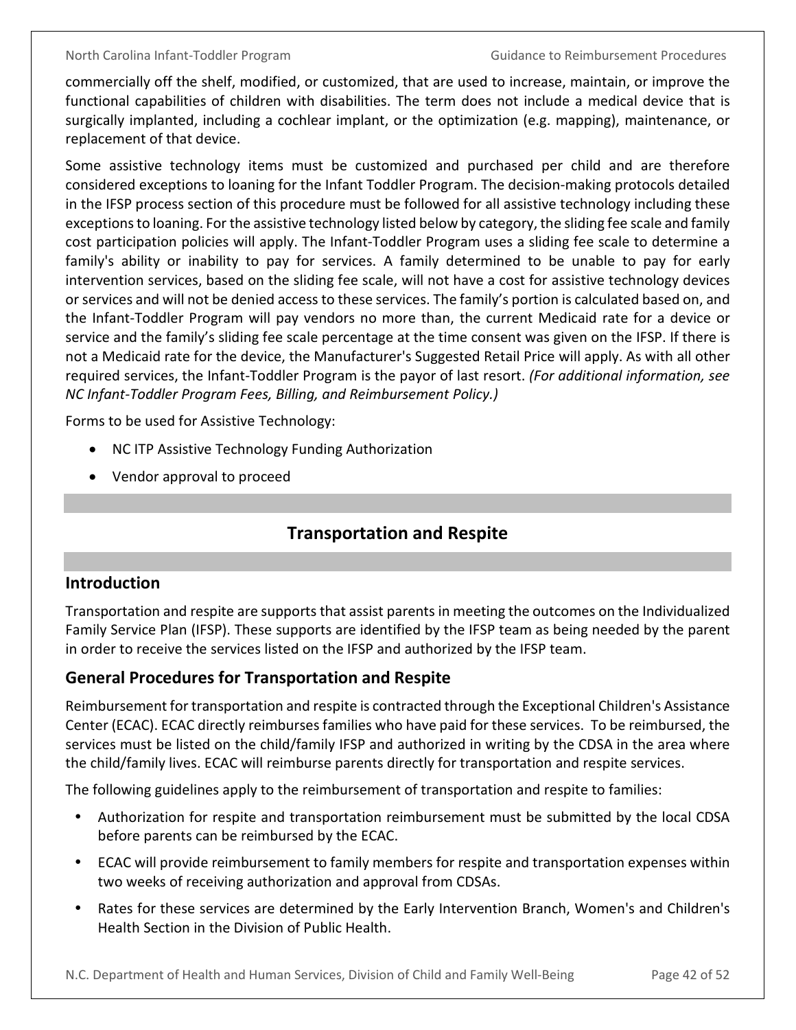commercially off the shelf, modified, or customized, that are used to increase, maintain, or improve the functional capabilities of children with disabilities. The term does not include a medical device that is surgically implanted, including a cochlear implant, or the optimization (e.g. mapping), maintenance, or replacement of that device.

Some assistive technology items must be customized and purchased per child and are therefore considered exceptions to loaning for the Infant Toddler Program. The decision-making protocols detailed in the IFSP process section of this procedure must be followed for all assistive technology including these exceptions to loaning. For the assistive technology listed below by category, the sliding fee scale and family cost participation policies will apply. The Infant-Toddler Program uses a sliding fee scale to determine a family's ability or inability to pay for services. A family determined to be unable to pay for early intervention services, based on the sliding fee scale, will not have a cost for assistive technology devices or services and will not be denied access to these services. The family's portion is calculated based on, and the Infant-Toddler Program will pay vendors no more than, the current Medicaid rate for a device or service and the family's sliding fee scale percentage at the time consent was given on the IFSP. If there is not a Medicaid rate for the device, the Manufacturer's Suggested Retail Price will apply. As with all other required services, the Infant-Toddler Program is the payor of last resort. *(For additional information, see NC Infant-Toddler Program Fees, Billing, and Reimbursement Policy.)*

Forms to be used for Assistive Technology:

- NC ITP Assistive Technology Funding Authorization
- Vendor approval to proceed

## Transportation and Respite

### Introduction

Transportation and respite are supports that assist parents in meeting the outcomes on the Individualized Family Service Plan (IFSP). These supports are identified by the IFSP team as being needed by the parent in order to receive the services listed on the IFSP and authorized by the IFSP team.

### General Procedures for Transportation and Respite

Reimbursement for transportation and respite is contracted through the Exceptional Children's Assistance Center (ECAC). ECAC directly reimburses families who have paid for these services. To be reimbursed, the services must be listed on the child/family IFSP and authorized in writing by the CDSA in the area where the child/family lives. ECAC will reimburse parents directly for transportation and respite services.

The following guidelines apply to the reimbursement of transportation and respite to families:

- Authorization for respite and transportation reimbursement must be submitted by the local CDSA before parents can be reimbursed by the ECAC.
- ECAC will provide reimbursement to family members for respite and transportation expenses within two weeks of receiving authorization and approval from CDSAs.
- Rates for these services are determined by the Early Intervention Branch, Women's and Children's Health Section in the Division of Public Health.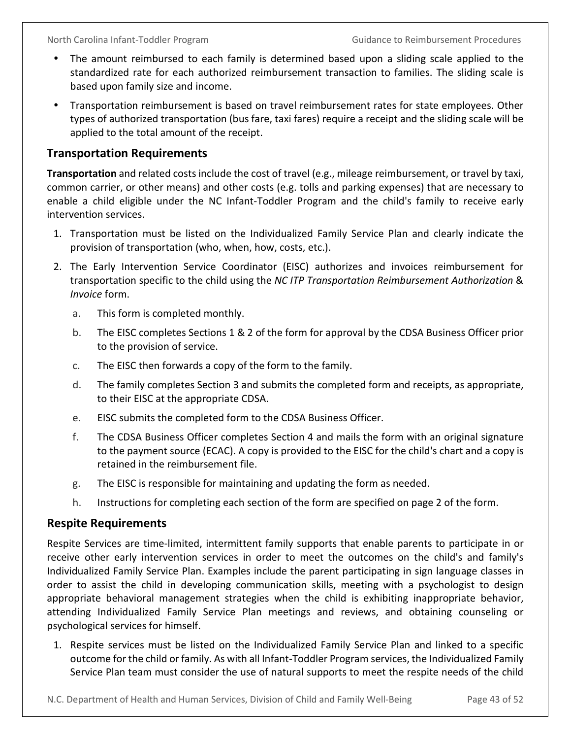- The amount reimbursed to each family is determined based upon a sliding scale applied to the standardized rate for each authorized reimbursement transaction to families. The sliding scale is based upon family size and income.
- Transportation reimbursement is based on travel reimbursement rates for state employees. Other types of authorized transportation (bus fare, taxi fares) require a receipt and the sliding scale will be applied to the total amount of the receipt.

## Transportation Requirements

**Transportation** and related costs include the cost of travel (e.g., mileage reimbursement, or travel by taxi, common carrier, or other means) and other costs (e.g. tolls and parking expenses) that are necessary to enable a child eligible under the NC Infant-Toddler Program and the child's family to receive early intervention services.

1. Transportation must be listed on the Individualized Family Service Plan and clearly indicate the provision of transportation (who, when, how, costs, etc.).
2. The Early Intervention Service Coordinator (EISC) authorizes and invoices reimbursement for transportation specific to the child using the *NC ITP Transportation Reimbursement Authorization* & *Invoice* form.
   a. This form is completed monthly.
   b. The EISC completes Sections 1 & 2 of the form for approval by the CDSA Business Officer prior to the provision of service.
   c. The EISC then forwards a copy of the form to the family.
   d. The family completes Section 3 and submits the completed form and receipts, as appropriate, to their EISC at the appropriate CDSA.
   e. EISC submits the completed form to the CDSA Business Officer.
   f. The CDSA Business Officer completes Section 4 and mails the form with an original signature to the payment source (ECAC). A copy is provided to the EISC for the child's chart and a copy is retained in the reimbursement file.
   g. The EISC is responsible for maintaining and updating the form as needed.
   h. Instructions for completing each section of the form are specified on page 2 of the form.

## Respite Requirements

Respite Services are time-limited, intermittent family supports that enable parents to participate in or receive other early intervention services in order to meet the outcomes on the child's and family's Individualized Family Service Plan. Examples include the parent participating in sign language classes in order to assist the child in developing communication skills, meeting with a psychologist to design appropriate behavioral management strategies when the child is exhibiting inappropriate behavior, attending Individualized Family Service Plan meetings and reviews, and obtaining counseling or psychological services for himself.

1. Respite services must be listed on the Individualized Family Service Plan and linked to a specific outcome for the child or family. As with all Infant-Toddler Program services, the Individualized Family Service Plan team must consider the use of natural supports to meet the respite needs of the child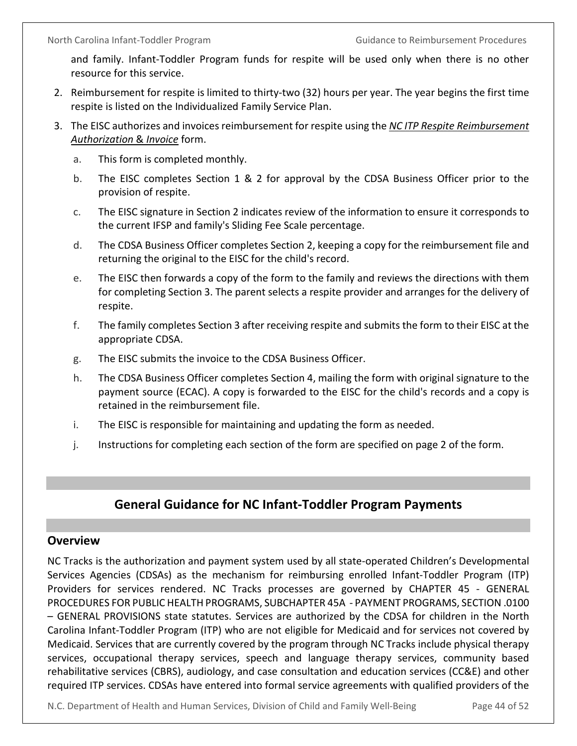and family. Infant-Toddler Program funds for respite will be used only when there is no other resource for this service.

2. Reimbursement for respite is limited to thirty-two (32) hours per year. The year begins the first time respite is listed on the Individualized Family Service Plan.
3. The EISC authorizes and invoices reimbursement for respite using the ***NC ITP Respite Reimbursement Authorization*** & ***Invoice*** form.
   a. This form is completed monthly.
   b. The EISC completes Section 1 & 2 for approval by the CDSA Business Officer prior to the provision of respite.
   c. The EISC signature in Section 2 indicates review of the information to ensure it corresponds to the current IFSP and family's Sliding Fee Scale percentage.
   d. The CDSA Business Officer completes Section 2, keeping a copy for the reimbursement file and returning the original to the EISC for the child's record.
   e. The EISC then forwards a copy of the form to the family and reviews the directions with them for completing Section 3. The parent selects a respite provider and arranges for the delivery of respite.
   f. The family completes Section 3 after receiving respite and submits the form to their EISC at the appropriate CDSA.
   g. The EISC submits the invoice to the CDSA Business Officer.
   h. The CDSA Business Officer completes Section 4, mailing the form with original signature to the payment source (ECAC). A copy is forwarded to the EISC for the child's records and a copy is retained in the reimbursement file.
   i. The EISC is responsible for maintaining and updating the form as needed.
   j. Instructions for completing each section of the form are specified on page 2 of the form.

## General Guidance for NC Infant-Toddler Program Payments

### Overview

NC Tracks is the authorization and payment system used by all state-operated Children's Developmental Services Agencies (CDSAs) as the mechanism for reimbursing enrolled Infant-Toddler Program (ITP) Providers for services rendered. NC Tracks processes are governed by CHAPTER 45 - GENERAL PROCEDURES FOR PUBLIC HEALTH PROGRAMS, SUBCHAPTER 45A - PAYMENT PROGRAMS, SECTION .0100 – GENERAL PROVISIONS state statutes. Services are authorized by the CDSA for children in the North Carolina Infant-Toddler Program (ITP) who are not eligible for Medicaid and for services not covered by Medicaid. Services that are currently covered by the program through NC Tracks include physical therapy services, occupational therapy services, speech and language therapy services, community based rehabilitative services (CBRS), audiology, and case consultation and education services (CC&E) and other required ITP services. CDSAs have entered into formal service agreements with qualified providers of the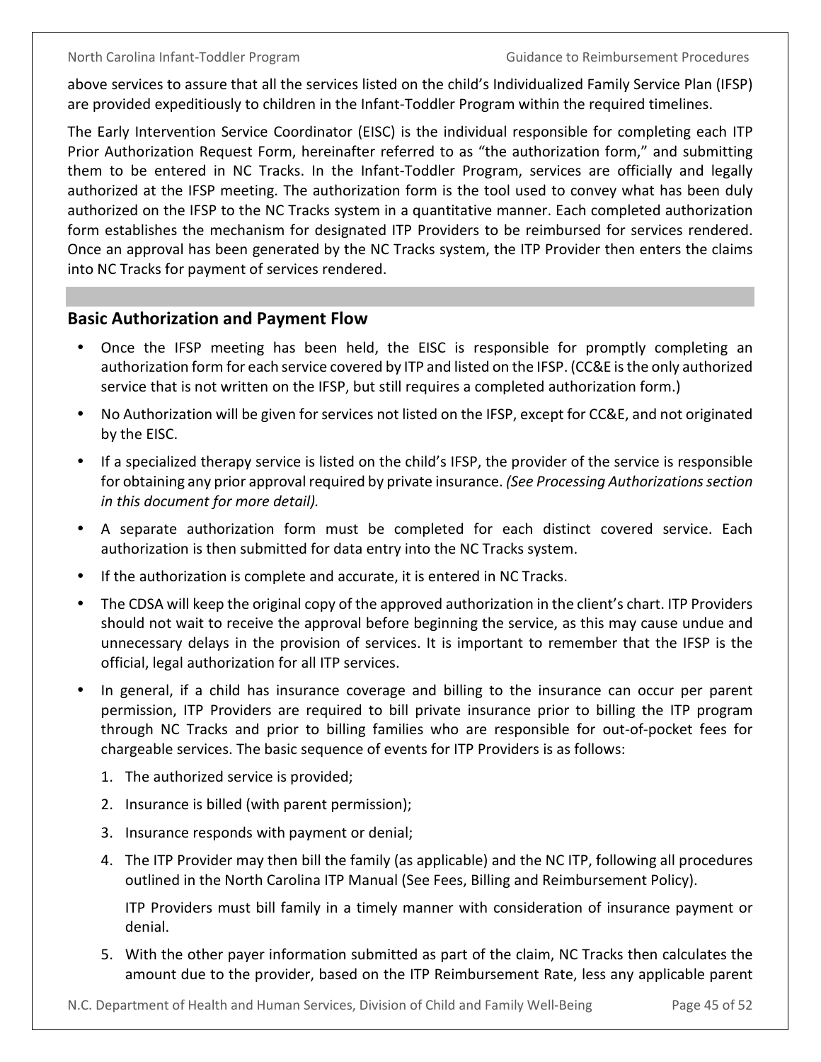above services to assure that all the services listed on the child's Individualized Family Service Plan (IFSP) are provided expeditiously to children in the Infant-Toddler Program within the required timelines.

The Early Intervention Service Coordinator (EISC) is the individual responsible for completing each ITP Prior Authorization Request Form, hereinafter referred to as "the authorization form," and submitting them to be entered in NC Tracks. In the Infant-Toddler Program, services are officially and legally authorized at the IFSP meeting. The authorization form is the tool used to convey what has been duly authorized on the IFSP to the NC Tracks system in a quantitative manner. Each completed authorization form establishes the mechanism for designated ITP Providers to be reimbursed for services rendered. Once an approval has been generated by the NC Tracks system, the ITP Provider then enters the claims into NC Tracks for payment of services rendered.

## Basic Authorization and Payment Flow

- Once the IFSP meeting has been held, the EISC is responsible for promptly completing an authorization form for each service covered by ITP and listed on the IFSP. (CC&E is the only authorized service that is not written on the IFSP, but still requires a completed authorization form.)
- No Authorization will be given for services not listed on the IFSP, except for CC&E, and not originated by the EISC.
- If a specialized therapy service is listed on the child's IFSP, the provider of the service is responsible for obtaining any prior approval required by private insurance. *(See Processing Authorizations section in this document for more detail).*
- A separate authorization form must be completed for each distinct covered service. Each authorization is then submitted for data entry into the NC Tracks system.
- If the authorization is complete and accurate, it is entered in NC Tracks.
- The CDSA will keep the original copy of the approved authorization in the client's chart. ITP Providers should not wait to receive the approval before beginning the service, as this may cause undue and unnecessary delays in the provision of services. It is important to remember that the IFSP is the official, legal authorization for all ITP services.
- In general, if a child has insurance coverage and billing to the insurance can occur per parent permission, ITP Providers are required to bill private insurance prior to billing the ITP program through NC Tracks and prior to billing families who are responsible for out-of-pocket fees for chargeable services. The basic sequence of events for ITP Providers is as follows:
  1. The authorized service is provided;
  2. Insurance is billed (with parent permission);
  3. Insurance responds with payment or denial;
  4. The ITP Provider may then bill the family (as applicable) and the NC ITP, following all procedures outlined in the North Carolina ITP Manual (See Fees, Billing and Reimbursement Policy).

     ITP Providers must bill family in a timely manner with consideration of insurance payment or denial.
  5. With the other payer information submitted as part of the claim, NC Tracks then calculates the amount due to the provider, based on the ITP Reimbursement Rate, less any applicable parent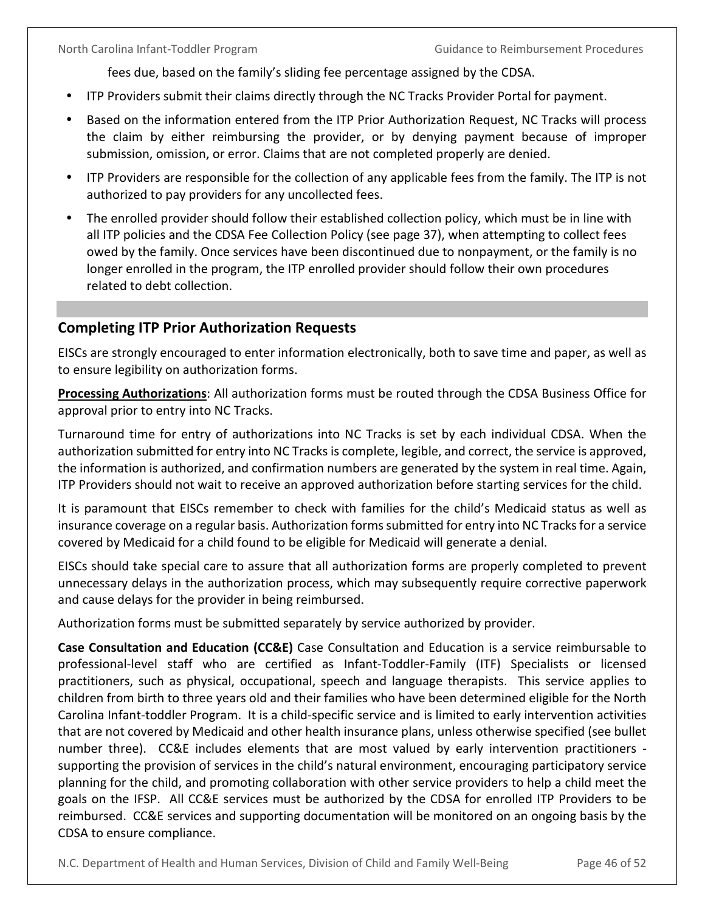fees due, based on the family's sliding fee percentage assigned by the CDSA.

- ITP Providers submit their claims directly through the NC Tracks Provider Portal for payment.
- Based on the information entered from the ITP Prior Authorization Request, NC Tracks will process the claim by either reimbursing the provider, or by denying payment because of improper submission, omission, or error. Claims that are not completed properly are denied.
- ITP Providers are responsible for the collection of any applicable fees from the family. The ITP is not authorized to pay providers for any uncollected fees.
- The enrolled provider should follow their established collection policy, which must be in line with all ITP policies and the CDSA Fee Collection Policy (see page 37), when attempting to collect fees owed by the family. Once services have been discontinued due to nonpayment, or the family is no longer enrolled in the program, the ITP enrolled provider should follow their own procedures related to debt collection.

## Completing ITP Prior Authorization Requests

EISCs are strongly encouraged to enter information electronically, both to save time and paper, as well as to ensure legibility on authorization forms.

**Processing Authorizations**: All authorization forms must be routed through the CDSA Business Office for approval prior to entry into NC Tracks.

Turnaround time for entry of authorizations into NC Tracks is set by each individual CDSA. When the authorization submitted for entry into NC Tracks is complete, legible, and correct, the service is approved, the information is authorized, and confirmation numbers are generated by the system in real time. Again, ITP Providers should not wait to receive an approved authorization before starting services for the child.

It is paramount that EISCs remember to check with families for the child's Medicaid status as well as insurance coverage on a regular basis. Authorization forms submitted for entry into NC Tracks for a service covered by Medicaid for a child found to be eligible for Medicaid will generate a denial.

EISCs should take special care to assure that all authorization forms are properly completed to prevent unnecessary delays in the authorization process, which may subsequently require corrective paperwork and cause delays for the provider in being reimbursed.

Authorization forms must be submitted separately by service authorized by provider.

**Case Consultation and Education (CC&E)** Case Consultation and Education is a service reimbursable to professional-level staff who are certified as Infant-Toddler-Family (ITF) Specialists or licensed practitioners, such as physical, occupational, speech and language therapists. This service applies to children from birth to three years old and their families who have been determined eligible for the North Carolina Infant-toddler Program. It is a child-specific service and is limited to early intervention activities that are not covered by Medicaid and other health insurance plans, unless otherwise specified (see bullet number three). CC&E includes elements that are most valued by early intervention practitioners - supporting the provision of services in the child's natural environment, encouraging participatory service planning for the child, and promoting collaboration with other service providers to help a child meet the goals on the IFSP. All CC&E services must be authorized by the CDSA for enrolled ITP Providers to be reimbursed. CC&E services and supporting documentation will be monitored on an ongoing basis by the CDSA to ensure compliance.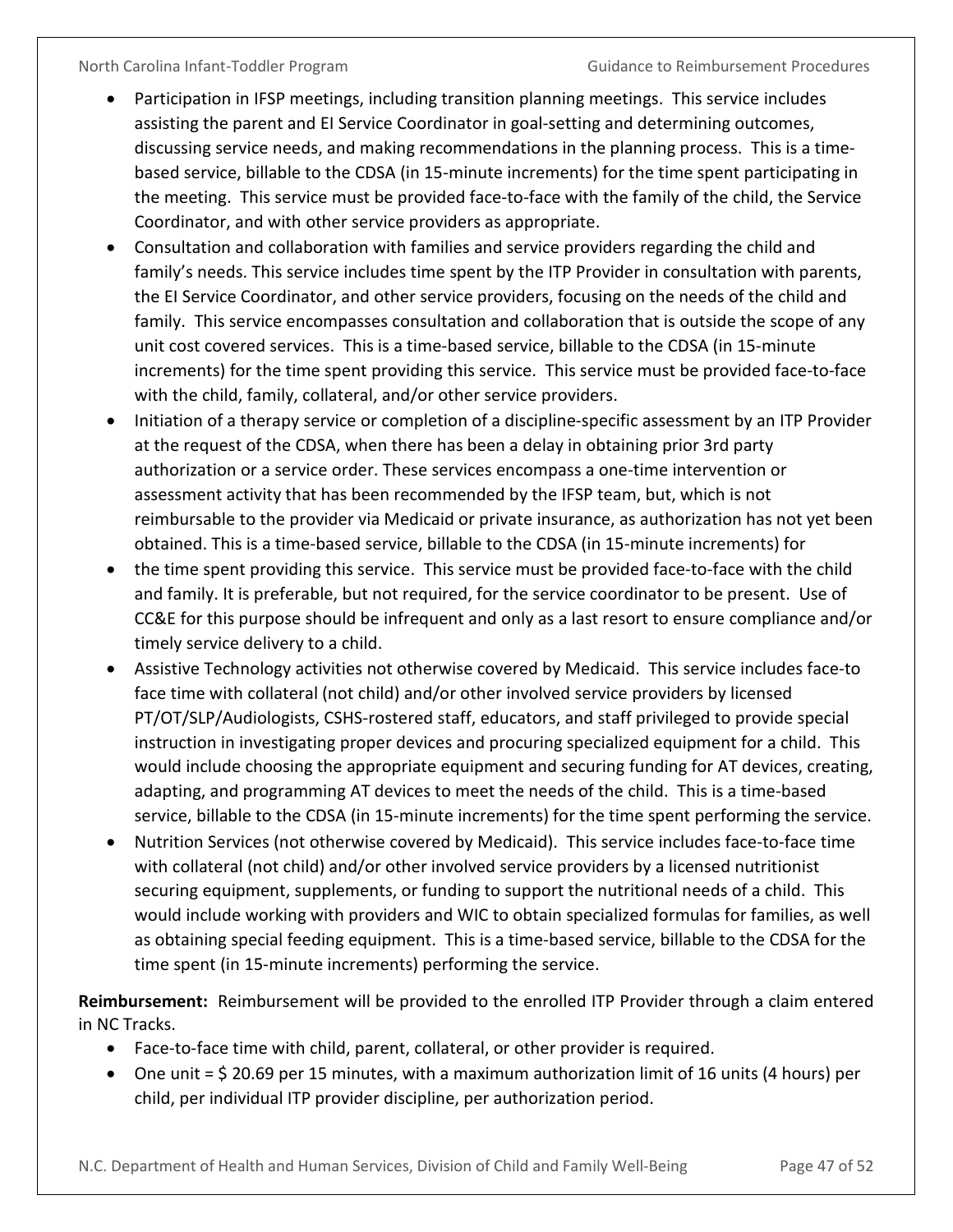- Participation in IFSP meetings, including transition planning meetings. This service includes assisting the parent and EI Service Coordinator in goal-setting and determining outcomes, discussing service needs, and making recommendations in the planning process. This is a time-based service, billable to the CDSA (in 15-minute increments) for the time spent participating in the meeting. This service must be provided face-to-face with the family of the child, the Service Coordinator, and with other service providers as appropriate.
- Consultation and collaboration with families and service providers regarding the child and family's needs. This service includes time spent by the ITP Provider in consultation with parents, the EI Service Coordinator, and other service providers, focusing on the needs of the child and family. This service encompasses consultation and collaboration that is outside the scope of any unit cost covered services. This is a time-based service, billable to the CDSA (in 15-minute increments) for the time spent providing this service. This service must be provided face-to-face with the child, family, collateral, and/or other service providers.
- Initiation of a therapy service or completion of a discipline-specific assessment by an ITP Provider at the request of the CDSA, when there has been a delay in obtaining prior 3rd party authorization or a service order. These services encompass a one-time intervention or assessment activity that has been recommended by the IFSP team, but, which is not reimbursable to the provider via Medicaid or private insurance, as authorization has not yet been obtained. This is a time-based service, billable to the CDSA (in 15-minute increments) for
- the time spent providing this service. This service must be provided face-to-face with the child and family. It is preferable, but not required, for the service coordinator to be present. Use of CC&E for this purpose should be infrequent and only as a last resort to ensure compliance and/or timely service delivery to a child.
- Assistive Technology activities not otherwise covered by Medicaid. This service includes face-to face time with collateral (not child) and/or other involved service providers by licensed PT/OT/SLP/Audiologists, CSHS-rostered staff, educators, and staff privileged to provide special instruction in investigating proper devices and procuring specialized equipment for a child. This would include choosing the appropriate equipment and securing funding for AT devices, creating, adapting, and programming AT devices to meet the needs of the child. This is a time-based service, billable to the CDSA (in 15-minute increments) for the time spent performing the service.
- Nutrition Services (not otherwise covered by Medicaid). This service includes face-to-face time with collateral (not child) and/or other involved service providers by a licensed nutritionist securing equipment, supplements, or funding to support the nutritional needs of a child. This would include working with providers and WIC to obtain specialized formulas for families, as well as obtaining special feeding equipment. This is a time-based service, billable to the CDSA for the time spent (in 15-minute increments) performing the service.

**Reimbursement:** Reimbursement will be provided to the enrolled ITP Provider through a claim entered in NC Tracks.

- Face-to-face time with child, parent, collateral, or other provider is required.
- One unit = $ 20.69 per 15 minutes, with a maximum authorization limit of 16 units (4 hours) per child, per individual ITP provider discipline, per authorization period.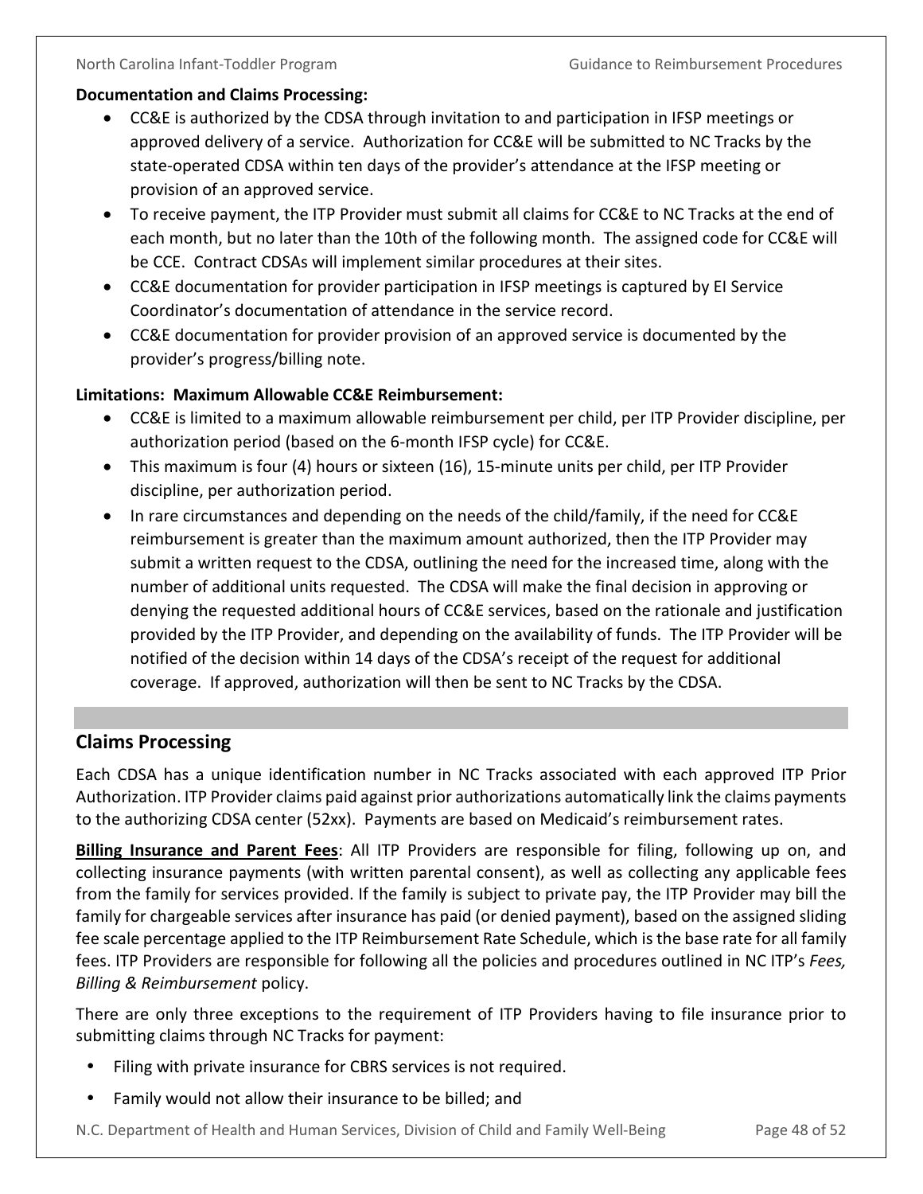**Documentation and Claims Processing:**

- CC&E is authorized by the CDSA through invitation to and participation in IFSP meetings or approved delivery of a service. Authorization for CC&E will be submitted to NC Tracks by the state-operated CDSA within ten days of the provider's attendance at the IFSP meeting or provision of an approved service.
- To receive payment, the ITP Provider must submit all claims for CC&E to NC Tracks at the end of each month, but no later than the 10th of the following month. The assigned code for CC&E will be CCE. Contract CDSAs will implement similar procedures at their sites.
- CC&E documentation for provider participation in IFSP meetings is captured by EI Service Coordinator's documentation of attendance in the service record.
- CC&E documentation for provider provision of an approved service is documented by the provider's progress/billing note.

**Limitations: Maximum Allowable CC&E Reimbursement:**

- CC&E is limited to a maximum allowable reimbursement per child, per ITP Provider discipline, per authorization period (based on the 6-month IFSP cycle) for CC&E.
- This maximum is four (4) hours or sixteen (16), 15-minute units per child, per ITP Provider discipline, per authorization period.
- In rare circumstances and depending on the needs of the child/family, if the need for CC&E reimbursement is greater than the maximum amount authorized, then the ITP Provider may submit a written request to the CDSA, outlining the need for the increased time, along with the number of additional units requested. The CDSA will make the final decision in approving or denying the requested additional hours of CC&E services, based on the rationale and justification provided by the ITP Provider, and depending on the availability of funds. The ITP Provider will be notified of the decision within 14 days of the CDSA's receipt of the request for additional coverage. If approved, authorization will then be sent to NC Tracks by the CDSA.

## Claims Processing

Each CDSA has a unique identification number in NC Tracks associated with each approved ITP Prior Authorization. ITP Provider claims paid against prior authorizations automatically link the claims payments to the authorizing CDSA center (52xx). Payments are based on Medicaid's reimbursement rates.

**Billing Insurance and Parent Fees**: All ITP Providers are responsible for filing, following up on, and collecting insurance payments (with written parental consent), as well as collecting any applicable fees from the family for services provided. If the family is subject to private pay, the ITP Provider may bill the family for chargeable services after insurance has paid (or denied payment), based on the assigned sliding fee scale percentage applied to the ITP Reimbursement Rate Schedule, which is the base rate for all family fees. ITP Providers are responsible for following all the policies and procedures outlined in NC ITP's *Fees, Billing & Reimbursement* policy.

There are only three exceptions to the requirement of ITP Providers having to file insurance prior to submitting claims through NC Tracks for payment:

- Filing with private insurance for CBRS services is not required.
- Family would not allow their insurance to be billed; and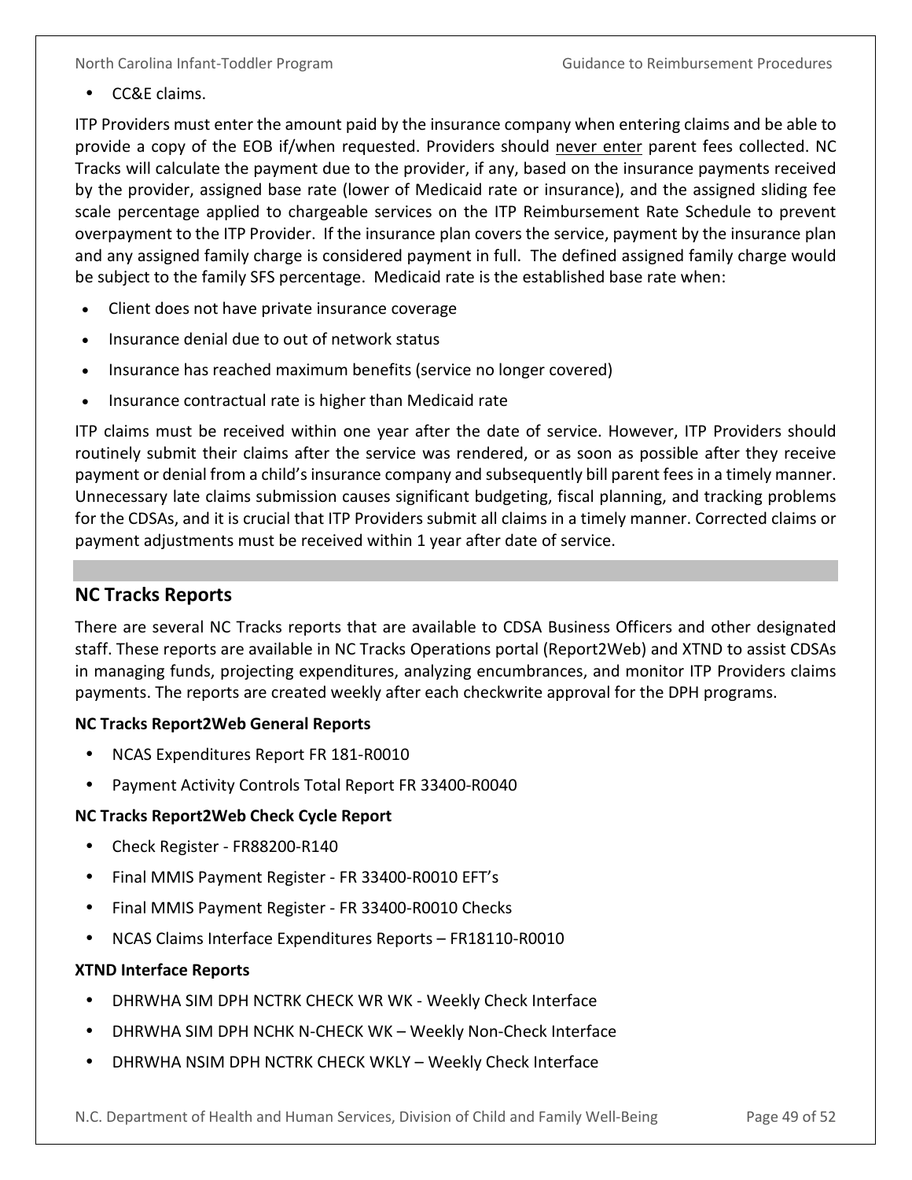- CC&E claims.

ITP Providers must enter the amount paid by the insurance company when entering claims and be able to provide a copy of the EOB if/when requested. Providers should <u>never enter</u> parent fees collected. NC Tracks will calculate the payment due to the provider, if any, based on the insurance payments received by the provider, assigned base rate (lower of Medicaid rate or insurance), and the assigned sliding fee scale percentage applied to chargeable services on the ITP Reimbursement Rate Schedule to prevent overpayment to the ITP Provider. If the insurance plan covers the service, payment by the insurance plan and any assigned family charge is considered payment in full. The defined assigned family charge would be subject to the family SFS percentage. Medicaid rate is the established base rate when:

- Client does not have private insurance coverage
- Insurance denial due to out of network status
- Insurance has reached maximum benefits (service no longer covered)
- Insurance contractual rate is higher than Medicaid rate

ITP claims must be received within one year after the date of service. However, ITP Providers should routinely submit their claims after the service was rendered, or as soon as possible after they receive payment or denial from a child's insurance company and subsequently bill parent fees in a timely manner. Unnecessary late claims submission causes significant budgeting, fiscal planning, and tracking problems for the CDSAs, and it is crucial that ITP Providers submit all claims in a timely manner. Corrected claims or payment adjustments must be received within 1 year after date of service.

## NC Tracks Reports

There are several NC Tracks reports that are available to CDSA Business Officers and other designated staff. These reports are available in NC Tracks Operations portal (Report2Web) and XTND to assist CDSAs in managing funds, projecting expenditures, analyzing encumbrances, and monitor ITP Providers claims payments. The reports are created weekly after each checkwrite approval for the DPH programs.

**NC Tracks Report2Web General Reports**

- NCAS Expenditures Report FR 181-R0010
- Payment Activity Controls Total Report FR 33400-R0040

**NC Tracks Report2Web Check Cycle Report**

- Check Register - FR88200-R140
- Final MMIS Payment Register - FR 33400-R0010 EFT's
- Final MMIS Payment Register - FR 33400-R0010 Checks
- NCAS Claims Interface Expenditures Reports – FR18110-R0010

**XTND Interface Reports**

- DHRWHA SIM DPH NCTRK CHECK WR WK - Weekly Check Interface
- DHRWHA SIM DPH NCHK N-CHECK WK – Weekly Non-Check Interface
- DHRWHA NSIM DPH NCTRK CHECK WKLY – Weekly Check Interface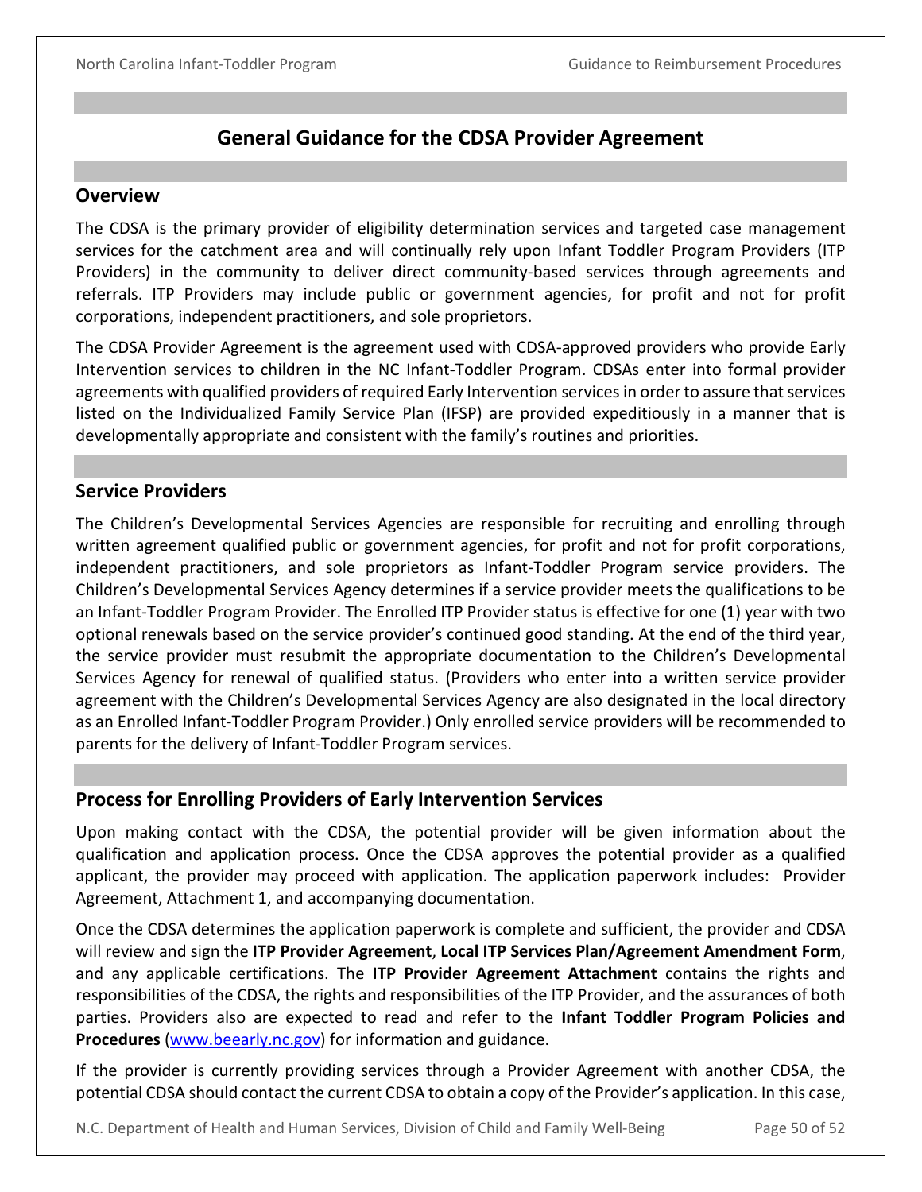## General Guidance for the CDSA Provider Agreement

### Overview

The CDSA is the primary provider of eligibility determination services and targeted case management services for the catchment area and will continually rely upon Infant Toddler Program Providers (ITP Providers) in the community to deliver direct community-based services through agreements and referrals. ITP Providers may include public or government agencies, for profit and not for profit corporations, independent practitioners, and sole proprietors.

The CDSA Provider Agreement is the agreement used with CDSA-approved providers who provide Early Intervention services to children in the NC Infant-Toddler Program. CDSAs enter into formal provider agreements with qualified providers of required Early Intervention services in order to assure that services listed on the Individualized Family Service Plan (IFSP) are provided expeditiously in a manner that is developmentally appropriate and consistent with the family's routines and priorities.

### Service Providers

The Children's Developmental Services Agencies are responsible for recruiting and enrolling through written agreement qualified public or government agencies, for profit and not for profit corporations, independent practitioners, and sole proprietors as Infant-Toddler Program service providers. The Children's Developmental Services Agency determines if a service provider meets the qualifications to be an Infant-Toddler Program Provider. The Enrolled ITP Provider status is effective for one (1) year with two optional renewals based on the service provider's continued good standing. At the end of the third year, the service provider must resubmit the appropriate documentation to the Children's Developmental Services Agency for renewal of qualified status. (Providers who enter into a written service provider agreement with the Children's Developmental Services Agency are also designated in the local directory as an Enrolled Infant-Toddler Program Provider.) Only enrolled service providers will be recommended to parents for the delivery of Infant-Toddler Program services.

### Process for Enrolling Providers of Early Intervention Services

Upon making contact with the CDSA, the potential provider will be given information about the qualification and application process. Once the CDSA approves the potential provider as a qualified applicant, the provider may proceed with application. The application paperwork includes: Provider Agreement, Attachment 1, and accompanying documentation.

Once the CDSA determines the application paperwork is complete and sufficient, the provider and CDSA will review and sign the **ITP Provider Agreement**, **Local ITP Services Plan/Agreement Amendment Form**, and any applicable certifications. The **ITP Provider Agreement Attachment** contains the rights and responsibilities of the CDSA, the rights and responsibilities of the ITP Provider, and the assurances of both parties. Providers also are expected to read and refer to the **Infant Toddler Program Policies and Procedures** (www.beearly.nc.gov) for information and guidance.

If the provider is currently providing services through a Provider Agreement with another CDSA, the potential CDSA should contact the current CDSA to obtain a copy of the Provider's application. In this case,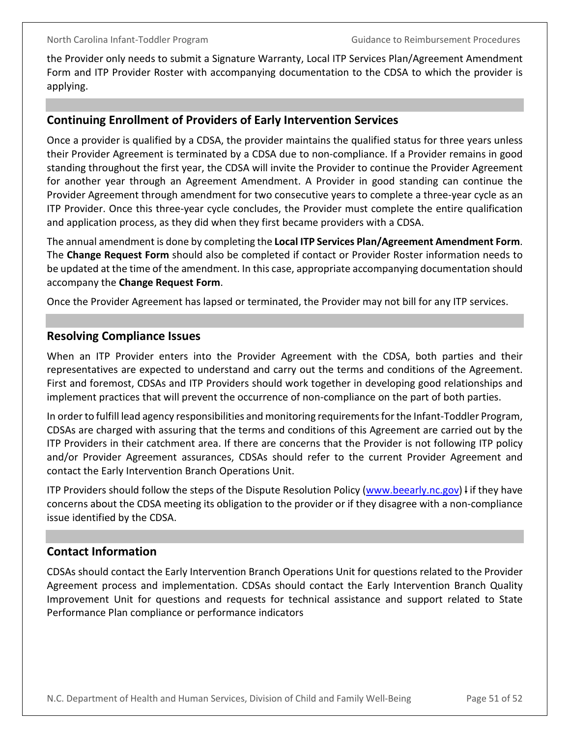the Provider only needs to submit a Signature Warranty, Local ITP Services Plan/Agreement Amendment Form and ITP Provider Roster with accompanying documentation to the CDSA to which the provider is applying.

## Continuing Enrollment of Providers of Early Intervention Services

Once a provider is qualified by a CDSA, the provider maintains the qualified status for three years unless their Provider Agreement is terminated by a CDSA due to non-compliance. If a Provider remains in good standing throughout the first year, the CDSA will invite the Provider to continue the Provider Agreement for another year through an Agreement Amendment. A Provider in good standing can continue the Provider Agreement through amendment for two consecutive years to complete a three-year cycle as an ITP Provider. Once this three-year cycle concludes, the Provider must complete the entire qualification and application process, as they did when they first became providers with a CDSA.

The annual amendment is done by completing the **Local ITP Services Plan/Agreement Amendment Form**. The **Change Request Form** should also be completed if contact or Provider Roster information needs to be updated at the time of the amendment. In this case, appropriate accompanying documentation should accompany the **Change Request Form**.

Once the Provider Agreement has lapsed or terminated, the Provider may not bill for any ITP services.

## Resolving Compliance Issues

When an ITP Provider enters into the Provider Agreement with the CDSA, both parties and their representatives are expected to understand and carry out the terms and conditions of the Agreement. First and foremost, CDSAs and ITP Providers should work together in developing good relationships and implement practices that will prevent the occurrence of non-compliance on the part of both parties.

In order to fulfill lead agency responsibilities and monitoring requirements for the Infant-Toddler Program, CDSAs are charged with assuring that the terms and conditions of this Agreement are carried out by the ITP Providers in their catchment area. If there are concerns that the Provider is not following ITP policy and/or Provider Agreement assurances, CDSAs should refer to the current Provider Agreement and contact the Early Intervention Branch Operations Unit.

ITP Providers should follow the steps of the Dispute Resolution Policy ([www.beearly.nc.gov](www.beearly.nc.gov)) if they have concerns about the CDSA meeting its obligation to the provider or if they disagree with a non-compliance issue identified by the CDSA.

## Contact Information

CDSAs should contact the Early Intervention Branch Operations Unit for questions related to the Provider Agreement process and implementation. CDSAs should contact the Early Intervention Branch Quality Improvement Unit for questions and requests for technical assistance and support related to State Performance Plan compliance or performance indicators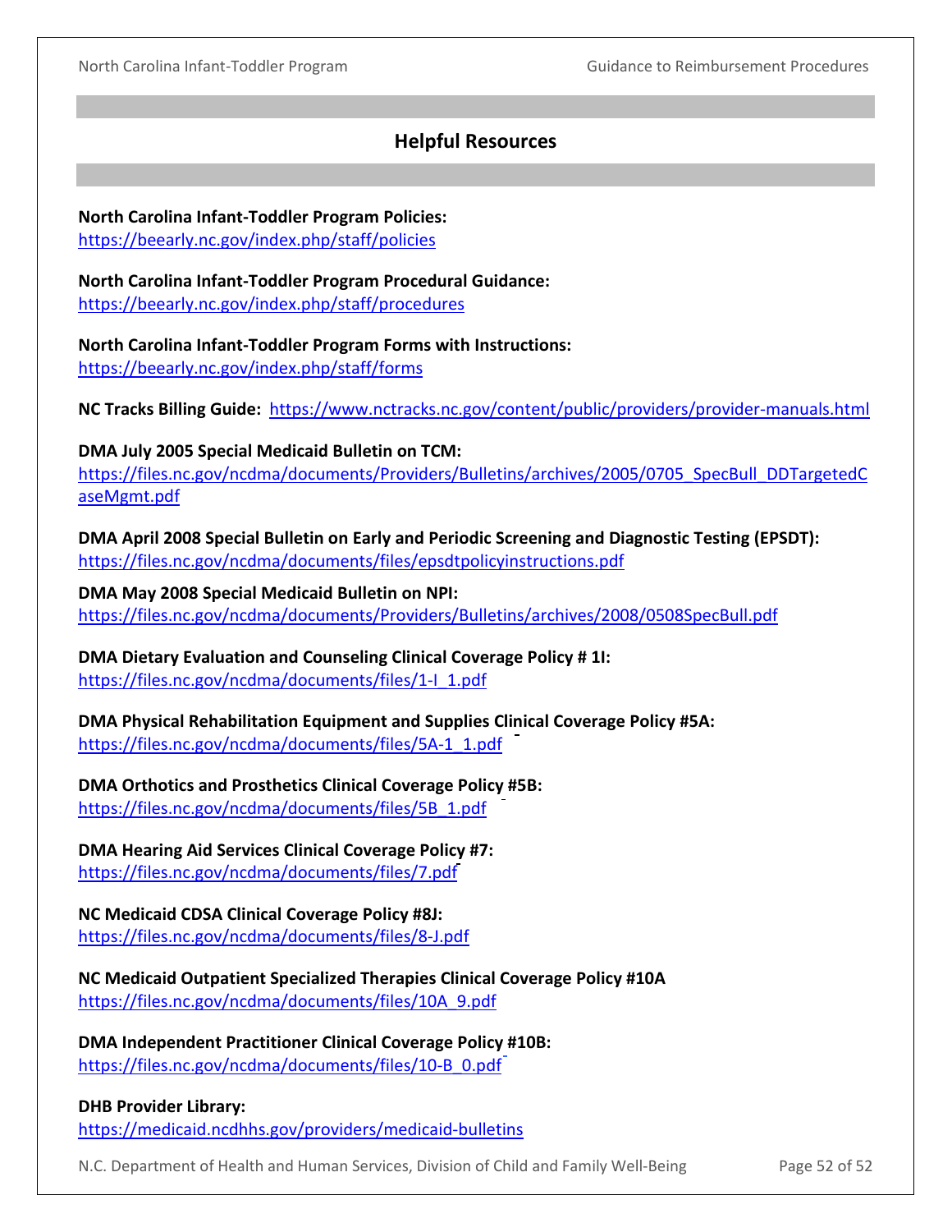## Helpful Resources

**North Carolina Infant-Toddler Program Policies:**
https://beearly.nc.gov/index.php/staff/policies

**North Carolina Infant-Toddler Program Procedural Guidance:**
https://beearly.nc.gov/index.php/staff/procedures

**North Carolina Infant-Toddler Program Forms with Instructions:**
https://beearly.nc.gov/index.php/staff/forms

**NC Tracks Billing Guide:** https://www.nctracks.nc.gov/content/public/providers/provider-manuals.html

**DMA July 2005 Special Medicaid Bulletin on TCM:**
https://files.nc.gov/ncdma/documents/Providers/Bulletins/archives/2005/0705_SpecBull_DDTargetedCaseMgmt.pdf

**DMA April 2008 Special Bulletin on Early and Periodic Screening and Diagnostic Testing (EPSDT):**
https://files.nc.gov/ncdma/documents/files/epsdtpolicyinstructions.pdf

**DMA May 2008 Special Medicaid Bulletin on NPI:**
https://files.nc.gov/ncdma/documents/Providers/Bulletins/archives/2008/0508SpecBull.pdf

**DMA Dietary Evaluation and Counseling Clinical Coverage Policy # 1I:**
https://files.nc.gov/ncdma/documents/files/1-I_1.pdf

**DMA Physical Rehabilitation Equipment and Supplies Clinical Coverage Policy #5A:**
https://files.nc.gov/ncdma/documents/files/5A-1_1.pdf

**DMA Orthotics and Prosthetics Clinical Coverage Policy #5B:**
https://files.nc.gov/ncdma/documents/files/5B_1.pdf

**DMA Hearing Aid Services Clinical Coverage Policy #7:**
https://files.nc.gov/ncdma/documents/files/7.pdf

**NC Medicaid CDSA Clinical Coverage Policy #8J:**
https://files.nc.gov/ncdma/documents/files/8-J.pdf

**NC Medicaid Outpatient Specialized Therapies Clinical Coverage Policy #10A**
https://files.nc.gov/ncdma/documents/files/10A_9.pdf

**DMA Independent Practitioner Clinical Coverage Policy #10B:**
https://files.nc.gov/ncdma/documents/files/10-B_0.pdf

**DHB Provider Library:**
https://medicaid.ncdhhs.gov/providers/medicaid-bulletins